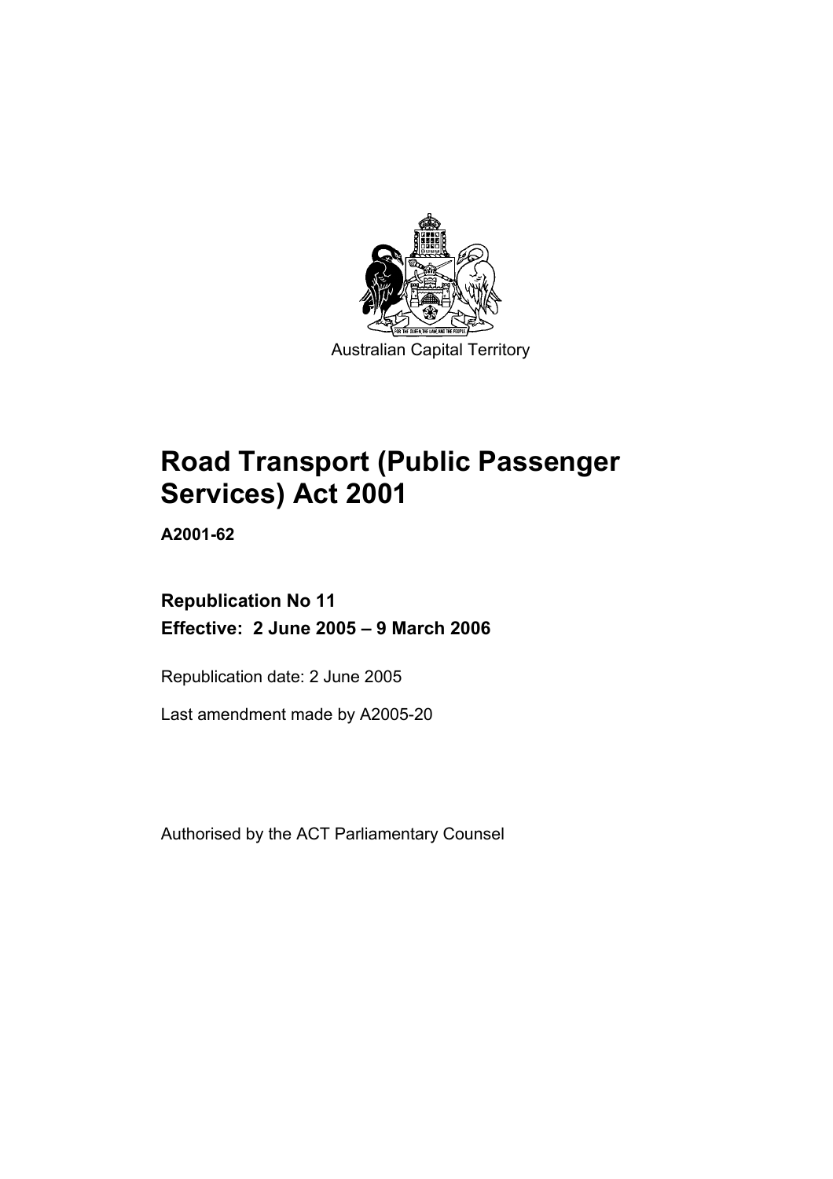Australian Capital Territory

# Road Transport (Public Passenger Services) Act 2001

**A2001-62**

**Republication No 11**
**Effective: 2 June 2005 – 9 March 2006**

Republication date: 2 June 2005

Last amendment made by A2005-20

Authorised by the ACT Parliamentary Counsel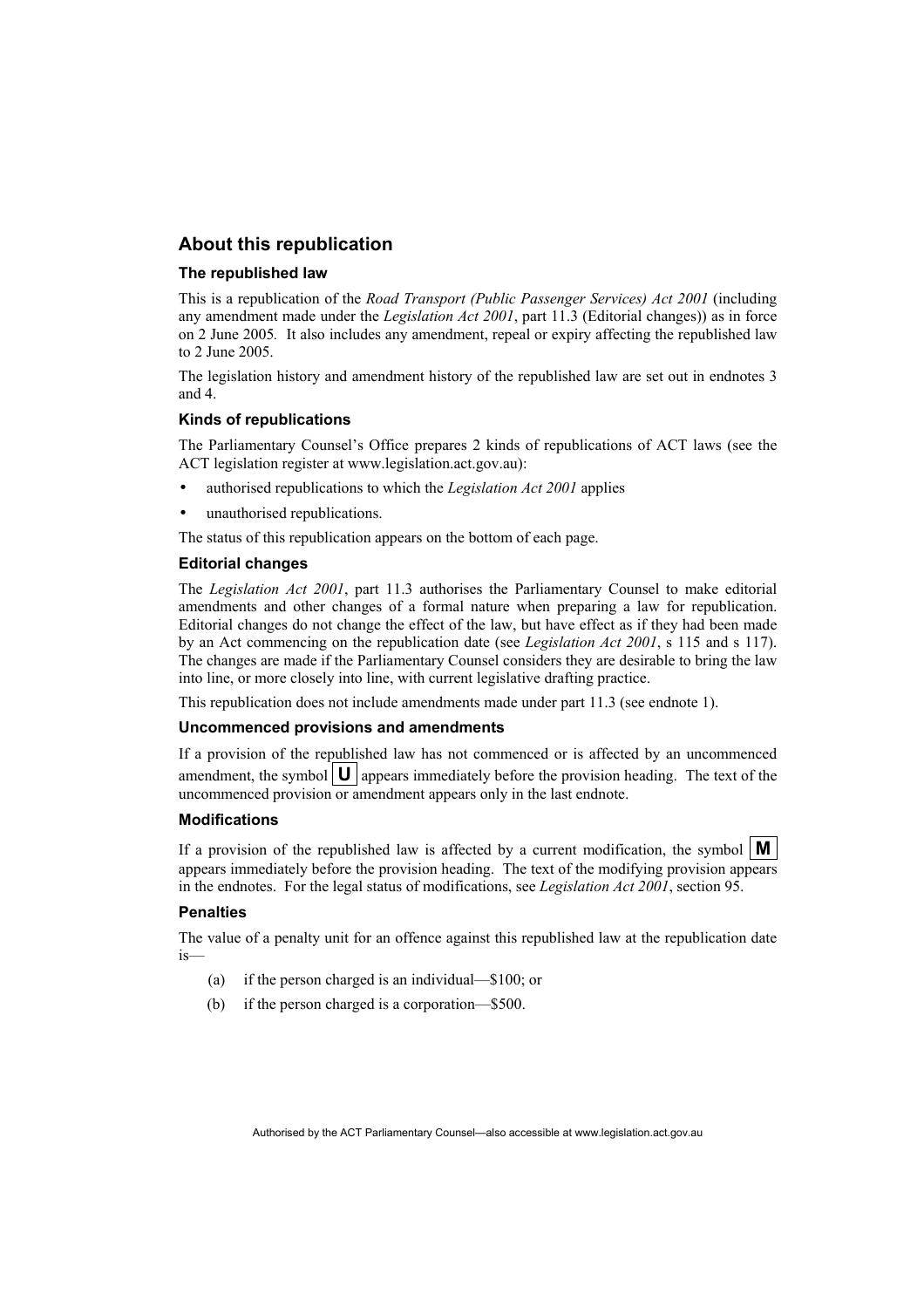## About this republication

### The republished law

This is a republication of the *Road Transport (Public Passenger Services) Act 2001* (including any amendment made under the *Legislation Act 2001*, part 11.3 (Editorial changes)) as in force on 2 June 2005*.* It also includes any amendment, repeal or expiry affecting the republished law to 2 June 2005.

The legislation history and amendment history of the republished law are set out in endnotes 3 and 4.

### Kinds of republications

The Parliamentary Counsel's Office prepares 2 kinds of republications of ACT laws (see the ACT legislation register at www.legislation.act.gov.au):

- authorised republications to which the *Legislation Act 2001* applies
- unauthorised republications.

The status of this republication appears on the bottom of each page.

### Editorial changes

The *Legislation Act 2001*, part 11.3 authorises the Parliamentary Counsel to make editorial amendments and other changes of a formal nature when preparing a law for republication. Editorial changes do not change the effect of the law, but have effect as if they had been made by an Act commencing on the republication date (see *Legislation Act 2001*, s 115 and s 117). The changes are made if the Parliamentary Counsel considers they are desirable to bring the law into line, or more closely into line, with current legislative drafting practice.

This republication does not include amendments made under part 11.3 (see endnote 1).

### Uncommenced provisions and amendments

If a provision of the republished law has not commenced or is affected by an uncommenced amendment, the symbol **U** appears immediately before the provision heading. The text of the uncommenced provision or amendment appears only in the last endnote.

### Modifications

If a provision of the republished law is affected by a current modification, the symbol **M** appears immediately before the provision heading. The text of the modifying provision appears in the endnotes. For the legal status of modifications, see *Legislation Act 2001*, section 95.

### Penalties

The value of a penalty unit for an offence against this republished law at the republication date is—

(a) if the person charged is an individual—$100; or

(b) if the person charged is a corporation—$500.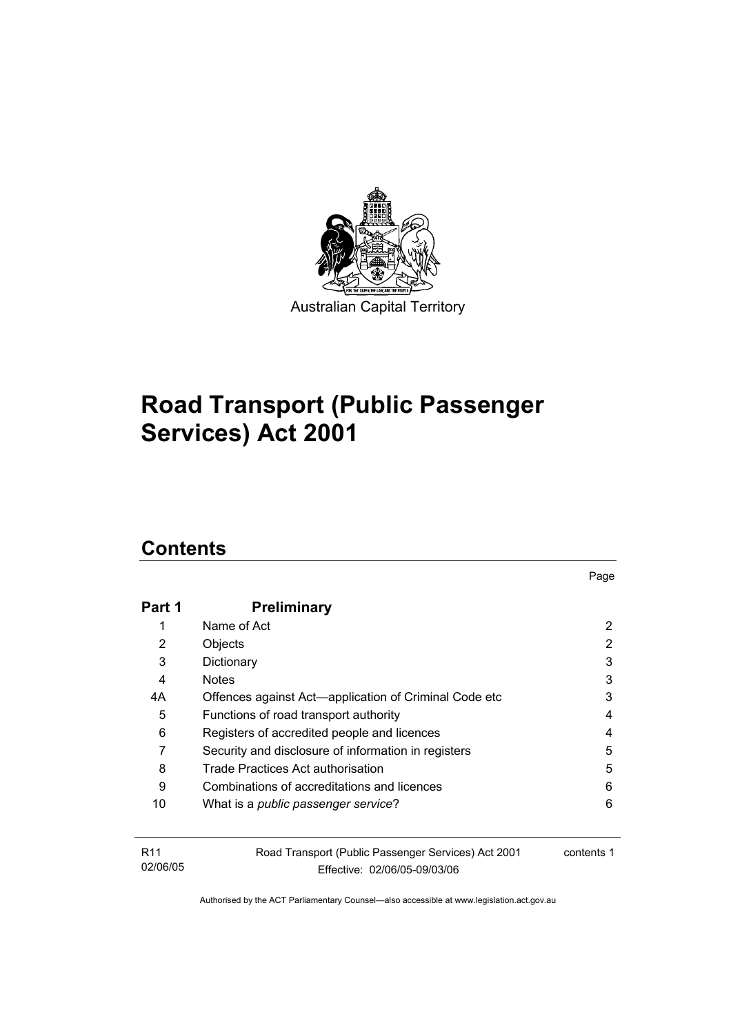Australian Capital Territory

# Road Transport (Public Passenger Services) Act 2001

## Contents

| | | Page |
|---|---|---|
| **Part 1** | **Preliminary** | |
| 1 | Name of Act | 2 |
| 2 | Objects | 2 |
| 3 | Dictionary | 3 |
| 4 | Notes | 3 |
| 4A | Offences against Act—application of Criminal Code etc | 3 |
| 5 | Functions of road transport authority | 4 |
| 6 | Registers of accredited people and licences | 4 |
| 7 | Security and disclosure of information in registers | 5 |
| 8 | Trade Practices Act authorisation | 5 |
| 9 | Combinations of accreditations and licences | 6 |
| 10 | What is a *public passenger service*? | 6 |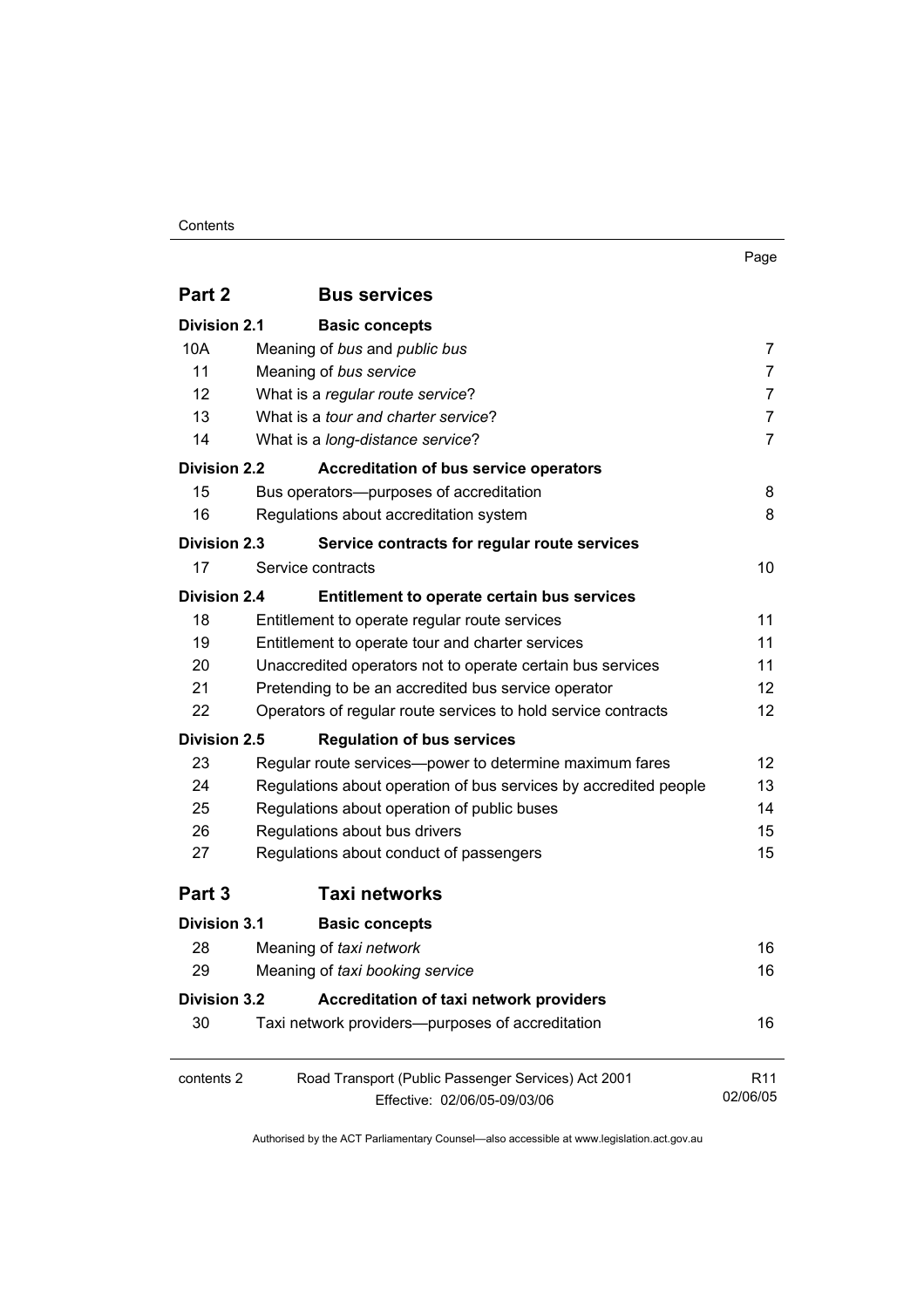| | | Page |
|---|---|---|
| **Part 2** | **Bus services** | |
| **Division 2.1** | **Basic concepts** | |
| 10A | Meaning of *bus* and *public bus* | 7 |
| 11 | Meaning of *bus service* | 7 |
| 12 | What is a *regular route service*? | 7 |
| 13 | What is a *tour and charter service*? | 7 |
| 14 | What is a *long-distance service*? | 7 |
| **Division 2.2** | **Accreditation of bus service operators** | |
| 15 | Bus operators—purposes of accreditation | 8 |
| 16 | Regulations about accreditation system | 8 |
| **Division 2.3** | **Service contracts for regular route services** | |
| 17 | Service contracts | 10 |
| **Division 2.4** | **Entitlement to operate certain bus services** | |
| 18 | Entitlement to operate regular route services | 11 |
| 19 | Entitlement to operate tour and charter services | 11 |
| 20 | Unaccredited operators not to operate certain bus services | 11 |
| 21 | Pretending to be an accredited bus service operator | 12 |
| 22 | Operators of regular route services to hold service contracts | 12 |
| **Division 2.5** | **Regulation of bus services** | |
| 23 | Regular route services—power to determine maximum fares | 12 |
| 24 | Regulations about operation of bus services by accredited people | 13 |
| 25 | Regulations about operation of public buses | 14 |
| 26 | Regulations about bus drivers | 15 |
| 27 | Regulations about conduct of passengers | 15 |
| **Part 3** | **Taxi networks** | |
| **Division 3.1** | **Basic concepts** | |
| 28 | Meaning of *taxi network* | 16 |
| 29 | Meaning of *taxi booking service* | 16 |
| **Division 3.2** | **Accreditation of taxi network providers** | |
| 30 | Taxi network providers—purposes of accreditation | 16 |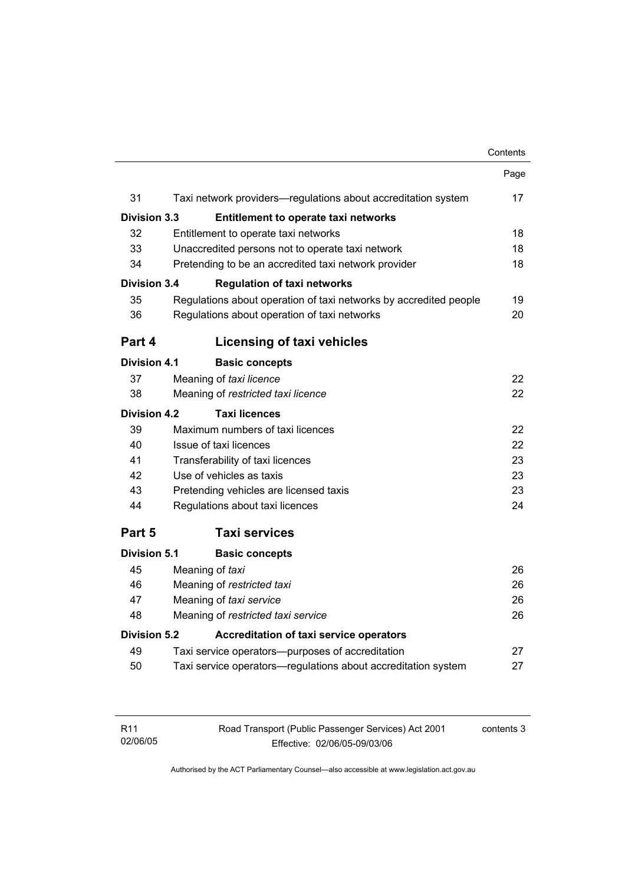| | | Page |
|---|---|---|
| 31 | Taxi network providers—regulations about accreditation system | 17 |
| **Division 3.3** | **Entitlement to operate taxi networks** | |
| 32 | Entitlement to operate taxi networks | 18 |
| 33 | Unaccredited persons not to operate taxi network | 18 |
| 34 | Pretending to be an accredited taxi network provider | 18 |
| **Division 3.4** | **Regulation of taxi networks** | |
| 35 | Regulations about operation of taxi networks by accredited people | 19 |
| 36 | Regulations about operation of taxi networks | 20 |
| **Part 4** | **Licensing of taxi vehicles** | |
| **Division 4.1** | **Basic concepts** | |
| 37 | Meaning of *taxi licence* | 22 |
| 38 | Meaning of *restricted taxi licence* | 22 |
| **Division 4.2** | **Taxi licences** | |
| 39 | Maximum numbers of taxi licences | 22 |
| 40 | Issue of taxi licences | 22 |
| 41 | Transferability of taxi licences | 23 |
| 42 | Use of vehicles as taxis | 23 |
| 43 | Pretending vehicles are licensed taxis | 23 |
| 44 | Regulations about taxi licences | 24 |
| **Part 5** | **Taxi services** | |
| **Division 5.1** | **Basic concepts** | |
| 45 | Meaning of *taxi* | 26 |
| 46 | Meaning of *restricted taxi* | 26 |
| 47 | Meaning of *taxi service* | 26 |
| 48 | Meaning of *restricted taxi service* | 26 |
| **Division 5.2** | **Accreditation of taxi service operators** | |
| 49 | Taxi service operators—purposes of accreditation | 27 |
| 50 | Taxi service operators—regulations about accreditation system | 27 |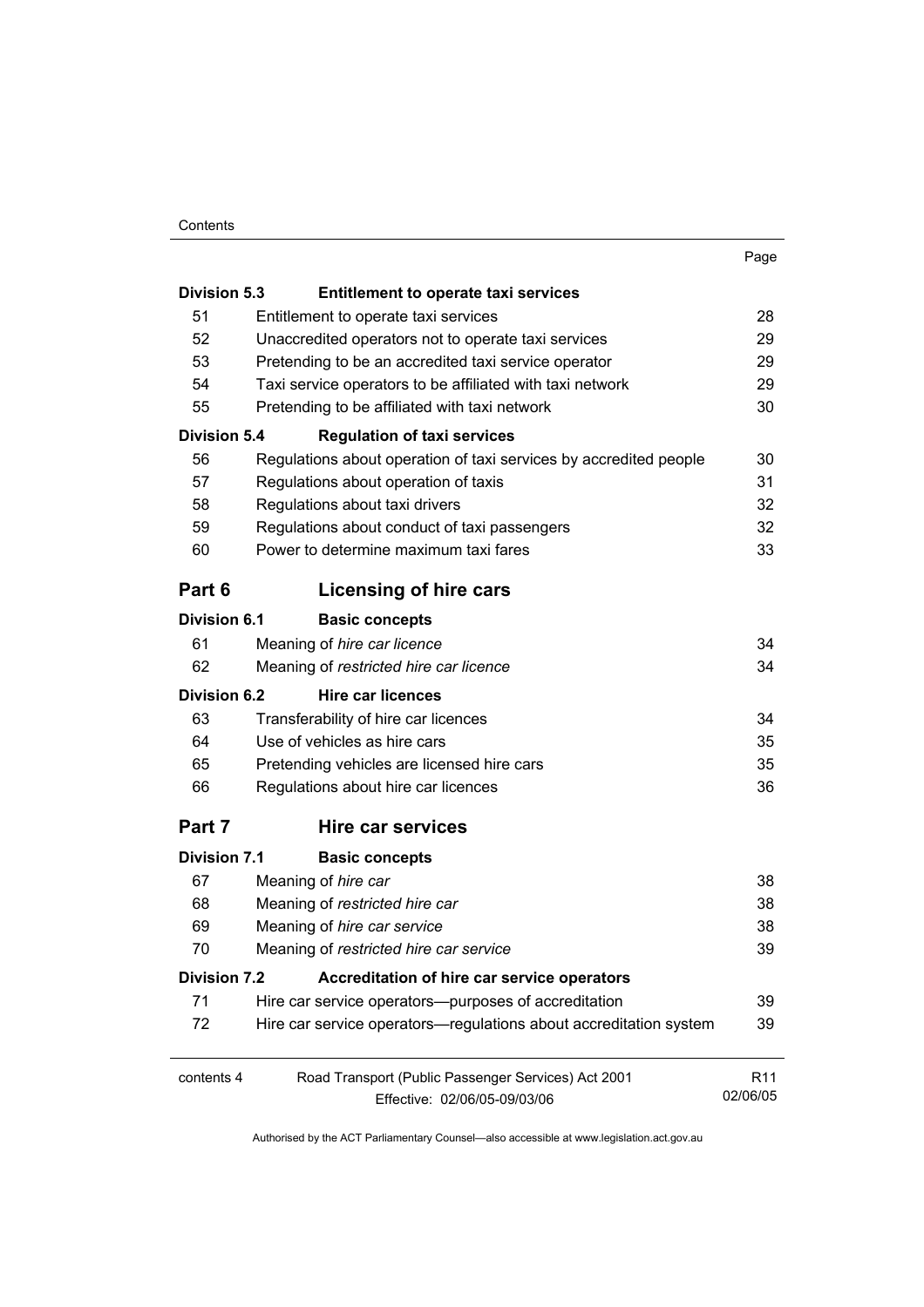| | | Page |
|---|---|---|
| **Division 5.3** | **Entitlement to operate taxi services** | |
| 51 | Entitlement to operate taxi services | 28 |
| 52 | Unaccredited operators not to operate taxi services | 29 |
| 53 | Pretending to be an accredited taxi service operator | 29 |
| 54 | Taxi service operators to be affiliated with taxi network | 29 |
| 55 | Pretending to be affiliated with taxi network | 30 |
| **Division 5.4** | **Regulation of taxi services** | |
| 56 | Regulations about operation of taxi services by accredited people | 30 |
| 57 | Regulations about operation of taxis | 31 |
| 58 | Regulations about taxi drivers | 32 |
| 59 | Regulations about conduct of taxi passengers | 32 |
| 60 | Power to determine maximum taxi fares | 33 |
| **Part 6** | **Licensing of hire cars** | |
| **Division 6.1** | **Basic concepts** | |
| 61 | Meaning of *hire car licence* | 34 |
| 62 | Meaning of *restricted hire car licence* | 34 |
| **Division 6.2** | **Hire car licences** | |
| 63 | Transferability of hire car licences | 34 |
| 64 | Use of vehicles as hire cars | 35 |
| 65 | Pretending vehicles are licensed hire cars | 35 |
| 66 | Regulations about hire car licences | 36 |
| **Part 7** | **Hire car services** | |
| **Division 7.1** | **Basic concepts** | |
| 67 | Meaning of *hire car* | 38 |
| 68 | Meaning of *restricted hire car* | 38 |
| 69 | Meaning of *hire car service* | 38 |
| 70 | Meaning of *restricted hire car service* | 39 |
| **Division 7.2** | **Accreditation of hire car service operators** | |
| 71 | Hire car service operators—purposes of accreditation | 39 |
| 72 | Hire car service operators—regulations about accreditation system | 39 |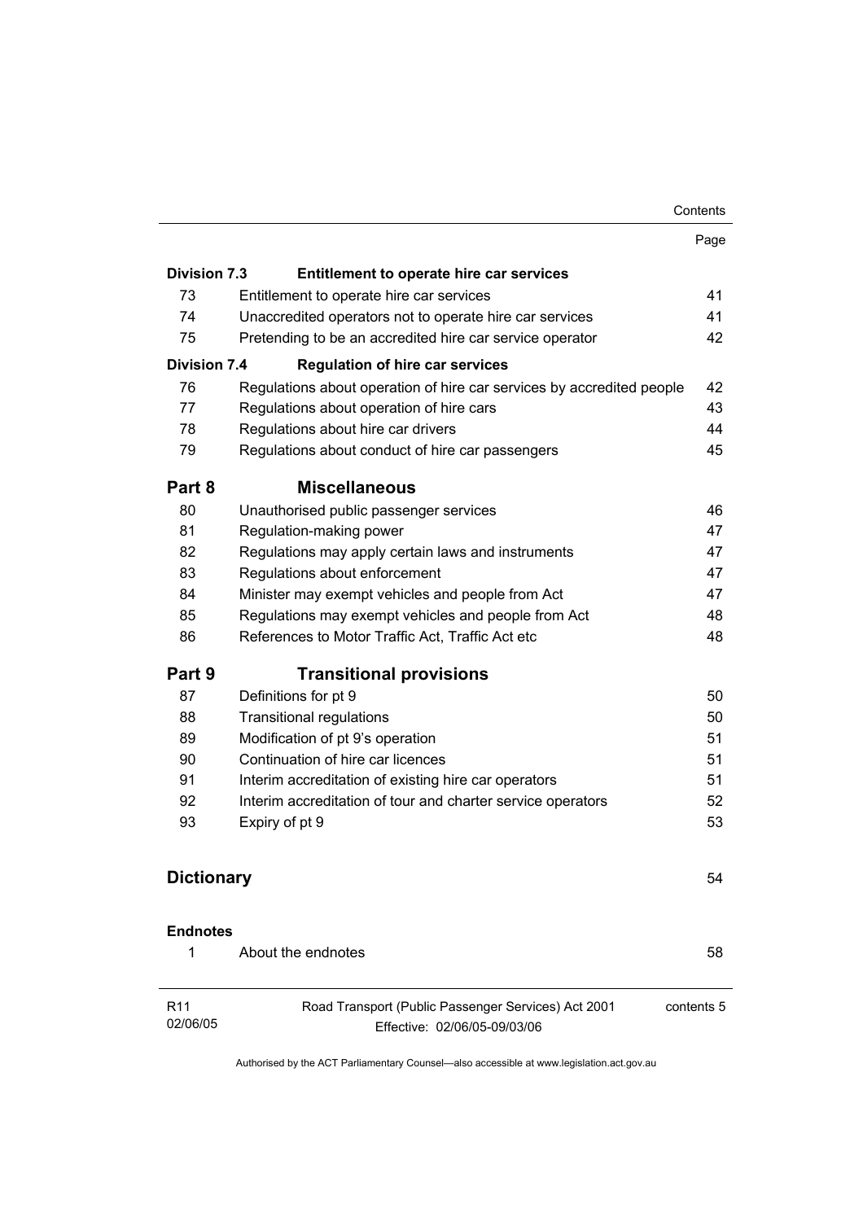| | | Page |
|---|---|---|
| **Division 7.3** | **Entitlement to operate hire car services** | |
| 73 | Entitlement to operate hire car services | 41 |
| 74 | Unaccredited operators not to operate hire car services | 41 |
| 75 | Pretending to be an accredited hire car service operator | 42 |
| **Division 7.4** | **Regulation of hire car services** | |
| 76 | Regulations about operation of hire car services by accredited people | 42 |
| 77 | Regulations about operation of hire cars | 43 |
| 78 | Regulations about hire car drivers | 44 |
| 79 | Regulations about conduct of hire car passengers | 45 |
| **Part 8** | **Miscellaneous** | |
| 80 | Unauthorised public passenger services | 46 |
| 81 | Regulation-making power | 47 |
| 82 | Regulations may apply certain laws and instruments | 47 |
| 83 | Regulations about enforcement | 47 |
| 84 | Minister may exempt vehicles and people from Act | 47 |
| 85 | Regulations may exempt vehicles and people from Act | 48 |
| 86 | References to Motor Traffic Act, Traffic Act etc | 48 |
| **Part 9** | **Transitional provisions** | |
| 87 | Definitions for pt 9 | 50 |
| 88 | Transitional regulations | 50 |
| 89 | Modification of pt 9's operation | 51 |
| 90 | Continuation of hire car licences | 51 |
| 91 | Interim accreditation of existing hire car operators | 51 |
| 92 | Interim accreditation of tour and charter service operators | 52 |
| 93 | Expiry of pt 9 | 53 |
| **Dictionary** | | 54 |
| **Endnotes** | | |
| 1 | About the endnotes | 58 |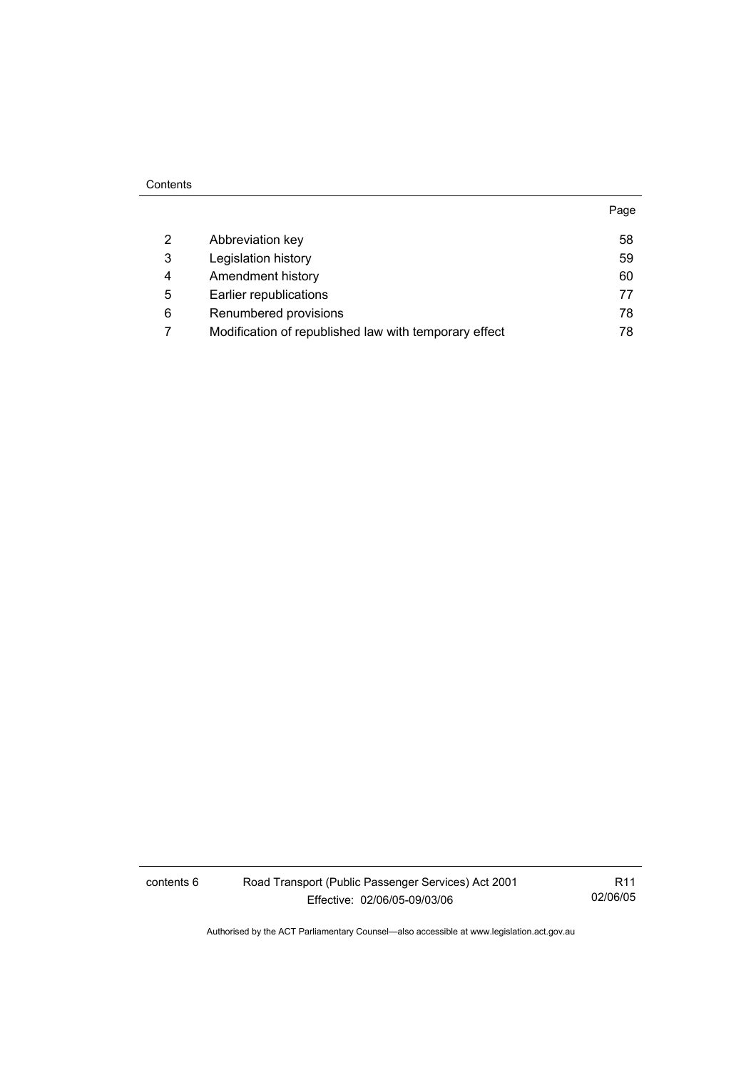| | | Page |
|---|---|---|
| 2 | Abbreviation key | 58 |
| 3 | Legislation history | 59 |
| 4 | Amendment history | 60 |
| 5 | Earlier republications | 77 |
| 6 | Renumbered provisions | 78 |
| 7 | Modification of republished law with temporary effect | 78 |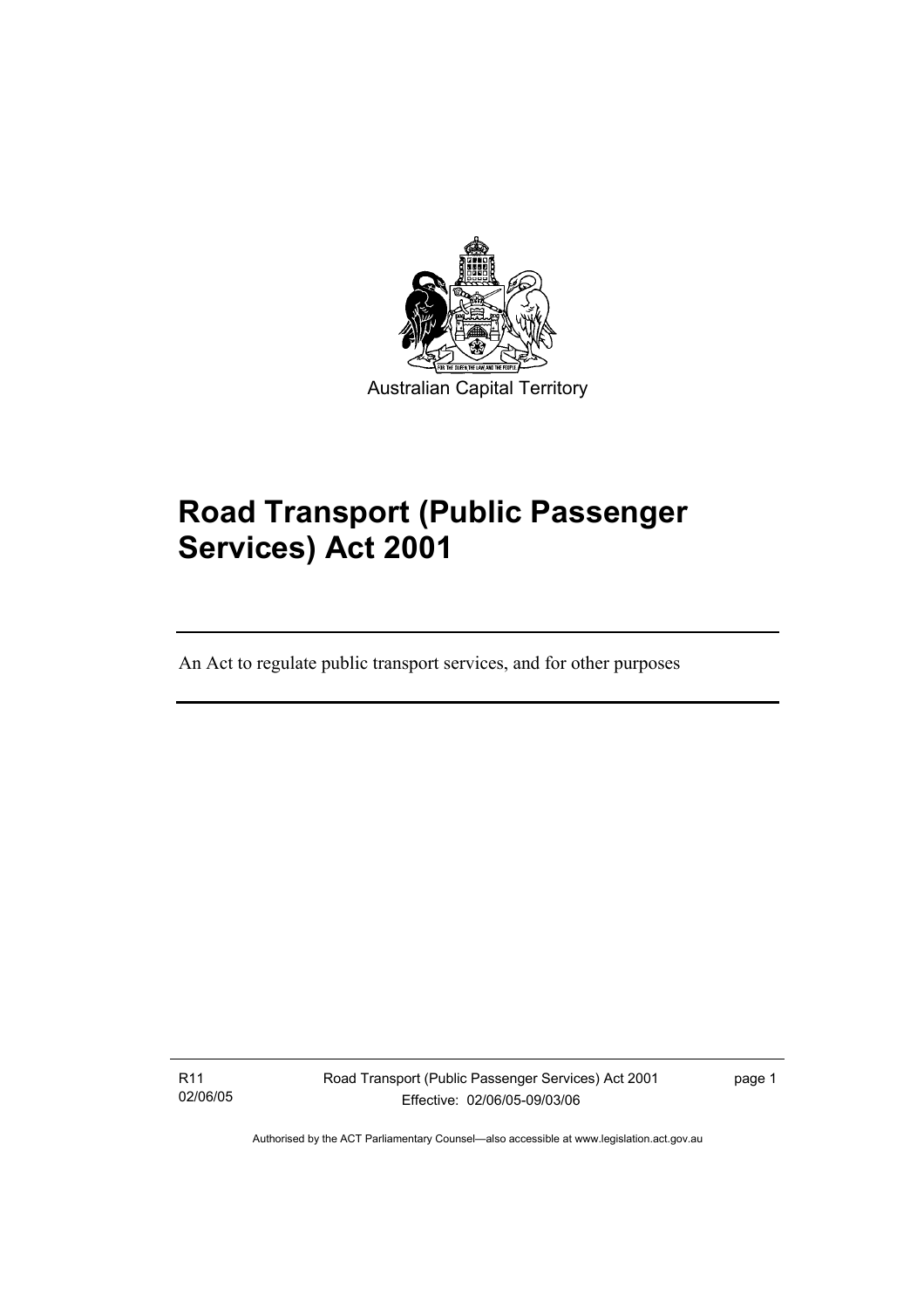Australian Capital Territory

# Road Transport (Public Passenger Services) Act 2001

An Act to regulate public transport services, and for other purposes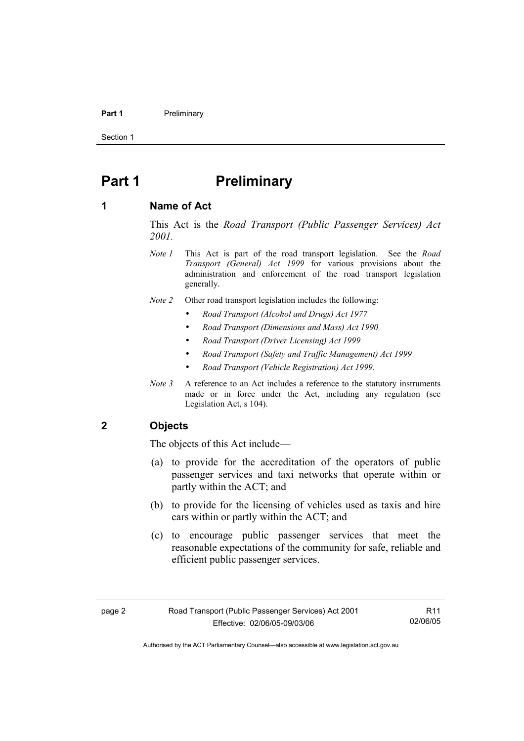# Part 1 Preliminary

## 1 Name of Act

This Act is the *Road Transport (Public Passenger Services) Act 2001.*

*Note 1* This Act is part of the road transport legislation. See the *Road Transport (General) Act 1999* for various provisions about the administration and enforcement of the road transport legislation generally.

*Note 2* Other road transport legislation includes the following:

- *Road Transport (Alcohol and Drugs) Act 1977*
- *Road Transport (Dimensions and Mass) Act 1990*
- *Road Transport (Driver Licensing) Act 1999*
- *Road Transport (Safety and Traffic Management) Act 1999*
- *Road Transport (Vehicle Registration) Act 1999*.

*Note 3* A reference to an Act includes a reference to the statutory instruments made or in force under the Act, including any regulation (see Legislation Act, s 104).

## 2 Objects

The objects of this Act include—

(a) to provide for the accreditation of the operators of public passenger services and taxi networks that operate within or partly within the ACT; and

(b) to provide for the licensing of vehicles used as taxis and hire cars within or partly within the ACT; and

(c) to encourage public passenger services that meet the reasonable expectations of the community for safe, reliable and efficient public passenger services.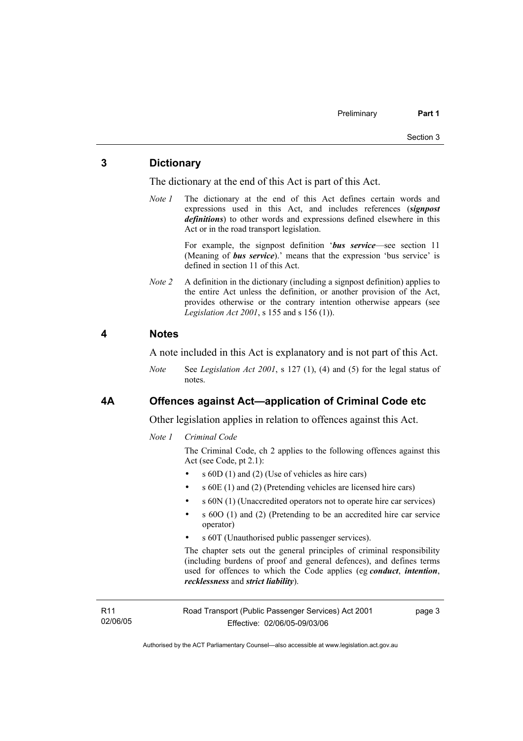## 3 Dictionary

The dictionary at the end of this Act is part of this Act.

*Note 1* The dictionary at the end of this Act defines certain words and expressions used in this Act, and includes references (***signpost definitions***) to other words and expressions defined elsewhere in this Act or in the road transport legislation.

For example, the signpost definition '***bus service***—see section 11 (Meaning of ***bus service***).' means that the expression 'bus service' is defined in section 11 of this Act.

*Note 2* A definition in the dictionary (including a signpost definition) applies to the entire Act unless the definition, or another provision of the Act, provides otherwise or the contrary intention otherwise appears (see *Legislation Act 2001*, s 155 and s 156 (1)).

## 4 Notes

A note included in this Act is explanatory and is not part of this Act.

*Note* See *Legislation Act 2001*, s 127 (1), (4) and (5) for the legal status of notes.

## 4A Offences against Act—application of Criminal Code etc

Other legislation applies in relation to offences against this Act.

*Note 1* *Criminal Code*

The Criminal Code, ch 2 applies to the following offences against this Act (see Code, pt 2.1):

- s 60D (1) and (2) (Use of vehicles as hire cars)
- s 60E (1) and (2) (Pretending vehicles are licensed hire cars)
- s 60N (1) (Unaccredited operators not to operate hire car services)
- s 60O (1) and (2) (Pretending to be an accredited hire car service operator)
- s 60T (Unauthorised public passenger services).

The chapter sets out the general principles of criminal responsibility (including burdens of proof and general defences), and defines terms used for offences to which the Code applies (eg ***conduct***, ***intention***, ***recklessness*** and ***strict liability***).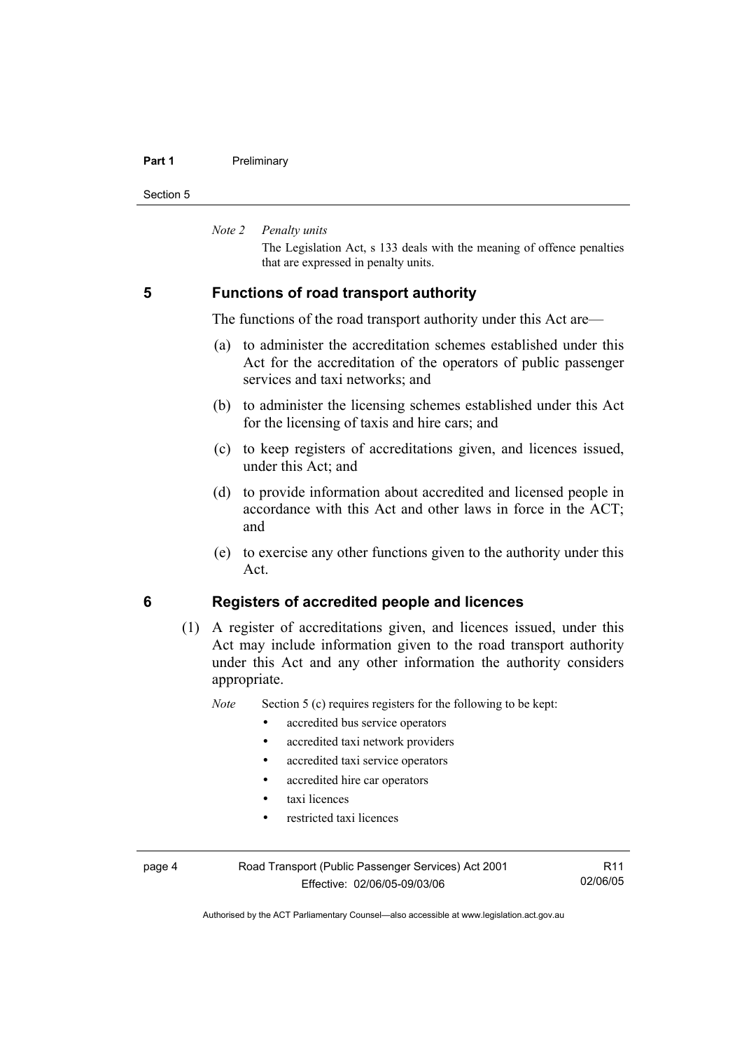*Note 2 Penalty units*

The Legislation Act, s 133 deals with the meaning of offence penalties that are expressed in penalty units.

## 5 Functions of road transport authority

The functions of the road transport authority under this Act are—

(a) to administer the accreditation schemes established under this Act for the accreditation of the operators of public passenger services and taxi networks; and

(b) to administer the licensing schemes established under this Act for the licensing of taxis and hire cars; and

(c) to keep registers of accreditations given, and licences issued, under this Act; and

(d) to provide information about accredited and licensed people in accordance with this Act and other laws in force in the ACT; and

(e) to exercise any other functions given to the authority under this Act.

## 6 Registers of accredited people and licences

(1) A register of accreditations given, and licences issued, under this Act may include information given to the road transport authority under this Act and any other information the authority considers appropriate.

*Note* Section 5 (c) requires registers for the following to be kept:

- accredited bus service operators
- accredited taxi network providers
- accredited taxi service operators
- accredited hire car operators
- taxi licences
- restricted taxi licences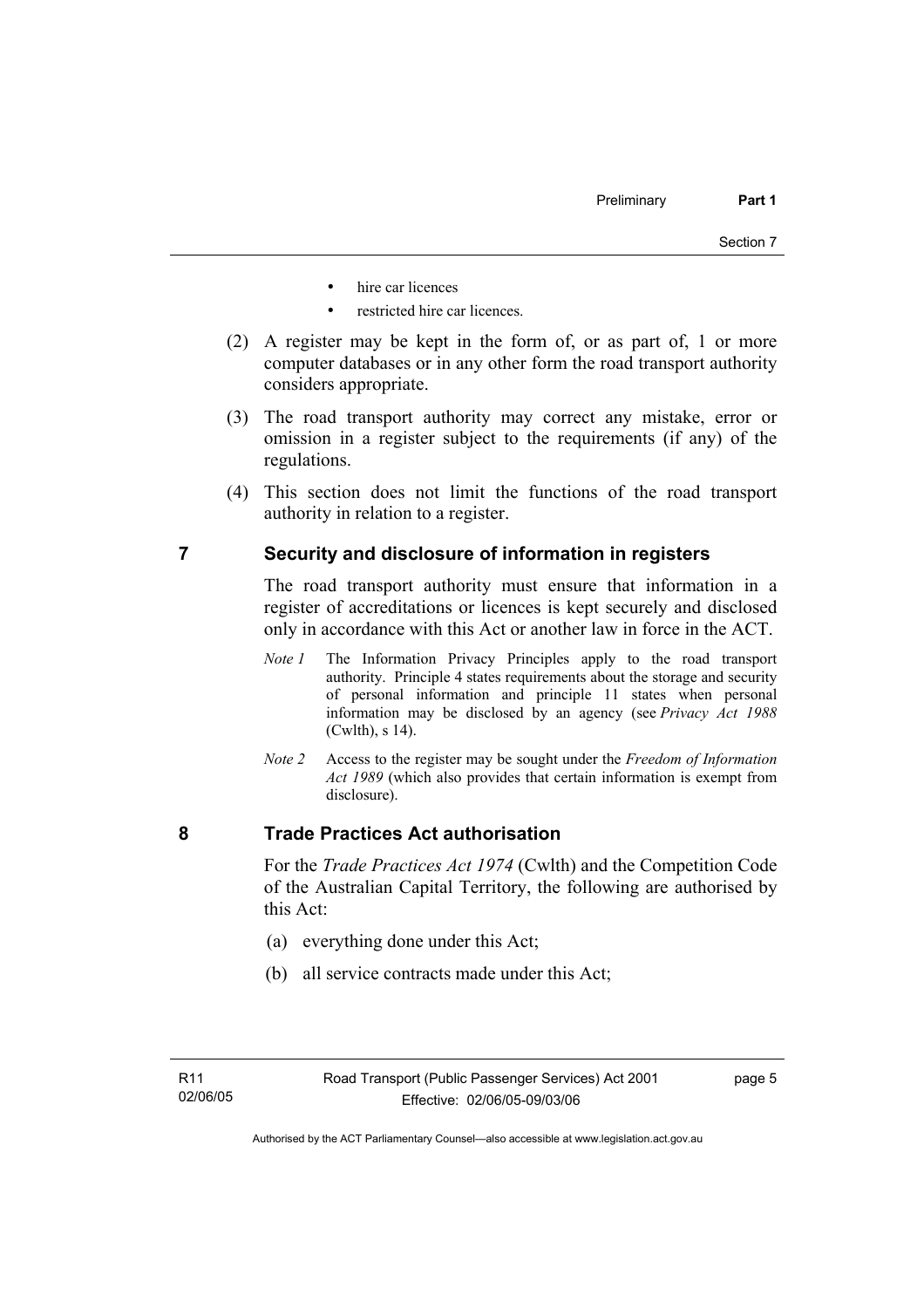- hire car licences
- restricted hire car licences.

(2) A register may be kept in the form of, or as part of, 1 or more computer databases or in any other form the road transport authority considers appropriate.

(3) The road transport authority may correct any mistake, error or omission in a register subject to the requirements (if any) of the regulations.

(4) This section does not limit the functions of the road transport authority in relation to a register.

## 7 Security and disclosure of information in registers

The road transport authority must ensure that information in a register of accreditations or licences is kept securely and disclosed only in accordance with this Act or another law in force in the ACT.

*Note 1* The Information Privacy Principles apply to the road transport authority. Principle 4 states requirements about the storage and security of personal information and principle 11 states when personal information may be disclosed by an agency (see *Privacy Act 1988* (Cwlth), s 14).

*Note 2* Access to the register may be sought under the *Freedom of Information Act 1989* (which also provides that certain information is exempt from disclosure).

## 8 Trade Practices Act authorisation

For the *Trade Practices Act 1974* (Cwlth) and the Competition Code of the Australian Capital Territory, the following are authorised by this Act:

(a) everything done under this Act;

(b) all service contracts made under this Act;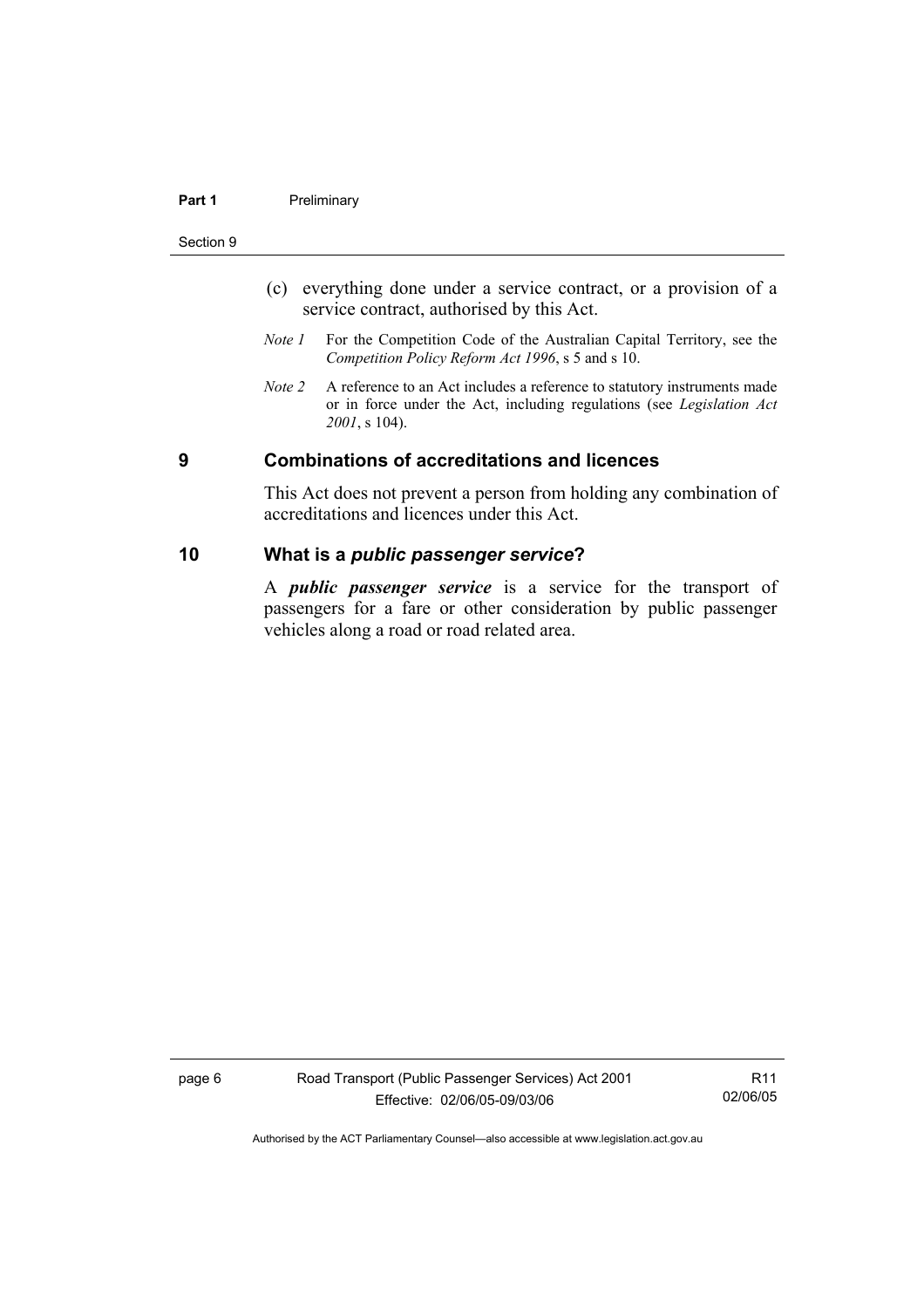(c) everything done under a service contract, or a provision of a service contract, authorised by this Act.

*Note 1* For the Competition Code of the Australian Capital Territory, see the *Competition Policy Reform Act 1996*, s 5 and s 10.

*Note 2* A reference to an Act includes a reference to statutory instruments made or in force under the Act, including regulations (see *Legislation Act 2001*, s 104).

## 9 Combinations of accreditations and licences

This Act does not prevent a person from holding any combination of accreditations and licences under this Act.

## 10 What is a *public passenger service*?

A ***public passenger service*** is a service for the transport of passengers for a fare or other consideration by public passenger vehicles along a road or road related area.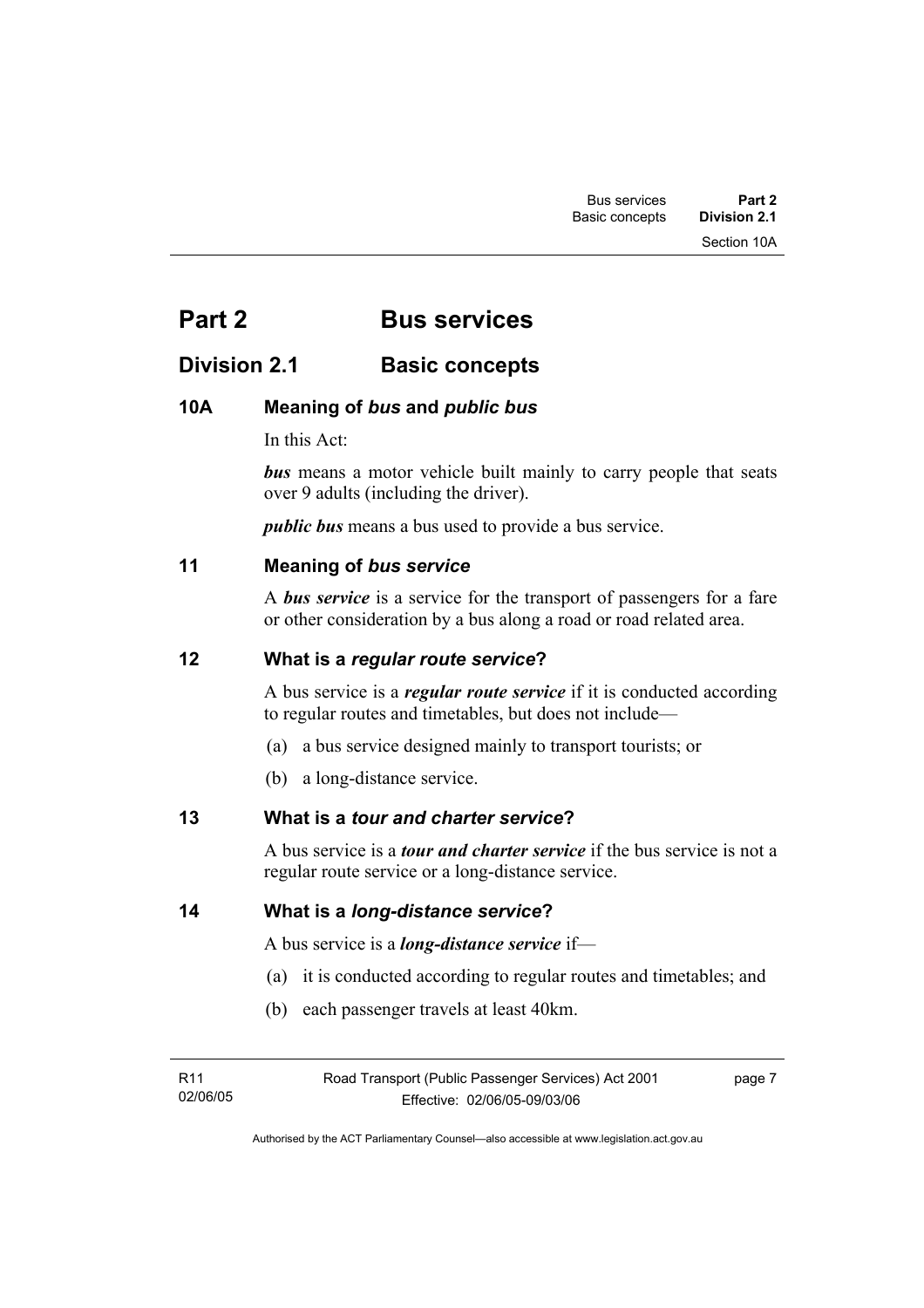# Part 2 Bus services

## Division 2.1 Basic concepts

### 10A Meaning of *bus* and *public bus*

In this Act:

***bus*** means a motor vehicle built mainly to carry people that seats over 9 adults (including the driver).

***public bus*** means a bus used to provide a bus service.

### 11 Meaning of *bus service*

A ***bus service*** is a service for the transport of passengers for a fare or other consideration by a bus along a road or road related area.

### 12 What is a *regular route service*?

A bus service is a ***regular route service*** if it is conducted according to regular routes and timetables, but does not include—

(a) a bus service designed mainly to transport tourists; or

(b) a long-distance service.

### 13 What is a *tour and charter service*?

A bus service is a ***tour and charter service*** if the bus service is not a regular route service or a long-distance service.

### 14 What is a *long-distance service*?

A bus service is a ***long-distance service*** if—

(a) it is conducted according to regular routes and timetables; and

(b) each passenger travels at least 40km.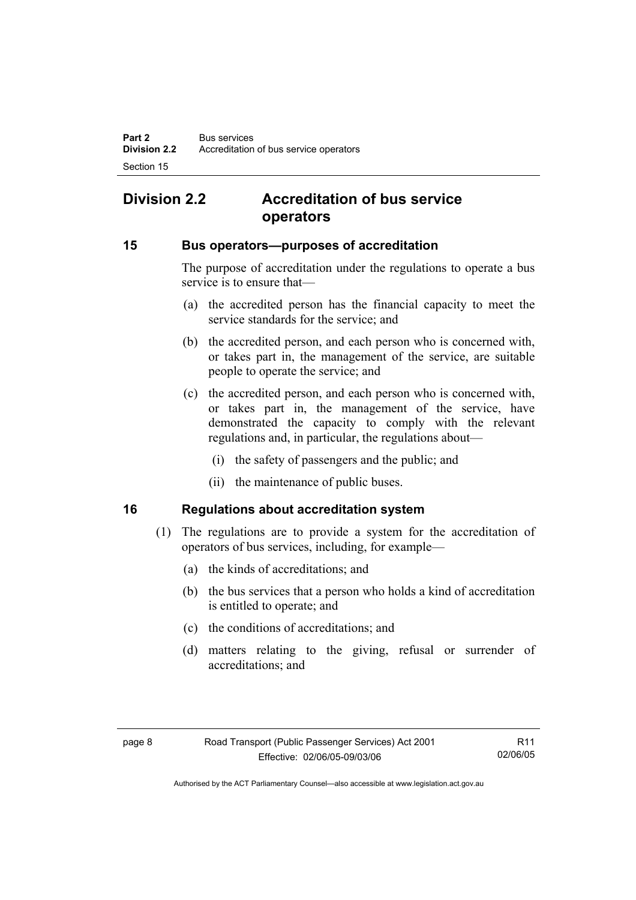## Division 2.2 Accreditation of bus service operators

### 15 Bus operators—purposes of accreditation

The purpose of accreditation under the regulations to operate a bus service is to ensure that—

(a) the accredited person has the financial capacity to meet the service standards for the service; and

(b) the accredited person, and each person who is concerned with, or takes part in, the management of the service, are suitable people to operate the service; and

(c) the accredited person, and each person who is concerned with, or takes part in, the management of the service, have demonstrated the capacity to comply with the relevant regulations and, in particular, the regulations about—

(i) the safety of passengers and the public; and

(ii) the maintenance of public buses.

### 16 Regulations about accreditation system

(1) The regulations are to provide a system for the accreditation of operators of bus services, including, for example—

(a) the kinds of accreditations; and

(b) the bus services that a person who holds a kind of accreditation is entitled to operate; and

(c) the conditions of accreditations; and

(d) matters relating to the giving, refusal or surrender of accreditations; and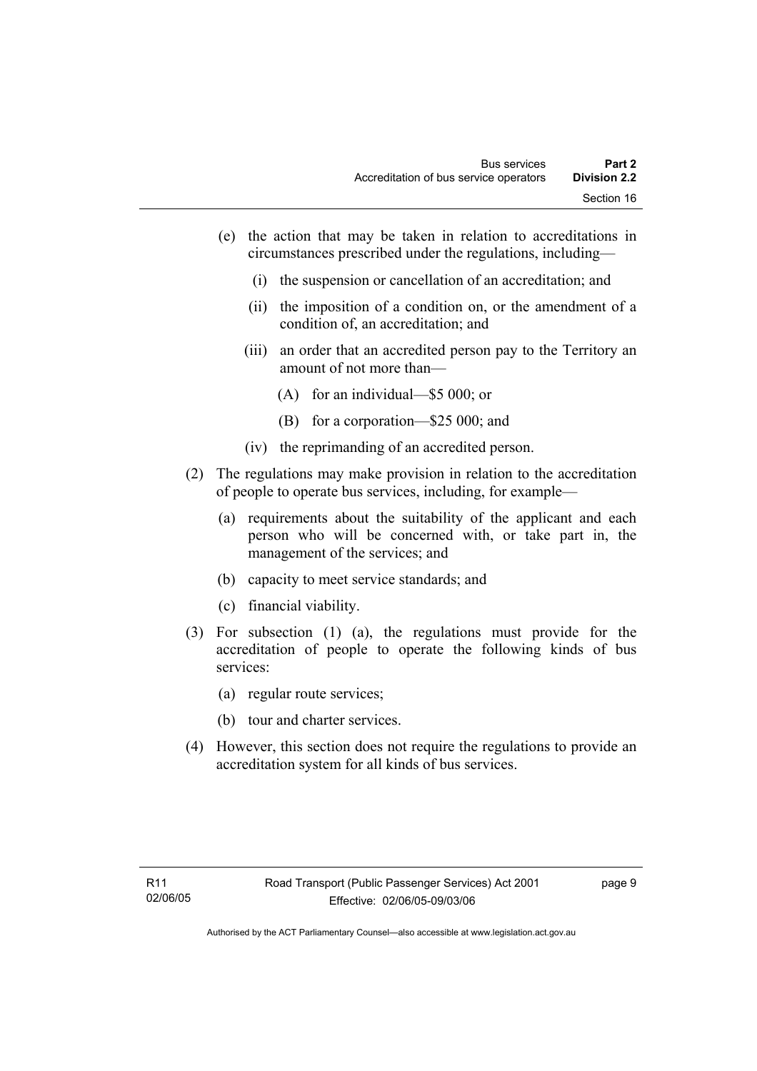(e) the action that may be taken in relation to accreditations in circumstances prescribed under the regulations, including—

  (i) the suspension or cancellation of an accreditation; and

  (ii) the imposition of a condition on, or the amendment of a condition of, an accreditation; and

  (iii) an order that an accredited person pay to the Territory an amount of not more than—

    (A) for an individual—$5 000; or

    (B) for a corporation—$25 000; and

  (iv) the reprimanding of an accredited person.

(2) The regulations may make provision in relation to the accreditation of people to operate bus services, including, for example—

  (a) requirements about the suitability of the applicant and each person who will be concerned with, or take part in, the management of the services; and

  (b) capacity to meet service standards; and

  (c) financial viability.

(3) For subsection (1) (a), the regulations must provide for the accreditation of people to operate the following kinds of bus services:

  (a) regular route services;

  (b) tour and charter services.

(4) However, this section does not require the regulations to provide an accreditation system for all kinds of bus services.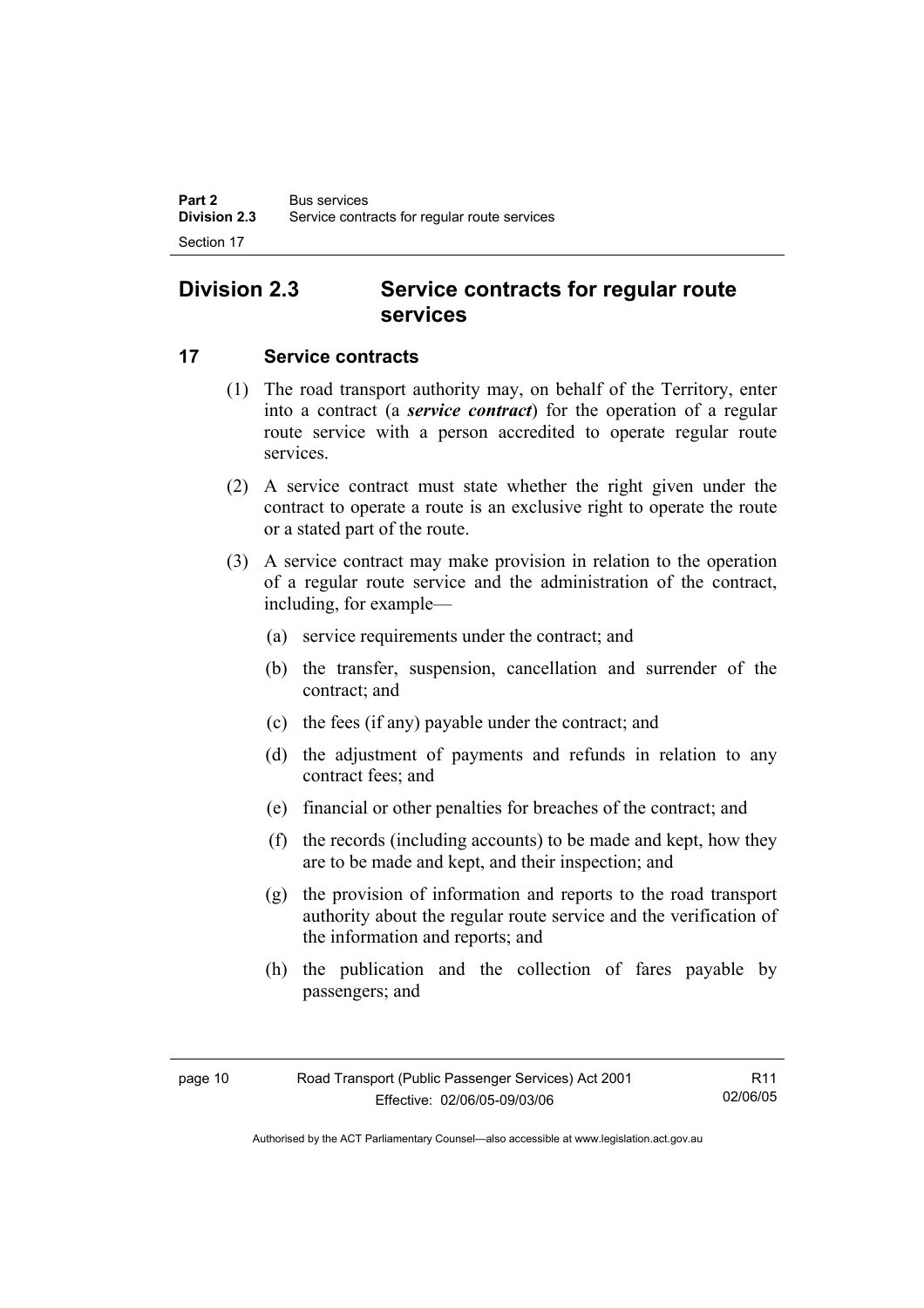## Division 2.3 Service contracts for regular route services

### 17 Service contracts

(1) The road transport authority may, on behalf of the Territory, enter into a contract (a ***service contract***) for the operation of a regular route service with a person accredited to operate regular route services.

(2) A service contract must state whether the right given under the contract to operate a route is an exclusive right to operate the route or a stated part of the route.

(3) A service contract may make provision in relation to the operation of a regular route service and the administration of the contract, including, for example—

(a) service requirements under the contract; and

(b) the transfer, suspension, cancellation and surrender of the contract; and

(c) the fees (if any) payable under the contract; and

(d) the adjustment of payments and refunds in relation to any contract fees; and

(e) financial or other penalties for breaches of the contract; and

(f) the records (including accounts) to be made and kept, how they are to be made and kept, and their inspection; and

(g) the provision of information and reports to the road transport authority about the regular route service and the verification of the information and reports; and

(h) the publication and the collection of fares payable by passengers; and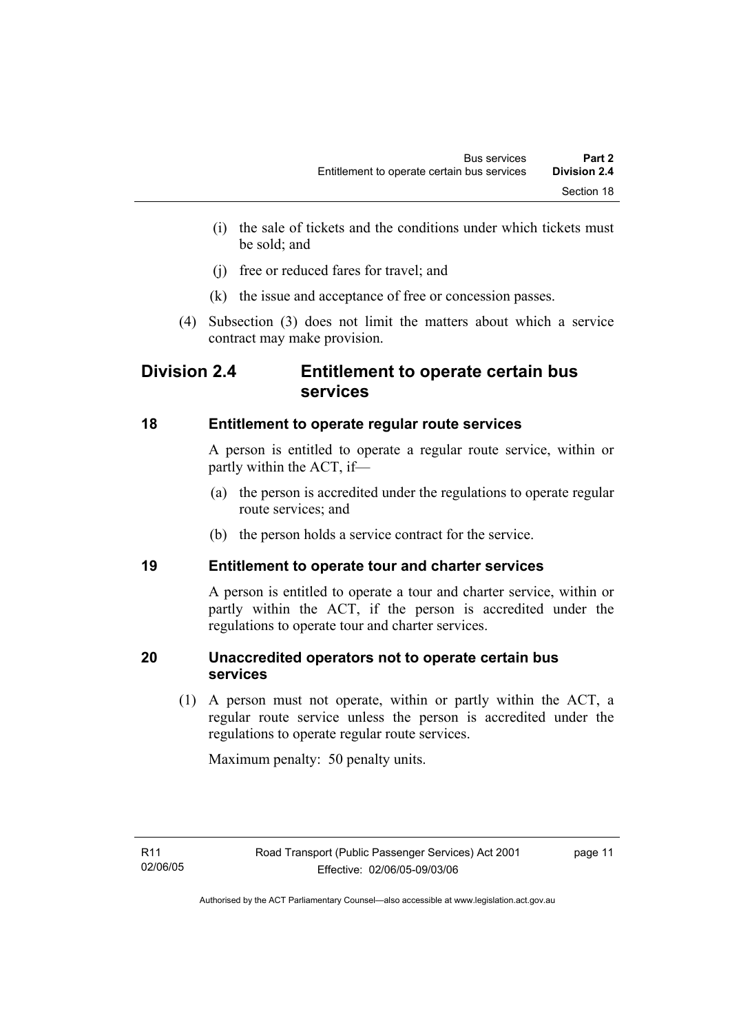(i) the sale of tickets and the conditions under which tickets must be sold; and

(j) free or reduced fares for travel; and

(k) the issue and acceptance of free or concession passes.

(4) Subsection (3) does not limit the matters about which a service contract may make provision.

## Division 2.4 Entitlement to operate certain bus services

### 18 Entitlement to operate regular route services

A person is entitled to operate a regular route service, within or partly within the ACT, if—

(a) the person is accredited under the regulations to operate regular route services; and

(b) the person holds a service contract for the service.

### 19 Entitlement to operate tour and charter services

A person is entitled to operate a tour and charter service, within or partly within the ACT, if the person is accredited under the regulations to operate tour and charter services.

### 20 Unaccredited operators not to operate certain bus services

(1) A person must not operate, within or partly within the ACT, a regular route service unless the person is accredited under the regulations to operate regular route services.

Maximum penalty: 50 penalty units.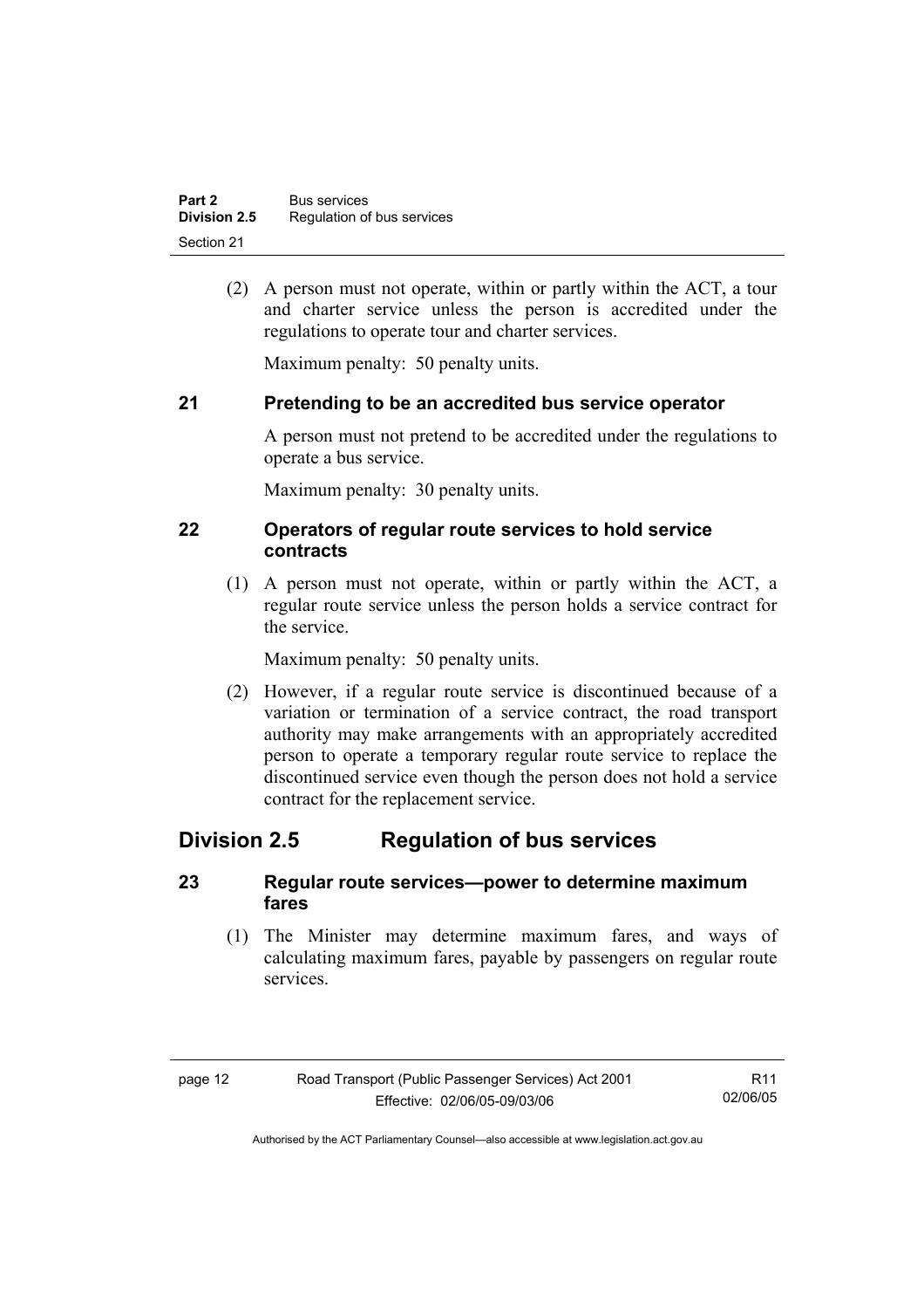(2) A person must not operate, within or partly within the ACT, a tour and charter service unless the person is accredited under the regulations to operate tour and charter services.

Maximum penalty: 50 penalty units.

### 21 Pretending to be an accredited bus service operator

A person must not pretend to be accredited under the regulations to operate a bus service.

Maximum penalty: 30 penalty units.

### 22 Operators of regular route services to hold service contracts

(1) A person must not operate, within or partly within the ACT, a regular route service unless the person holds a service contract for the service.

Maximum penalty: 50 penalty units.

(2) However, if a regular route service is discontinued because of a variation or termination of a service contract, the road transport authority may make arrangements with an appropriately accredited person to operate a temporary regular route service to replace the discontinued service even though the person does not hold a service contract for the replacement service.

## Division 2.5 Regulation of bus services

### 23 Regular route services—power to determine maximum fares

(1) The Minister may determine maximum fares, and ways of calculating maximum fares, payable by passengers on regular route services.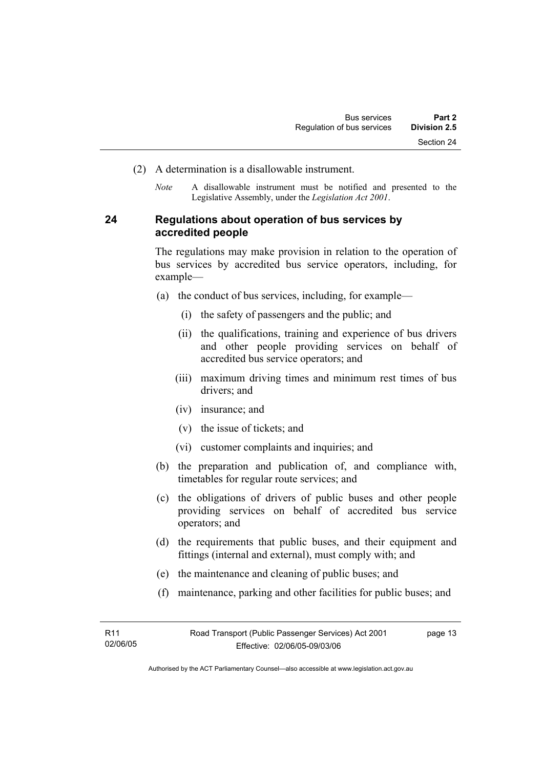(2) A determination is a disallowable instrument.

*Note* A disallowable instrument must be notified and presented to the Legislative Assembly, under the *Legislation Act 2001*.

### 24 Regulations about operation of bus services by accredited people

The regulations may make provision in relation to the operation of bus services by accredited bus service operators, including, for example—

(a) the conduct of bus services, including, for example—

(i) the safety of passengers and the public; and

(ii) the qualifications, training and experience of bus drivers and other people providing services on behalf of accredited bus service operators; and

(iii) maximum driving times and minimum rest times of bus drivers; and

(iv) insurance; and

(v) the issue of tickets; and

(vi) customer complaints and inquiries; and

(b) the preparation and publication of, and compliance with, timetables for regular route services; and

(c) the obligations of drivers of public buses and other people providing services on behalf of accredited bus service operators; and

(d) the requirements that public buses, and their equipment and fittings (internal and external), must comply with; and

(e) the maintenance and cleaning of public buses; and

(f) maintenance, parking and other facilities for public buses; and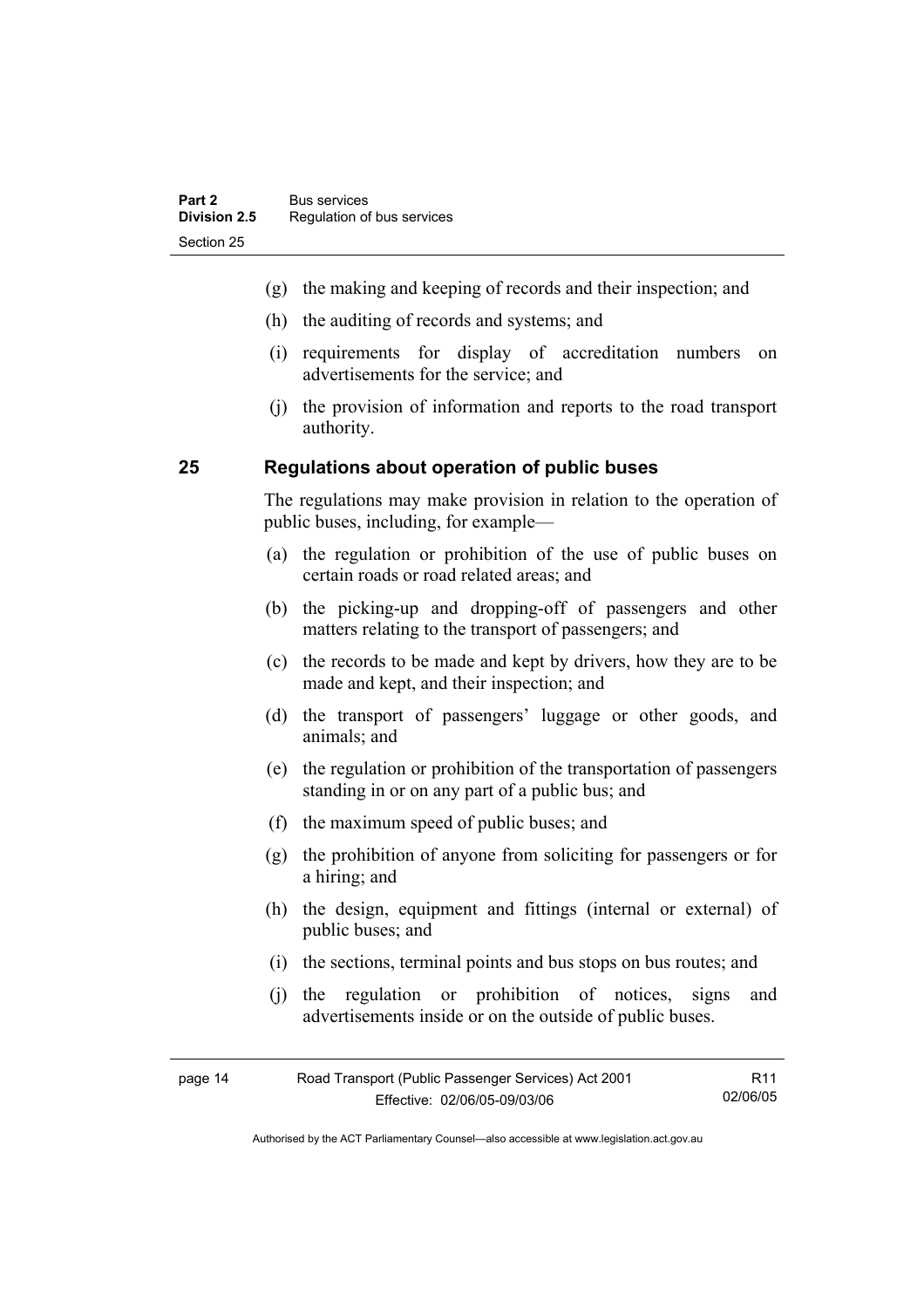(g) the making and keeping of records and their inspection; and

(h) the auditing of records and systems; and

(i) requirements for display of accreditation numbers on advertisements for the service; and

(j) the provision of information and reports to the road transport authority.

## 25 Regulations about operation of public buses

The regulations may make provision in relation to the operation of public buses, including, for example—

(a) the regulation or prohibition of the use of public buses on certain roads or road related areas; and

(b) the picking-up and dropping-off of passengers and other matters relating to the transport of passengers; and

(c) the records to be made and kept by drivers, how they are to be made and kept, and their inspection; and

(d) the transport of passengers' luggage or other goods, and animals; and

(e) the regulation or prohibition of the transportation of passengers standing in or on any part of a public bus; and

(f) the maximum speed of public buses; and

(g) the prohibition of anyone from soliciting for passengers or for a hiring; and

(h) the design, equipment and fittings (internal or external) of public buses; and

(i) the sections, terminal points and bus stops on bus routes; and

(j) the regulation or prohibition of notices, signs and advertisements inside or on the outside of public buses.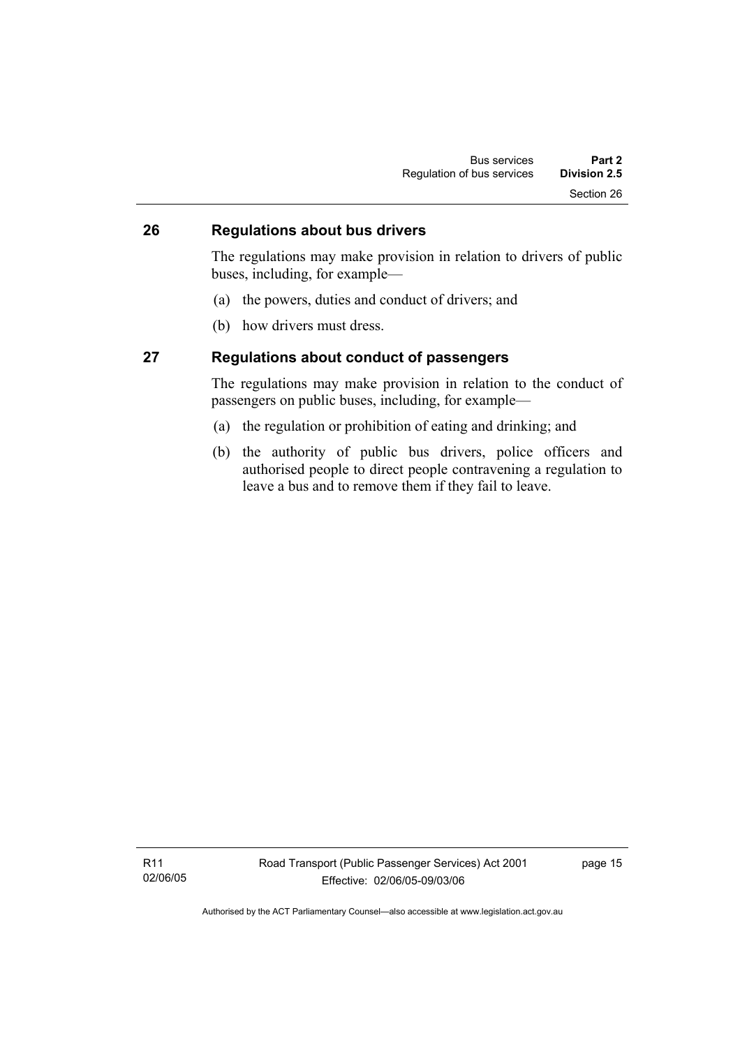## 26 Regulations about bus drivers

The regulations may make provision in relation to drivers of public buses, including, for example—

(a) the powers, duties and conduct of drivers; and

(b) how drivers must dress.

## 27 Regulations about conduct of passengers

The regulations may make provision in relation to the conduct of passengers on public buses, including, for example—

(a) the regulation or prohibition of eating and drinking; and

(b) the authority of public bus drivers, police officers and authorised people to direct people contravening a regulation to leave a bus and to remove them if they fail to leave.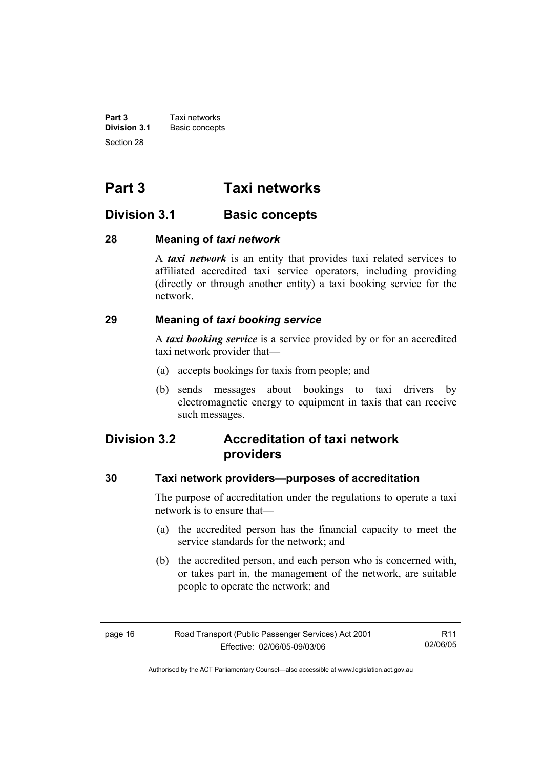# Part 3 Taxi networks

## Division 3.1 Basic concepts

### 28 Meaning of *taxi network*

A ***taxi network*** is an entity that provides taxi related services to affiliated accredited taxi service operators, including providing (directly or through another entity) a taxi booking service for the network.

### 29 Meaning of *taxi booking service*

A ***taxi booking service*** is a service provided by or for an accredited taxi network provider that—

(a) accepts bookings for taxis from people; and

(b) sends messages about bookings to taxi drivers by electromagnetic energy to equipment in taxis that can receive such messages.

## Division 3.2 Accreditation of taxi network providers

### 30 Taxi network providers—purposes of accreditation

The purpose of accreditation under the regulations to operate a taxi network is to ensure that—

(a) the accredited person has the financial capacity to meet the service standards for the network; and

(b) the accredited person, and each person who is concerned with, or takes part in, the management of the network, are suitable people to operate the network; and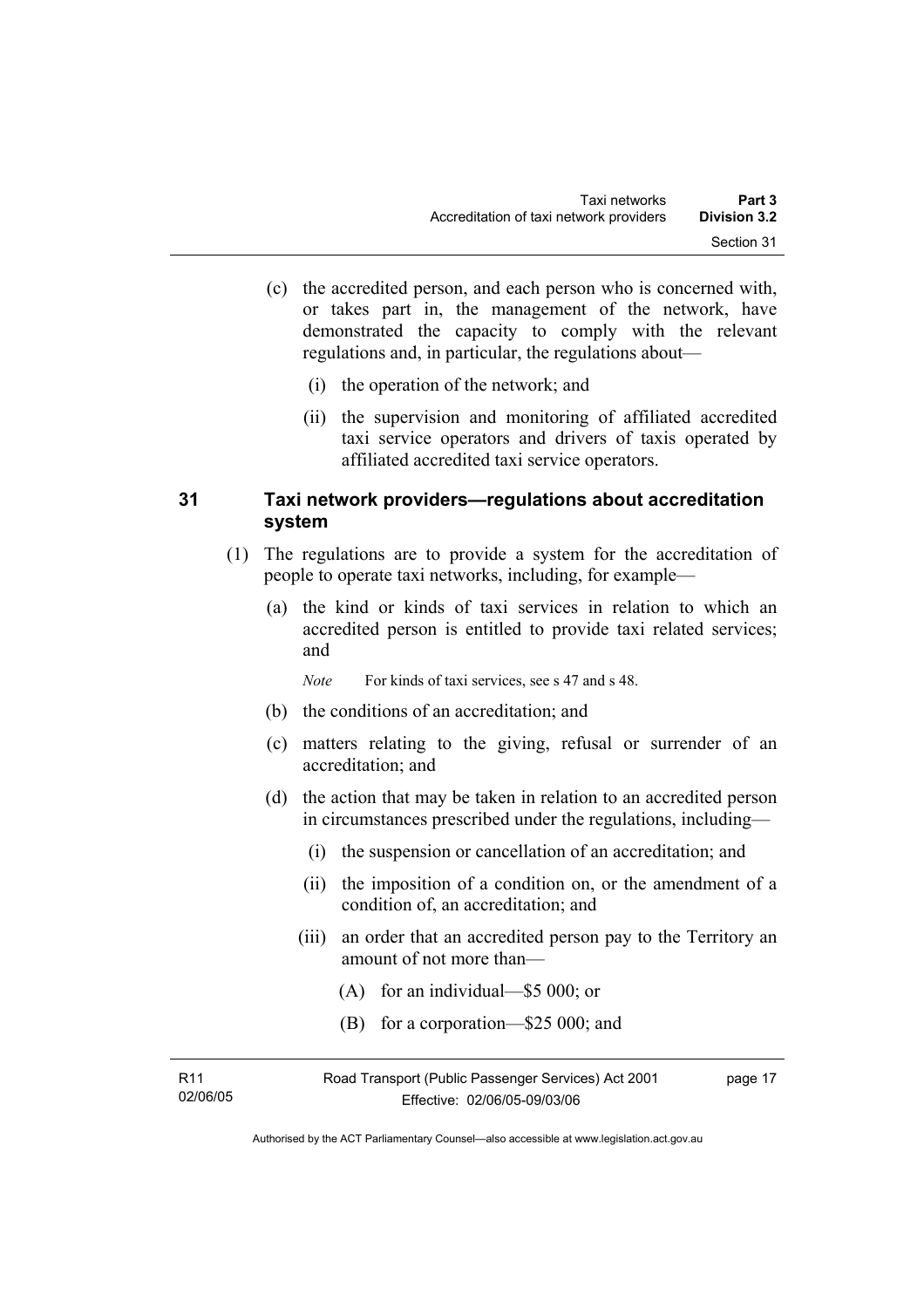(c) the accredited person, and each person who is concerned with, or takes part in, the management of the network, have demonstrated the capacity to comply with the relevant regulations and, in particular, the regulations about—

(i) the operation of the network; and

(ii) the supervision and monitoring of affiliated accredited taxi service operators and drivers of taxis operated by affiliated accredited taxi service operators.

## 31 Taxi network providers—regulations about accreditation system

(1) The regulations are to provide a system for the accreditation of people to operate taxi networks, including, for example—

(a) the kind or kinds of taxi services in relation to which an accredited person is entitled to provide taxi related services; and

*Note* For kinds of taxi services, see s 47 and s 48.

(b) the conditions of an accreditation; and

(c) matters relating to the giving, refusal or surrender of an accreditation; and

(d) the action that may be taken in relation to an accredited person in circumstances prescribed under the regulations, including—

(i) the suspension or cancellation of an accreditation; and

(ii) the imposition of a condition on, or the amendment of a condition of, an accreditation; and

(iii) an order that an accredited person pay to the Territory an amount of not more than—

(A) for an individual—$5 000; or

(B) for a corporation—$25 000; and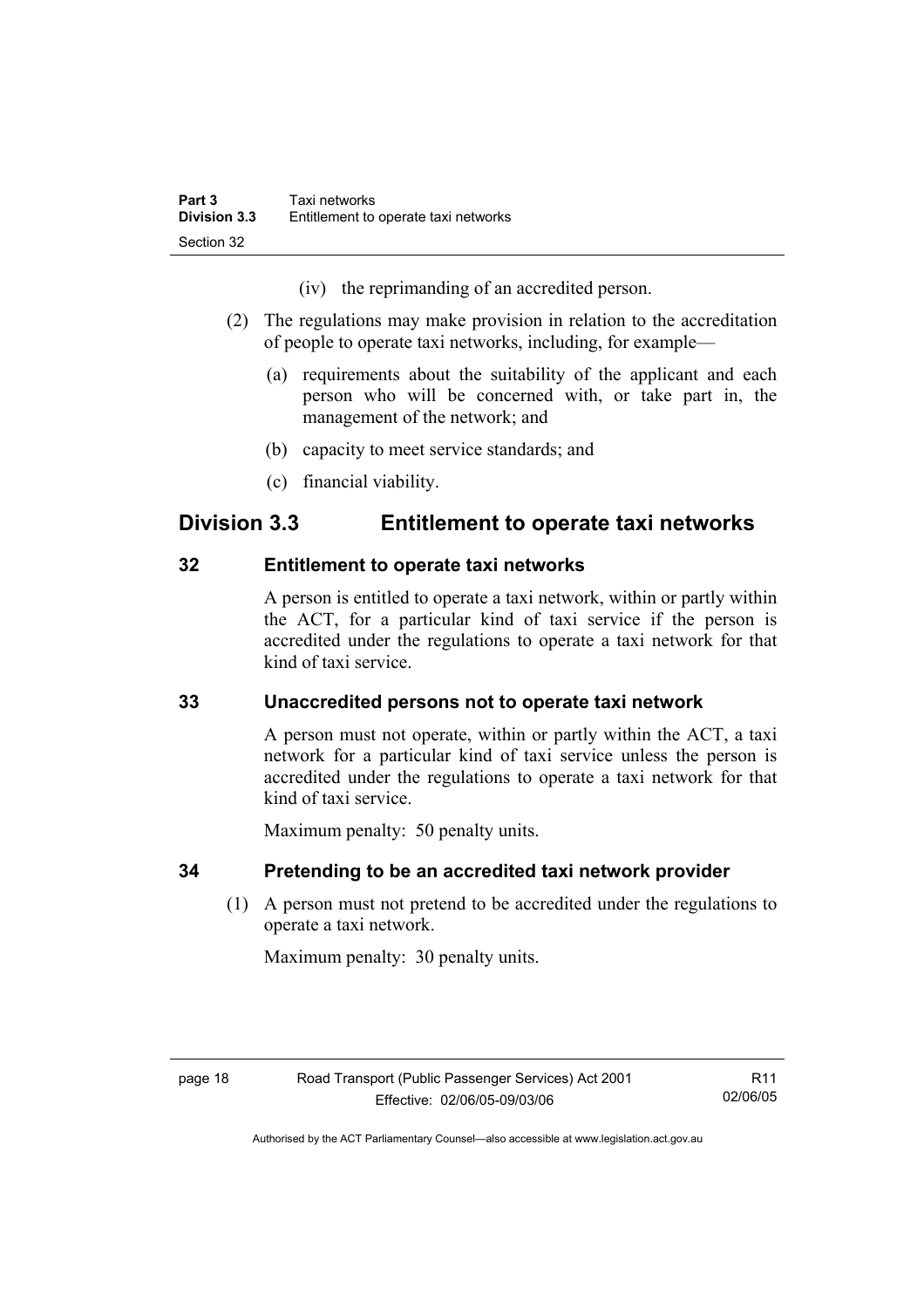(iv) the reprimanding of an accredited person.

(2) The regulations may make provision in relation to the accreditation of people to operate taxi networks, including, for example—

(a) requirements about the suitability of the applicant and each person who will be concerned with, or take part in, the management of the network; and

(b) capacity to meet service standards; and

(c) financial viability.

## Division 3.3 Entitlement to operate taxi networks

### 32 Entitlement to operate taxi networks

A person is entitled to operate a taxi network, within or partly within the ACT, for a particular kind of taxi service if the person is accredited under the regulations to operate a taxi network for that kind of taxi service.

### 33 Unaccredited persons not to operate taxi network

A person must not operate, within or partly within the ACT, a taxi network for a particular kind of taxi service unless the person is accredited under the regulations to operate a taxi network for that kind of taxi service.

Maximum penalty: 50 penalty units.

### 34 Pretending to be an accredited taxi network provider

(1) A person must not pretend to be accredited under the regulations to operate a taxi network.

Maximum penalty: 30 penalty units.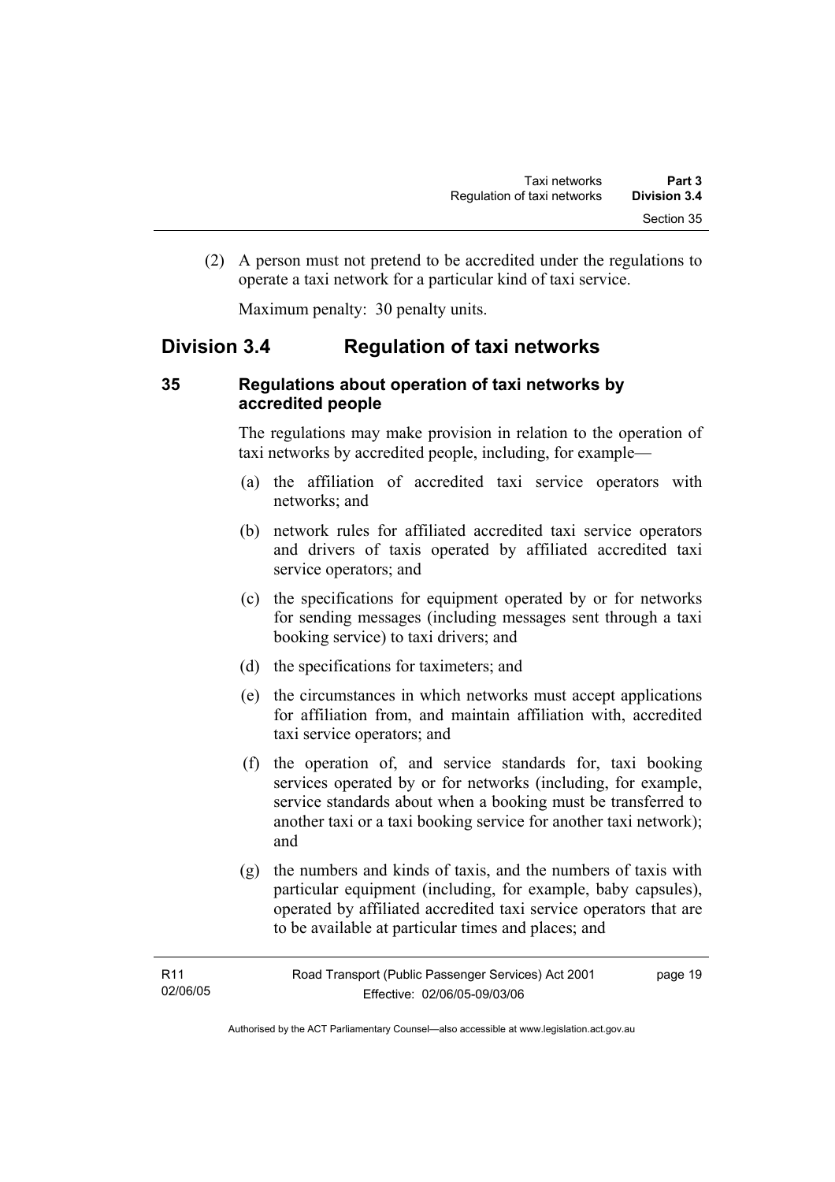(2) A person must not pretend to be accredited under the regulations to operate a taxi network for a particular kind of taxi service.

Maximum penalty: 30 penalty units.

## Division 3.4 Regulation of taxi networks

### 35 Regulations about operation of taxi networks by accredited people

The regulations may make provision in relation to the operation of taxi networks by accredited people, including, for example—

(a) the affiliation of accredited taxi service operators with networks; and

(b) network rules for affiliated accredited taxi service operators and drivers of taxis operated by affiliated accredited taxi service operators; and

(c) the specifications for equipment operated by or for networks for sending messages (including messages sent through a taxi booking service) to taxi drivers; and

(d) the specifications for taximeters; and

(e) the circumstances in which networks must accept applications for affiliation from, and maintain affiliation with, accredited taxi service operators; and

(f) the operation of, and service standards for, taxi booking services operated by or for networks (including, for example, service standards about when a booking must be transferred to another taxi or a taxi booking service for another taxi network); and

(g) the numbers and kinds of taxis, and the numbers of taxis with particular equipment (including, for example, baby capsules), operated by affiliated accredited taxi service operators that are to be available at particular times and places; and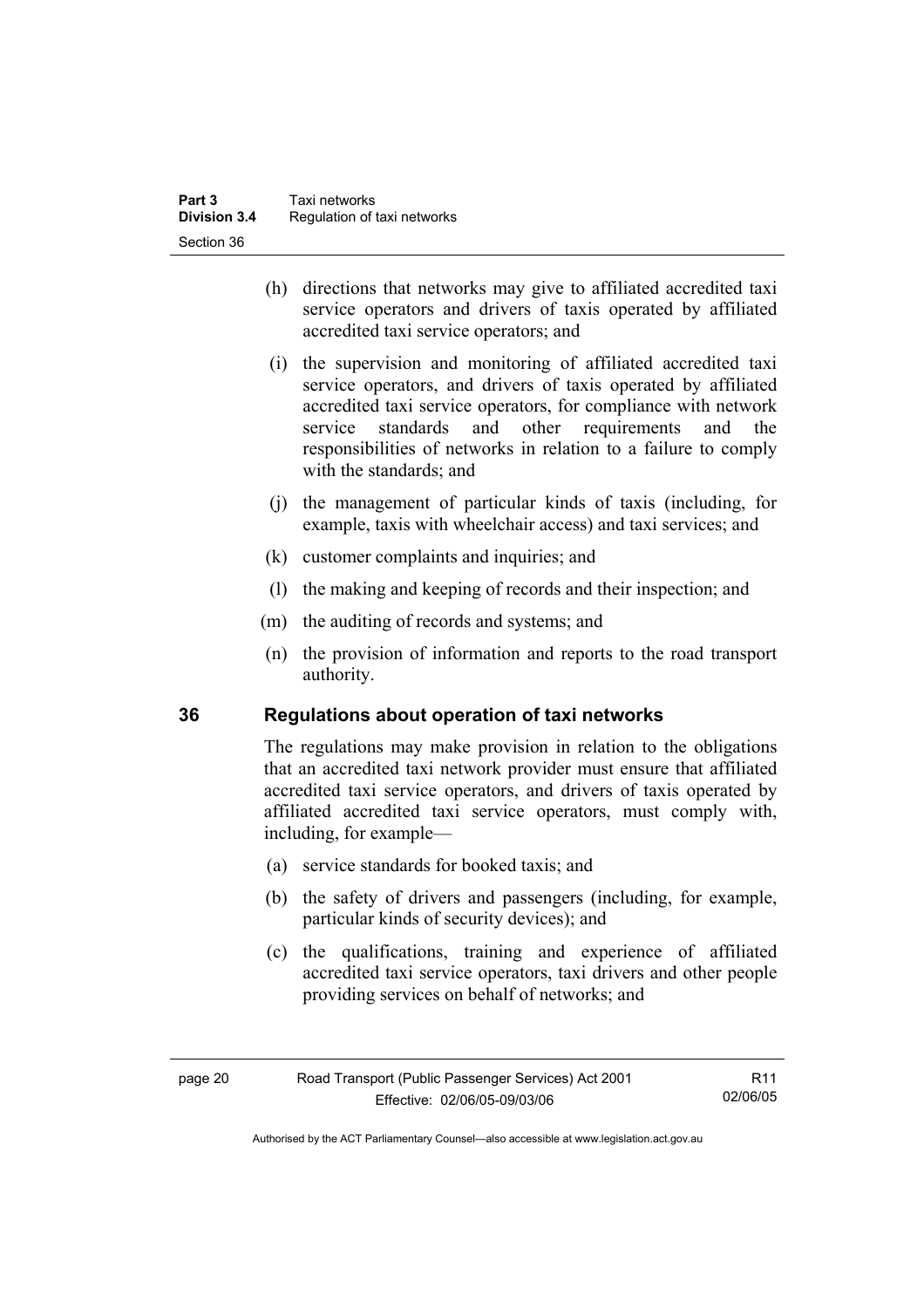(h) directions that networks may give to affiliated accredited taxi service operators and drivers of taxis operated by affiliated accredited taxi service operators; and

(i) the supervision and monitoring of affiliated accredited taxi service operators, and drivers of taxis operated by affiliated accredited taxi service operators, for compliance with network service standards and other requirements and the responsibilities of networks in relation to a failure to comply with the standards; and

(j) the management of particular kinds of taxis (including, for example, taxis with wheelchair access) and taxi services; and

(k) customer complaints and inquiries; and

(l) the making and keeping of records and their inspection; and

(m) the auditing of records and systems; and

(n) the provision of information and reports to the road transport authority.

## 36 Regulations about operation of taxi networks

The regulations may make provision in relation to the obligations that an accredited taxi network provider must ensure that affiliated accredited taxi service operators, and drivers of taxis operated by affiliated accredited taxi service operators, must comply with, including, for example—

(a) service standards for booked taxis; and

(b) the safety of drivers and passengers (including, for example, particular kinds of security devices); and

(c) the qualifications, training and experience of affiliated accredited taxi service operators, taxi drivers and other people providing services on behalf of networks; and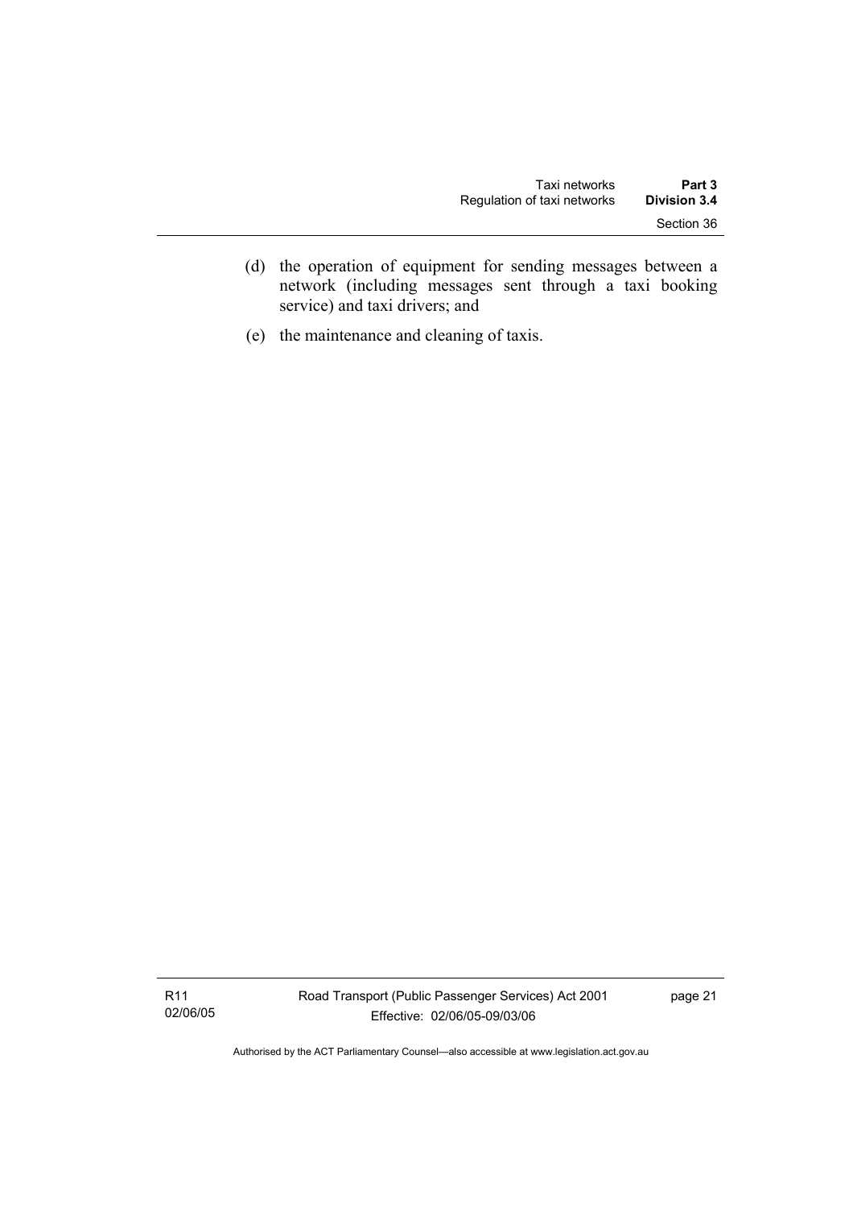(d) the operation of equipment for sending messages between a network (including messages sent through a taxi booking service) and taxi drivers; and

(e) the maintenance and cleaning of taxis.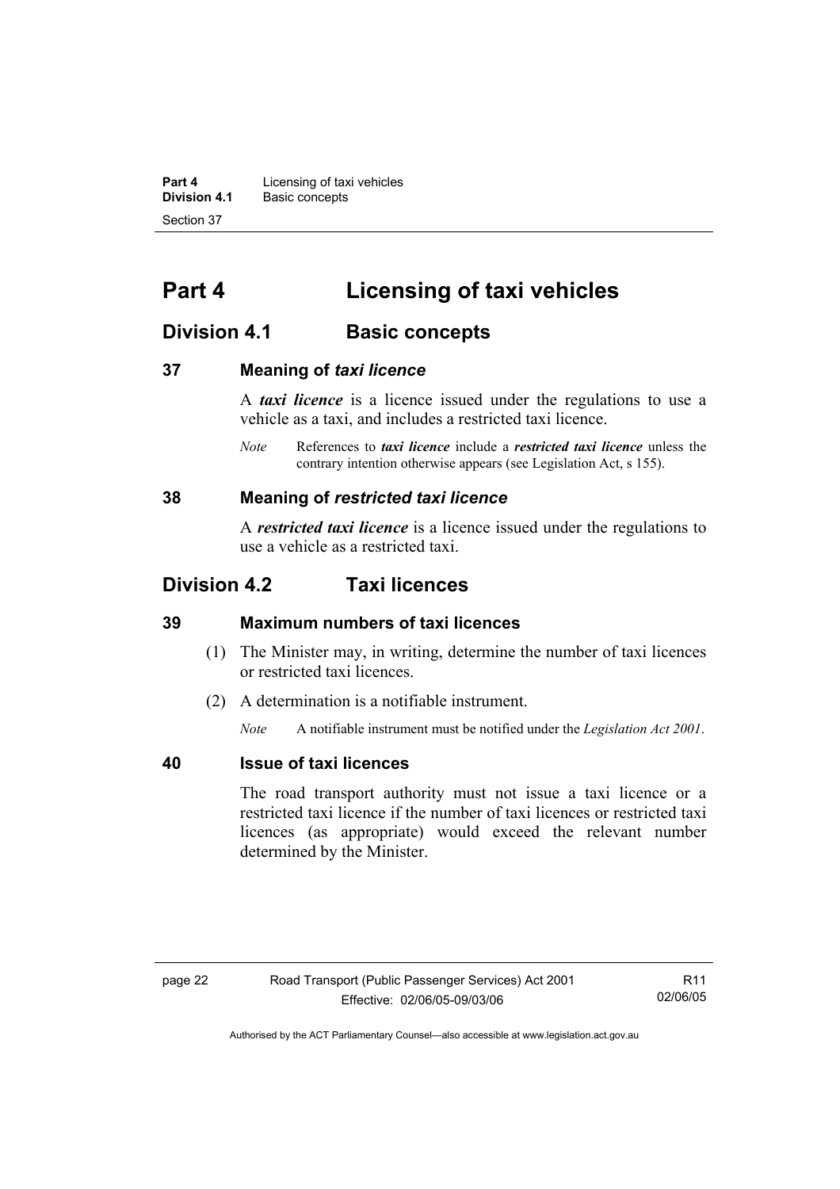# Part 4 Licensing of taxi vehicles

## Division 4.1 Basic concepts

### 37 Meaning of *taxi licence*

A ***taxi licence*** is a licence issued under the regulations to use a vehicle as a taxi, and includes a restricted taxi licence.

*Note* References to ***taxi licence*** include a ***restricted taxi licence*** unless the contrary intention otherwise appears (see Legislation Act, s 155).

### 38 Meaning of *restricted taxi licence*

A ***restricted taxi licence*** is a licence issued under the regulations to use a vehicle as a restricted taxi.

## Division 4.2 Taxi licences

### 39 Maximum numbers of taxi licences

(1) The Minister may, in writing, determine the number of taxi licences or restricted taxi licences.

(2) A determination is a notifiable instrument.

*Note* A notifiable instrument must be notified under the *Legislation Act 2001*.

### 40 Issue of taxi licences

The road transport authority must not issue a taxi licence or a restricted taxi licence if the number of taxi licences or restricted taxi licences (as appropriate) would exceed the relevant number determined by the Minister.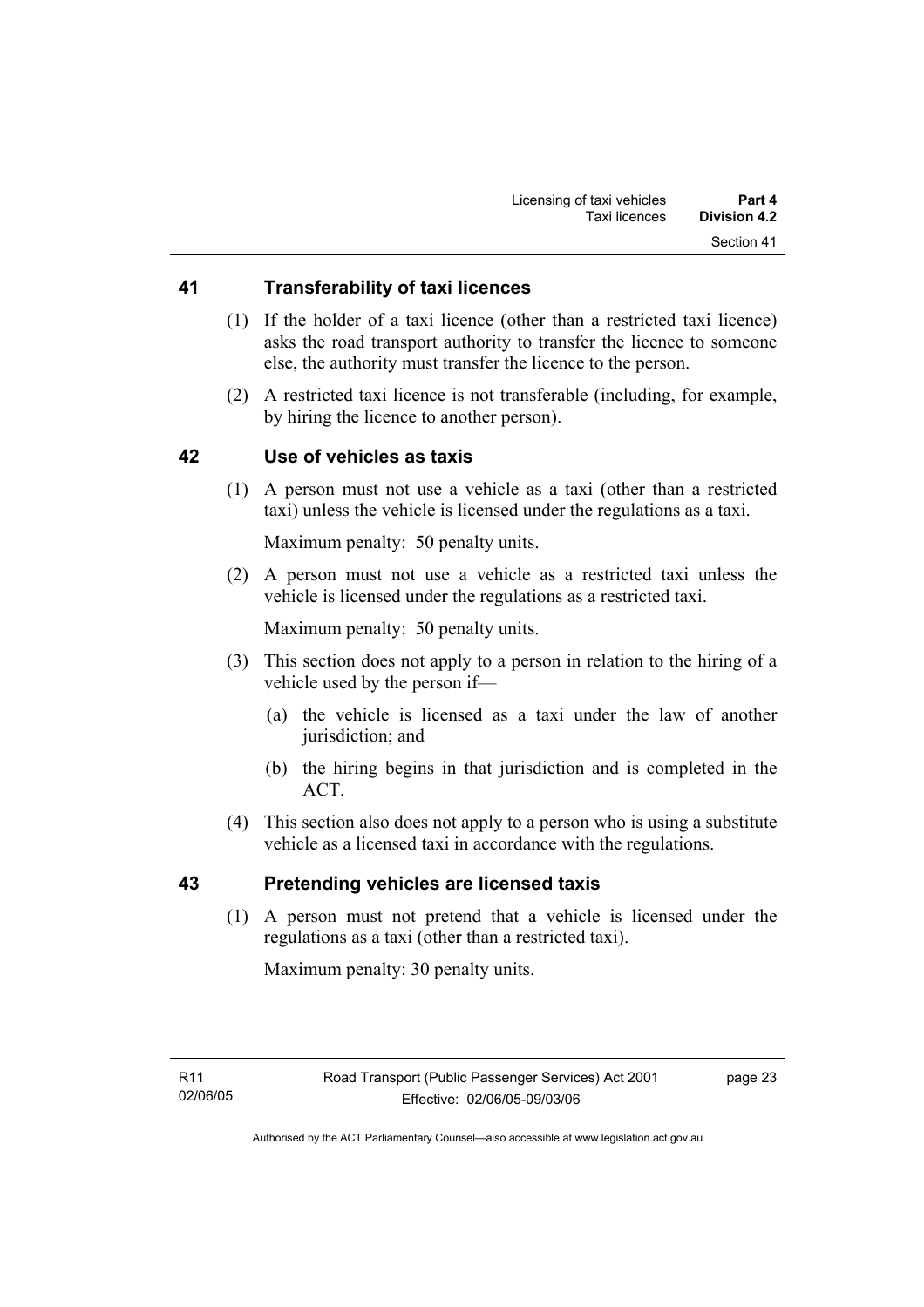## 41 Transferability of taxi licences

(1) If the holder of a taxi licence (other than a restricted taxi licence) asks the road transport authority to transfer the licence to someone else, the authority must transfer the licence to the person.

(2) A restricted taxi licence is not transferable (including, for example, by hiring the licence to another person).

## 42 Use of vehicles as taxis

(1) A person must not use a vehicle as a taxi (other than a restricted taxi) unless the vehicle is licensed under the regulations as a taxi.

Maximum penalty: 50 penalty units.

(2) A person must not use a vehicle as a restricted taxi unless the vehicle is licensed under the regulations as a restricted taxi.

Maximum penalty: 50 penalty units.

(3) This section does not apply to a person in relation to the hiring of a vehicle used by the person if—

(a) the vehicle is licensed as a taxi under the law of another jurisdiction; and

(b) the hiring begins in that jurisdiction and is completed in the ACT.

(4) This section also does not apply to a person who is using a substitute vehicle as a licensed taxi in accordance with the regulations.

## 43 Pretending vehicles are licensed taxis

(1) A person must not pretend that a vehicle is licensed under the regulations as a taxi (other than a restricted taxi).

Maximum penalty: 30 penalty units.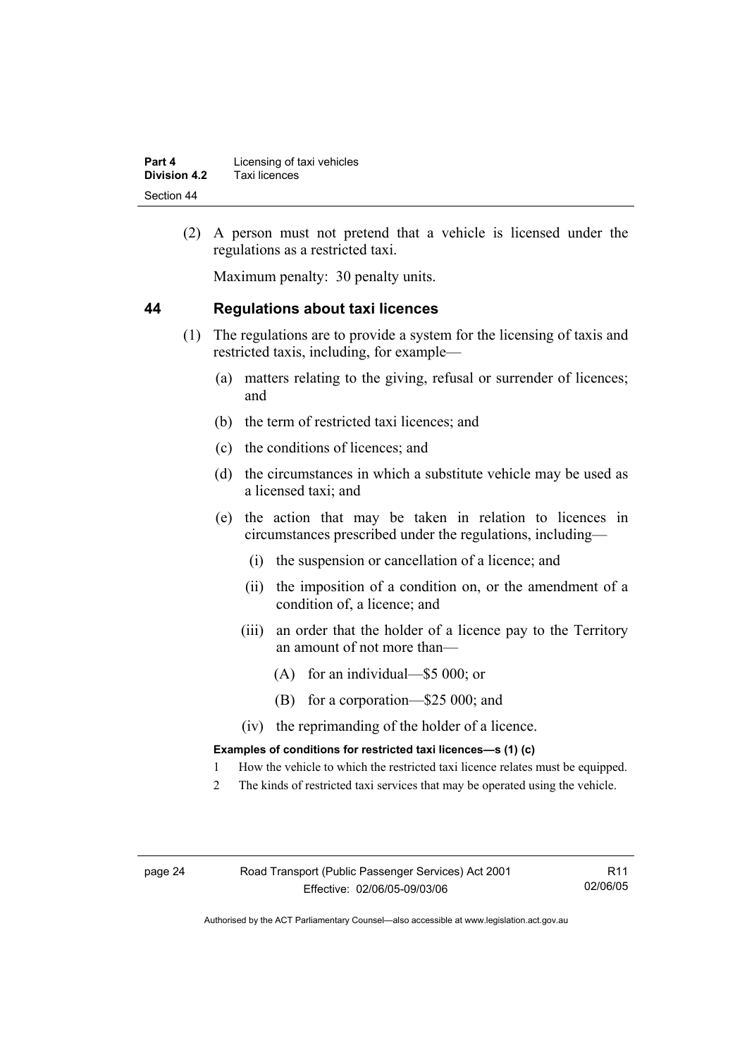(2) A person must not pretend that a vehicle is licensed under the regulations as a restricted taxi.

Maximum penalty: 30 penalty units.

## 44 Regulations about taxi licences

(1) The regulations are to provide a system for the licensing of taxis and restricted taxis, including, for example—

(a) matters relating to the giving, refusal or surrender of licences; and

(b) the term of restricted taxi licences; and

(c) the conditions of licences; and

(d) the circumstances in which a substitute vehicle may be used as a licensed taxi; and

(e) the action that may be taken in relation to licences in circumstances prescribed under the regulations, including—

(i) the suspension or cancellation of a licence; and

(ii) the imposition of a condition on, or the amendment of a condition of, a licence; and

(iii) an order that the holder of a licence pay to the Territory an amount of not more than—

(A) for an individual—$5 000; or

(B) for a corporation—$25 000; and

(iv) the reprimanding of the holder of a licence.

**Examples of conditions for restricted taxi licences—s (1) (c)**

1 How the vehicle to which the restricted taxi licence relates must be equipped.

2 The kinds of restricted taxi services that may be operated using the vehicle.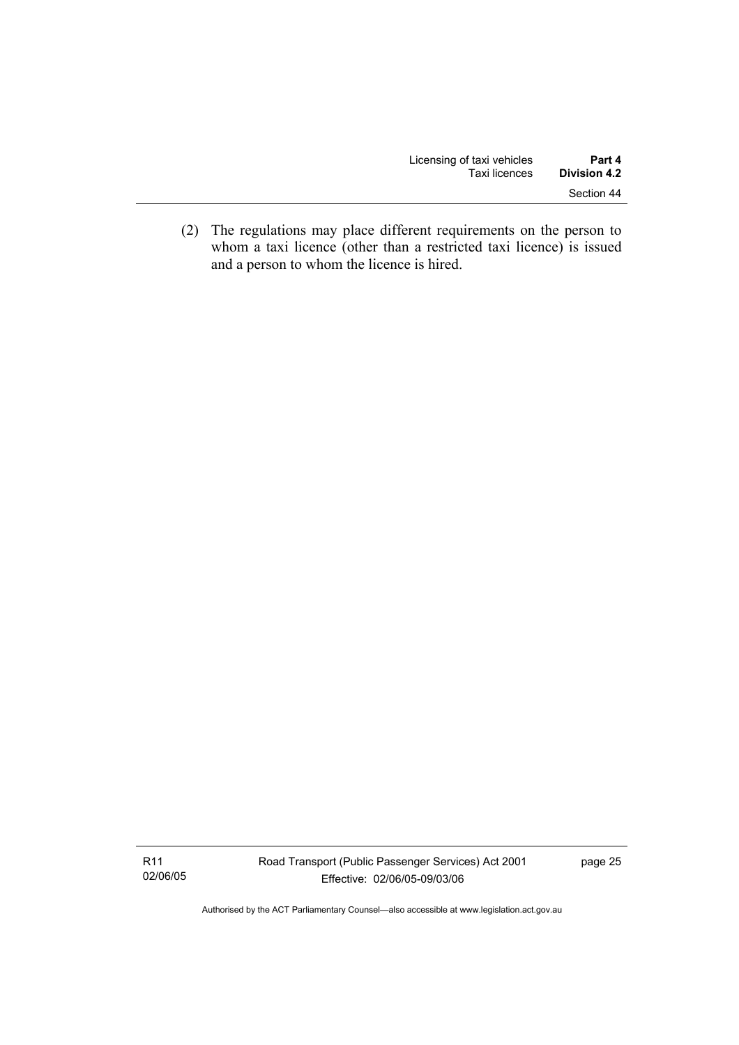(2) The regulations may place different requirements on the person to whom a taxi licence (other than a restricted taxi licence) is issued and a person to whom the licence is hired.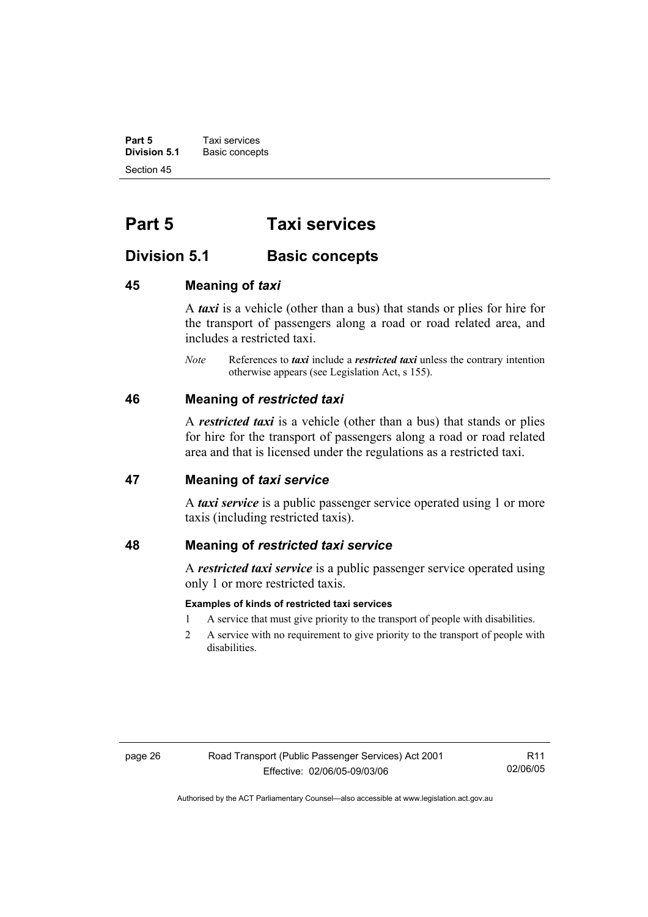# Part 5 Taxi services

## Division 5.1 Basic concepts

### 45 Meaning of *taxi*

A ***taxi*** is a vehicle (other than a bus) that stands or plies for hire for the transport of passengers along a road or road related area, and includes a restricted taxi.

*Note* References to ***taxi*** include a ***restricted taxi*** unless the contrary intention otherwise appears (see Legislation Act, s 155).

### 46 Meaning of *restricted taxi*

A ***restricted taxi*** is a vehicle (other than a bus) that stands or plies for hire for the transport of passengers along a road or road related area and that is licensed under the regulations as a restricted taxi.

### 47 Meaning of *taxi service*

A ***taxi service*** is a public passenger service operated using 1 or more taxis (including restricted taxis).

### 48 Meaning of *restricted taxi service*

A ***restricted taxi service*** is a public passenger service operated using only 1 or more restricted taxis.

**Examples of kinds of restricted taxi services**

1 A service that must give priority to the transport of people with disabilities.

2 A service with no requirement to give priority to the transport of people with disabilities.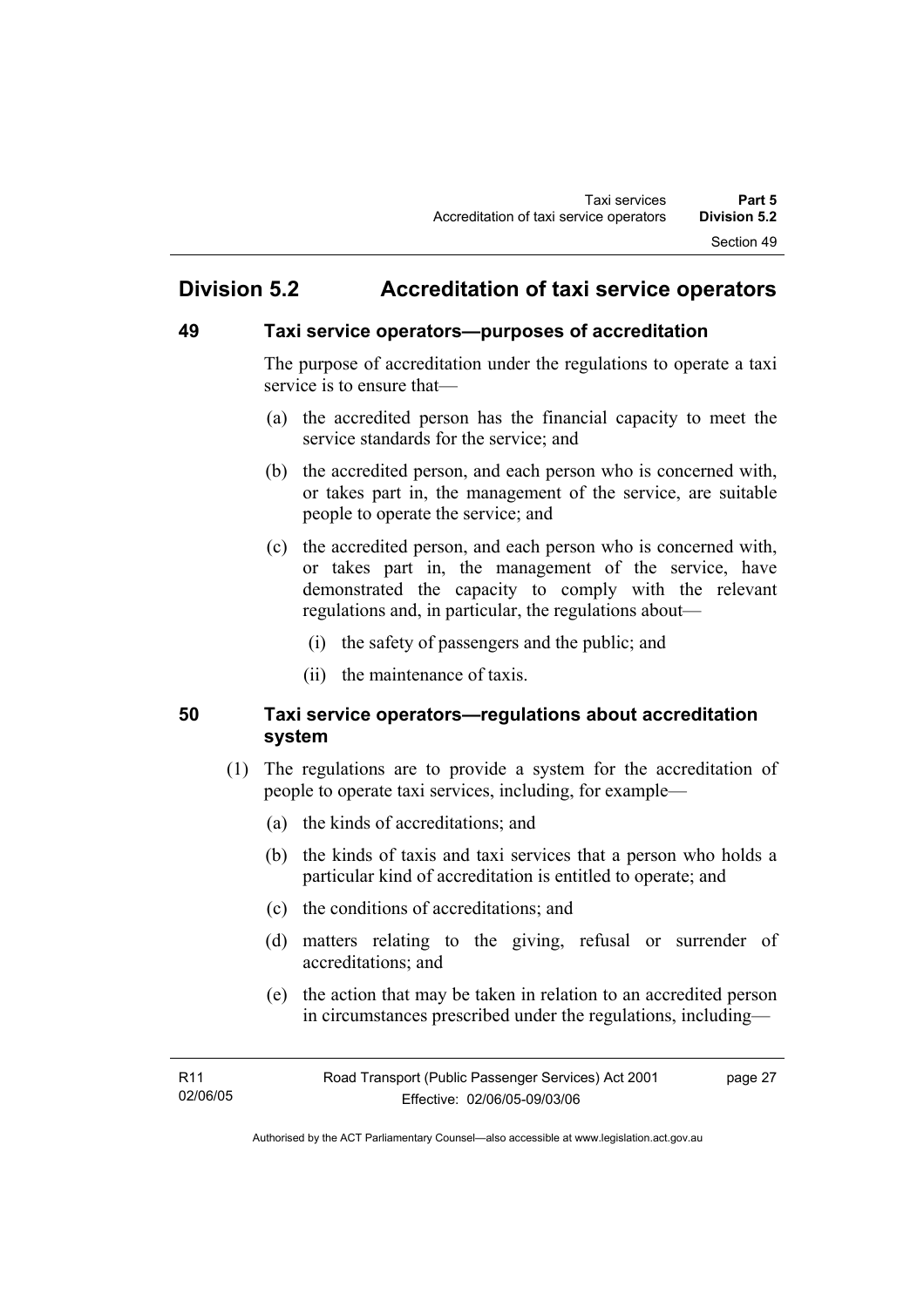## Division 5.2 Accreditation of taxi service operators

### 49 Taxi service operators—purposes of accreditation

The purpose of accreditation under the regulations to operate a taxi service is to ensure that—

(a) the accredited person has the financial capacity to meet the service standards for the service; and

(b) the accredited person, and each person who is concerned with, or takes part in, the management of the service, are suitable people to operate the service; and

(c) the accredited person, and each person who is concerned with, or takes part in, the management of the service, have demonstrated the capacity to comply with the relevant regulations and, in particular, the regulations about—

(i) the safety of passengers and the public; and

(ii) the maintenance of taxis.

### 50 Taxi service operators—regulations about accreditation system

(1) The regulations are to provide a system for the accreditation of people to operate taxi services, including, for example—

(a) the kinds of accreditations; and

(b) the kinds of taxis and taxi services that a person who holds a particular kind of accreditation is entitled to operate; and

(c) the conditions of accreditations; and

(d) matters relating to the giving, refusal or surrender of accreditations; and

(e) the action that may be taken in relation to an accredited person in circumstances prescribed under the regulations, including—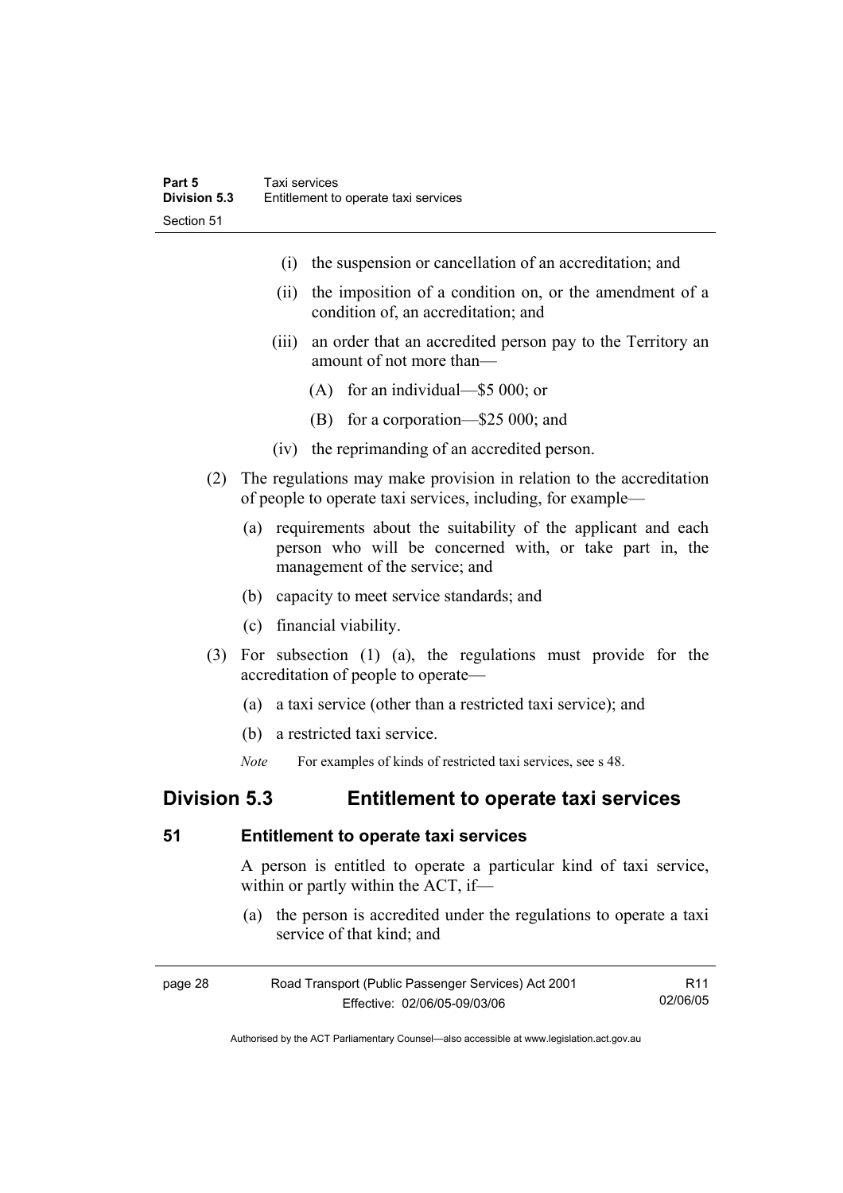(i) the suspension or cancellation of an accreditation; and

(ii) the imposition of a condition on, or the amendment of a condition of, an accreditation; and

(iii) an order that an accredited person pay to the Territory an amount of not more than—

(A) for an individual—$5 000; or

(B) for a corporation—$25 000; and

(iv) the reprimanding of an accredited person.

(2) The regulations may make provision in relation to the accreditation of people to operate taxi services, including, for example—

(a) requirements about the suitability of the applicant and each person who will be concerned with, or take part in, the management of the service; and

(b) capacity to meet service standards; and

(c) financial viability.

(3) For subsection (1) (a), the regulations must provide for the accreditation of people to operate—

(a) a taxi service (other than a restricted taxi service); and

(b) a restricted taxi service.

*Note* For examples of kinds of restricted taxi services, see s 48.

## Division 5.3 Entitlement to operate taxi services

### 51 Entitlement to operate taxi services

A person is entitled to operate a particular kind of taxi service, within or partly within the ACT, if—

(a) the person is accredited under the regulations to operate a taxi service of that kind; and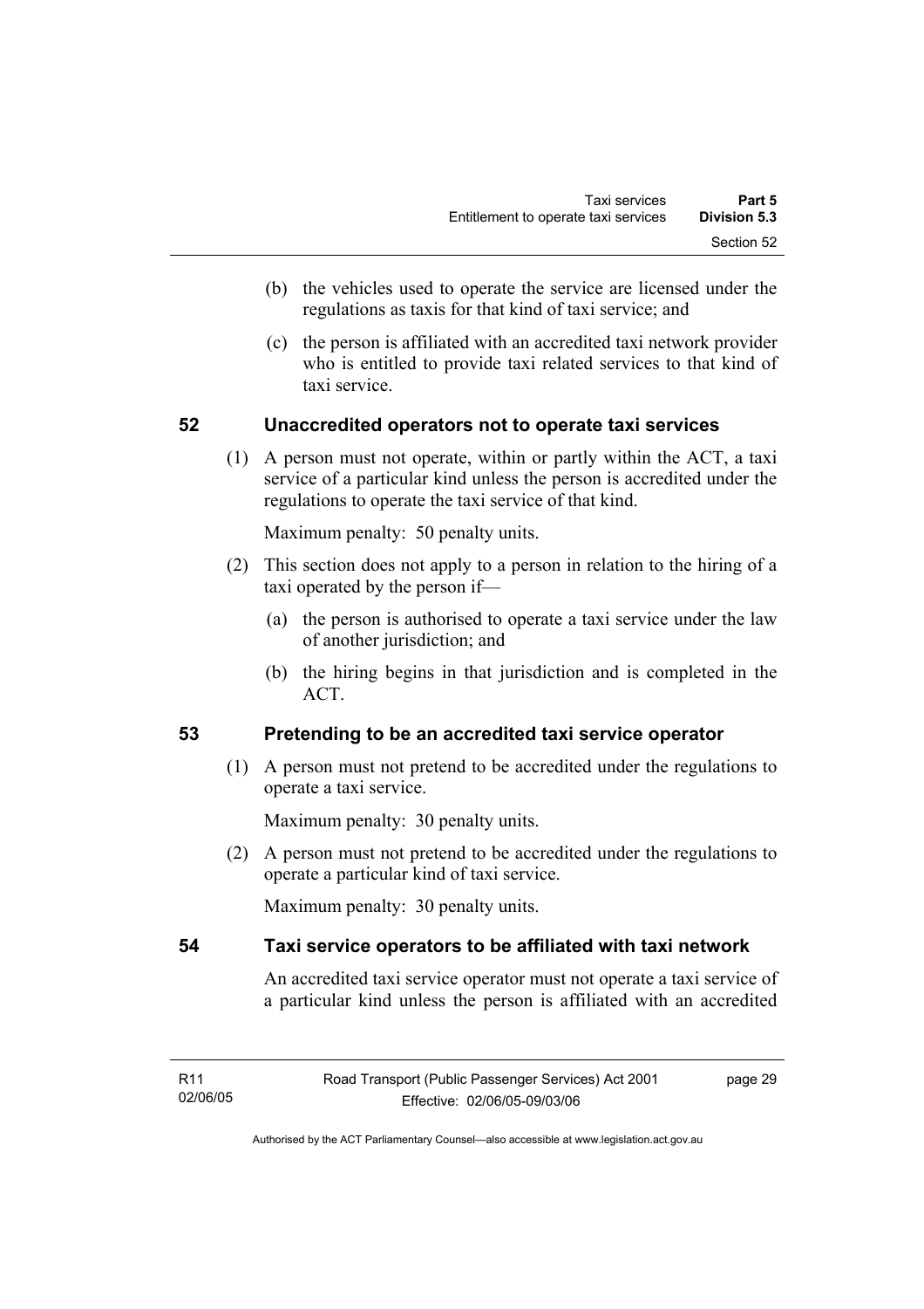(b) the vehicles used to operate the service are licensed under the regulations as taxis for that kind of taxi service; and

(c) the person is affiliated with an accredited taxi network provider who is entitled to provide taxi related services to that kind of taxi service.

## 52 Unaccredited operators not to operate taxi services

(1) A person must not operate, within or partly within the ACT, a taxi service of a particular kind unless the person is accredited under the regulations to operate the taxi service of that kind.

Maximum penalty: 50 penalty units.

(2) This section does not apply to a person in relation to the hiring of a taxi operated by the person if—

(a) the person is authorised to operate a taxi service under the law of another jurisdiction; and

(b) the hiring begins in that jurisdiction and is completed in the ACT.

## 53 Pretending to be an accredited taxi service operator

(1) A person must not pretend to be accredited under the regulations to operate a taxi service.

Maximum penalty: 30 penalty units.

(2) A person must not pretend to be accredited under the regulations to operate a particular kind of taxi service.

Maximum penalty: 30 penalty units.

## 54 Taxi service operators to be affiliated with taxi network

An accredited taxi service operator must not operate a taxi service of a particular kind unless the person is affiliated with an accredited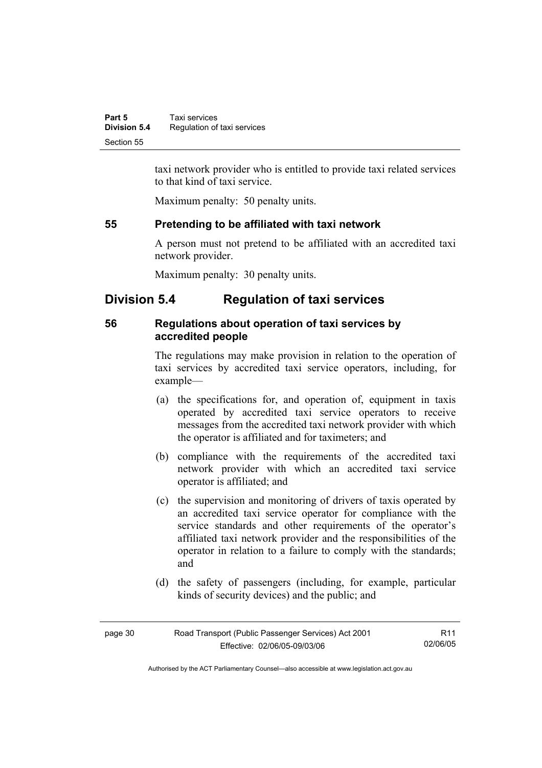taxi network provider who is entitled to provide taxi related services to that kind of taxi service.

Maximum penalty: 50 penalty units.

### 55 Pretending to be affiliated with taxi network

A person must not pretend to be affiliated with an accredited taxi network provider.

Maximum penalty: 30 penalty units.

## Division 5.4 Regulation of taxi services

### 56 Regulations about operation of taxi services by accredited people

The regulations may make provision in relation to the operation of taxi services by accredited taxi service operators, including, for example—

(a) the specifications for, and operation of, equipment in taxis operated by accredited taxi service operators to receive messages from the accredited taxi network provider with which the operator is affiliated and for taximeters; and

(b) compliance with the requirements of the accredited taxi network provider with which an accredited taxi service operator is affiliated; and

(c) the supervision and monitoring of drivers of taxis operated by an accredited taxi service operator for compliance with the service standards and other requirements of the operator's affiliated taxi network provider and the responsibilities of the operator in relation to a failure to comply with the standards; and

(d) the safety of passengers (including, for example, particular kinds of security devices) and the public; and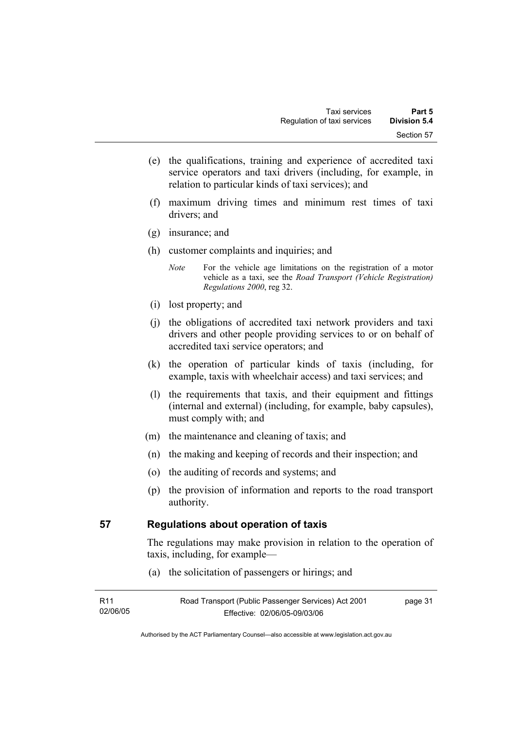(e) the qualifications, training and experience of accredited taxi service operators and taxi drivers (including, for example, in relation to particular kinds of taxi services); and

(f) maximum driving times and minimum rest times of taxi drivers; and

(g) insurance; and

(h) customer complaints and inquiries; and

*Note* For the vehicle age limitations on the registration of a motor vehicle as a taxi, see the *Road Transport (Vehicle Registration) Regulations 2000*, reg 32.

(i) lost property; and

(j) the obligations of accredited taxi network providers and taxi drivers and other people providing services to or on behalf of accredited taxi service operators; and

(k) the operation of particular kinds of taxis (including, for example, taxis with wheelchair access) and taxi services; and

(l) the requirements that taxis, and their equipment and fittings (internal and external) (including, for example, baby capsules), must comply with; and

(m) the maintenance and cleaning of taxis; and

(n) the making and keeping of records and their inspection; and

(o) the auditing of records and systems; and

(p) the provision of information and reports to the road transport authority.

## 57 Regulations about operation of taxis

The regulations may make provision in relation to the operation of taxis, including, for example—

(a) the solicitation of passengers or hirings; and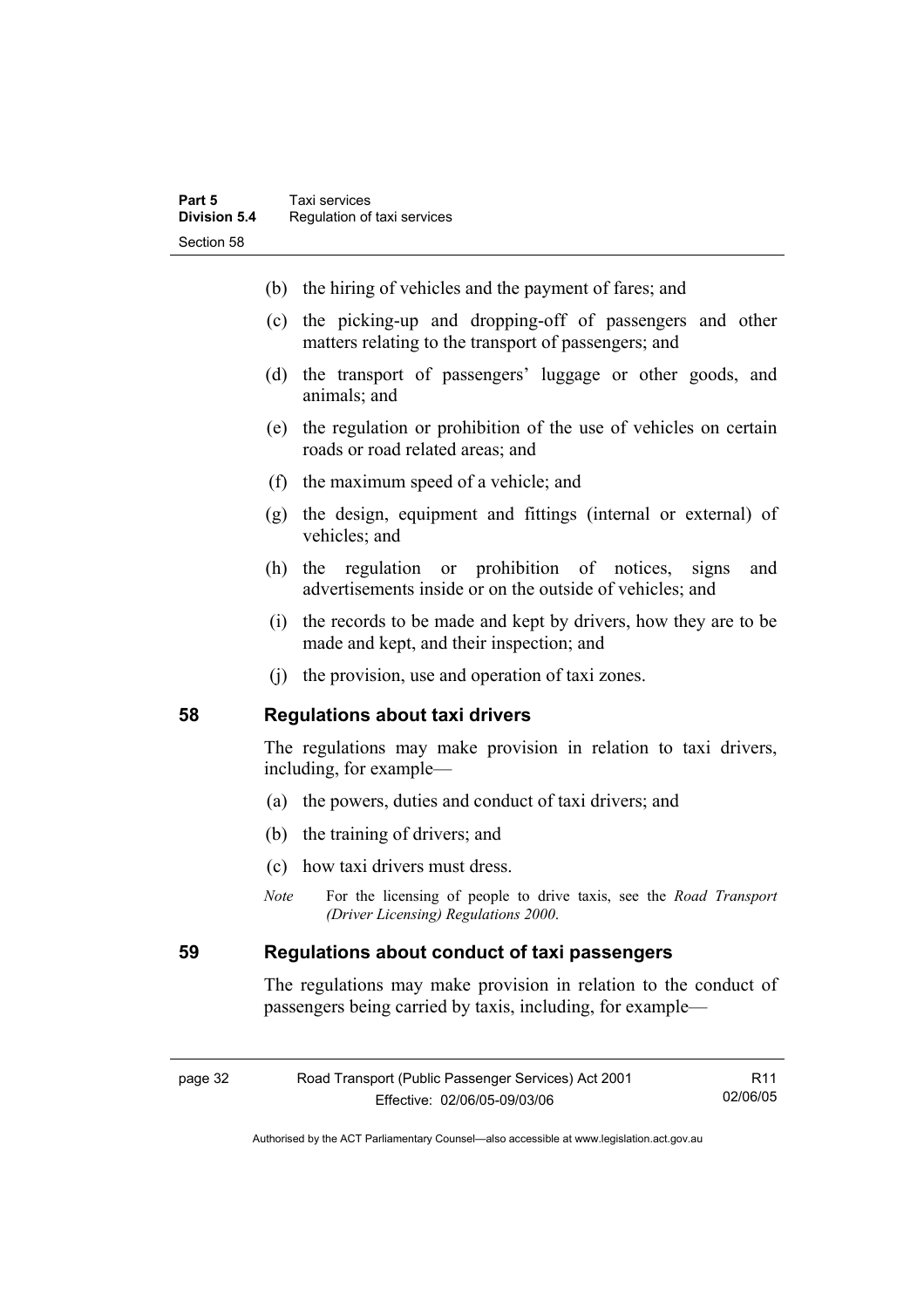(b) the hiring of vehicles and the payment of fares; and

(c) the picking-up and dropping-off of passengers and other matters relating to the transport of passengers; and

(d) the transport of passengers' luggage or other goods, and animals; and

(e) the regulation or prohibition of the use of vehicles on certain roads or road related areas; and

(f) the maximum speed of a vehicle; and

(g) the design, equipment and fittings (internal or external) of vehicles; and

(h) the regulation or prohibition of notices, signs and advertisements inside or on the outside of vehicles; and

(i) the records to be made and kept by drivers, how they are to be made and kept, and their inspection; and

(j) the provision, use and operation of taxi zones.

## 58 Regulations about taxi drivers

The regulations may make provision in relation to taxi drivers, including, for example—

(a) the powers, duties and conduct of taxi drivers; and

(b) the training of drivers; and

(c) how taxi drivers must dress.

*Note* For the licensing of people to drive taxis, see the *Road Transport (Driver Licensing) Regulations 2000*.

## 59 Regulations about conduct of taxi passengers

The regulations may make provision in relation to the conduct of passengers being carried by taxis, including, for example—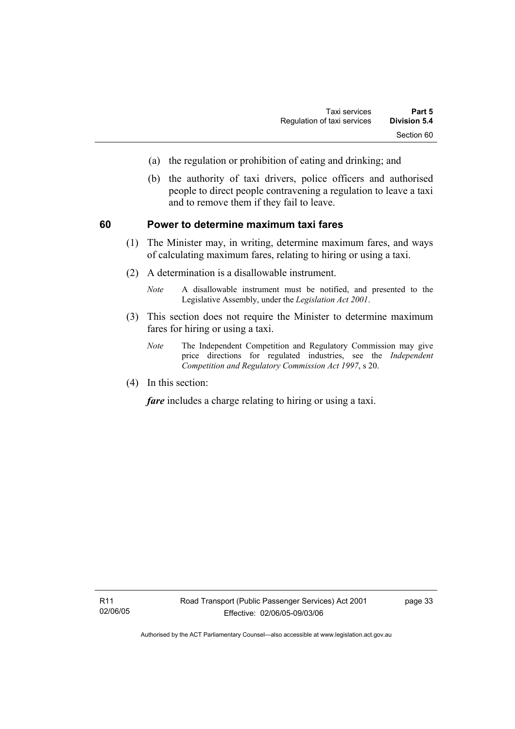(a) the regulation or prohibition of eating and drinking; and

(b) the authority of taxi drivers, police officers and authorised people to direct people contravening a regulation to leave a taxi and to remove them if they fail to leave.

## 60 Power to determine maximum taxi fares

(1) The Minister may, in writing, determine maximum fares, and ways of calculating maximum fares, relating to hiring or using a taxi.

(2) A determination is a disallowable instrument.

*Note* A disallowable instrument must be notified, and presented to the Legislative Assembly, under the *Legislation Act 2001*.

(3) This section does not require the Minister to determine maximum fares for hiring or using a taxi.

*Note* The Independent Competition and Regulatory Commission may give price directions for regulated industries, see the *Independent Competition and Regulatory Commission Act 1997*, s 20.

(4) In this section:

***fare*** includes a charge relating to hiring or using a taxi.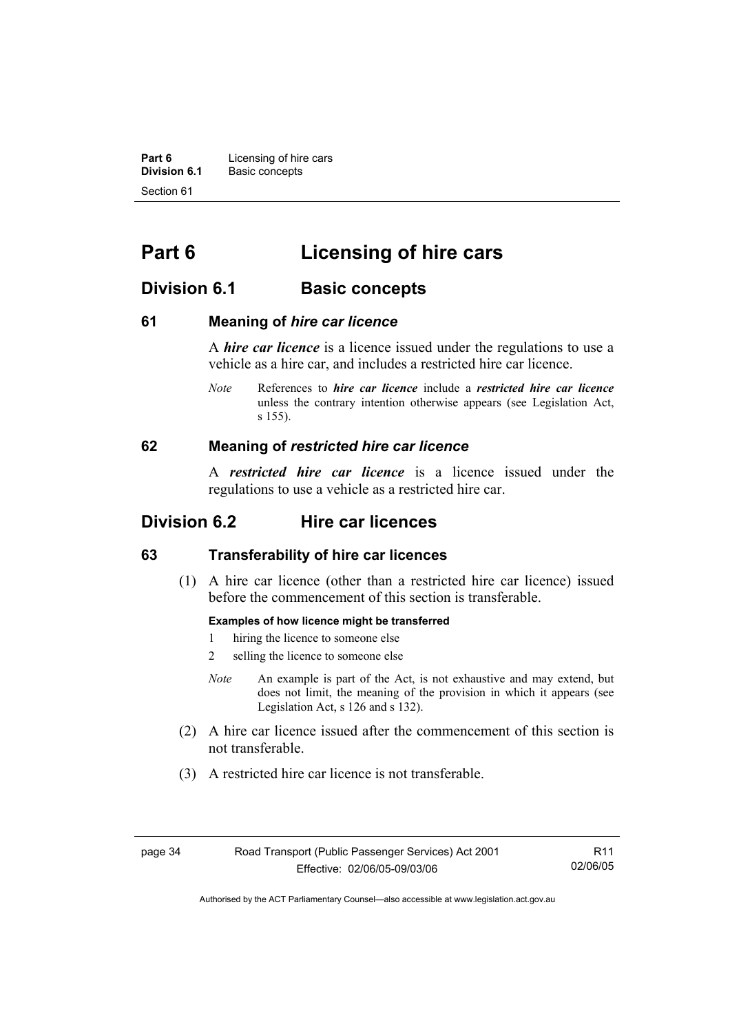# Part 6 Licensing of hire cars

## Division 6.1 Basic concepts

### 61 Meaning of *hire car licence*

A ***hire car licence*** is a licence issued under the regulations to use a vehicle as a hire car, and includes a restricted hire car licence.

*Note* References to ***hire car licence*** include a ***restricted hire car licence*** unless the contrary intention otherwise appears (see Legislation Act, s 155).

### 62 Meaning of *restricted hire car licence*

A ***restricted hire car licence*** is a licence issued under the regulations to use a vehicle as a restricted hire car.

## Division 6.2 Hire car licences

### 63 Transferability of hire car licences

(1) A hire car licence (other than a restricted hire car licence) issued before the commencement of this section is transferable.

**Examples of how licence might be transferred**

1 hiring the licence to someone else

2 selling the licence to someone else

*Note* An example is part of the Act, is not exhaustive and may extend, but does not limit, the meaning of the provision in which it appears (see Legislation Act, s 126 and s 132).

(2) A hire car licence issued after the commencement of this section is not transferable.

(3) A restricted hire car licence is not transferable.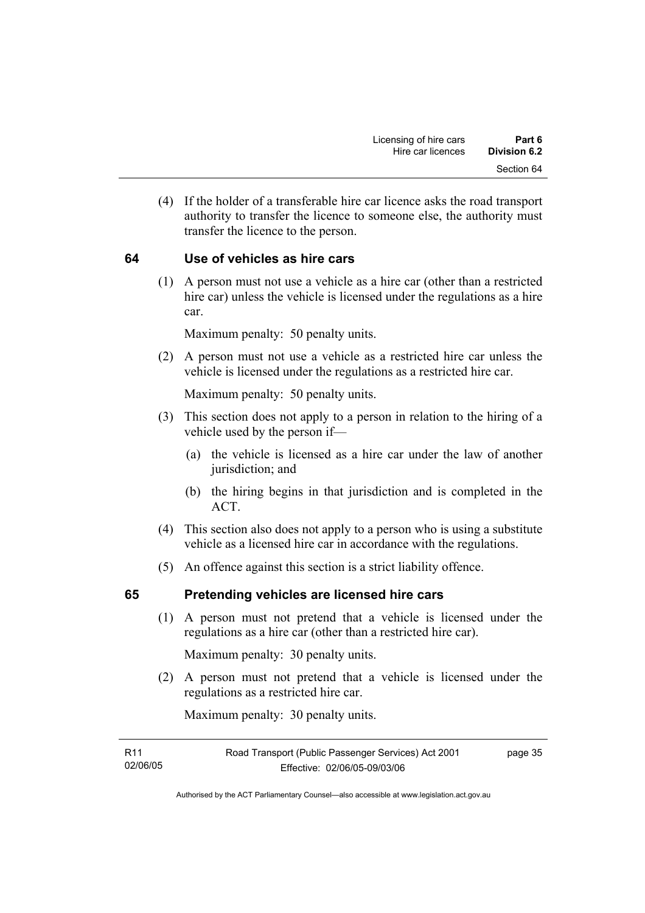(4) If the holder of a transferable hire car licence asks the road transport authority to transfer the licence to someone else, the authority must transfer the licence to the person.

## 64 Use of vehicles as hire cars

(1) A person must not use a vehicle as a hire car (other than a restricted hire car) unless the vehicle is licensed under the regulations as a hire car.

Maximum penalty: 50 penalty units.

(2) A person must not use a vehicle as a restricted hire car unless the vehicle is licensed under the regulations as a restricted hire car.

Maximum penalty: 50 penalty units.

(3) This section does not apply to a person in relation to the hiring of a vehicle used by the person if—

   (a) the vehicle is licensed as a hire car under the law of another jurisdiction; and

   (b) the hiring begins in that jurisdiction and is completed in the ACT.

(4) This section also does not apply to a person who is using a substitute vehicle as a licensed hire car in accordance with the regulations.

(5) An offence against this section is a strict liability offence.

## 65 Pretending vehicles are licensed hire cars

(1) A person must not pretend that a vehicle is licensed under the regulations as a hire car (other than a restricted hire car).

Maximum penalty: 30 penalty units.

(2) A person must not pretend that a vehicle is licensed under the regulations as a restricted hire car.

Maximum penalty: 30 penalty units.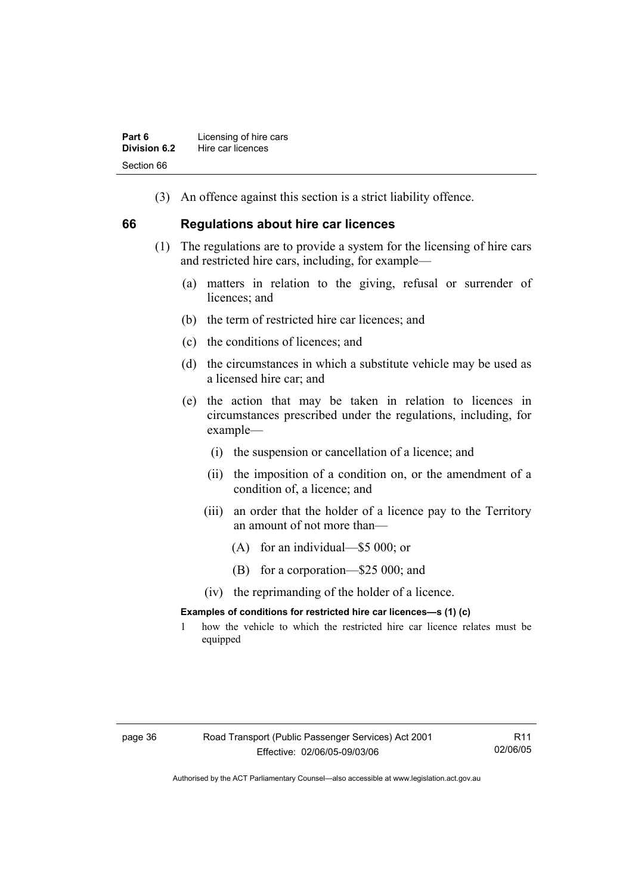(3) An offence against this section is a strict liability offence.

## 66 Regulations about hire car licences

(1) The regulations are to provide a system for the licensing of hire cars and restricted hire cars, including, for example—

(a) matters in relation to the giving, refusal or surrender of licences; and

(b) the term of restricted hire car licences; and

(c) the conditions of licences; and

(d) the circumstances in which a substitute vehicle may be used as a licensed hire car; and

(e) the action that may be taken in relation to licences in circumstances prescribed under the regulations, including, for example—

(i) the suspension or cancellation of a licence; and

(ii) the imposition of a condition on, or the amendment of a condition of, a licence; and

(iii) an order that the holder of a licence pay to the Territory an amount of not more than—

(A) for an individual—$5 000; or

(B) for a corporation—$25 000; and

(iv) the reprimanding of the holder of a licence.

**Examples of conditions for restricted hire car licences—s (1) (c)**

1 how the vehicle to which the restricted hire car licence relates must be equipped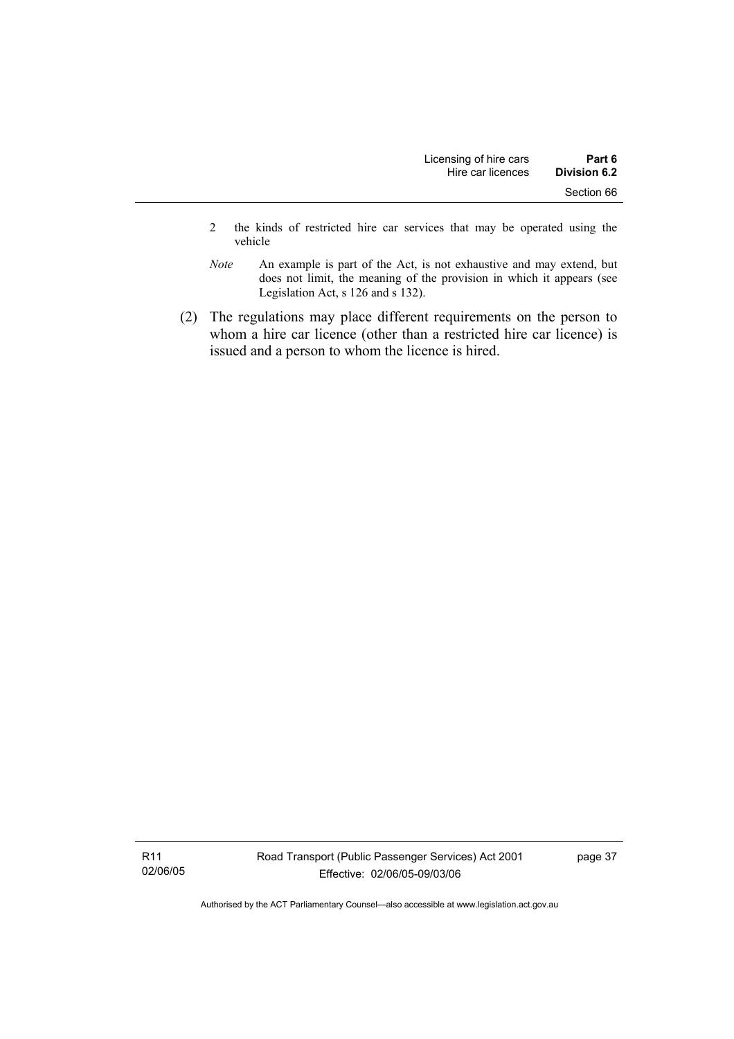2 the kinds of restricted hire car services that may be operated using the vehicle

*Note* An example is part of the Act, is not exhaustive and may extend, but does not limit, the meaning of the provision in which it appears (see Legislation Act, s 126 and s 132).

(2) The regulations may place different requirements on the person to whom a hire car licence (other than a restricted hire car licence) is issued and a person to whom the licence is hired.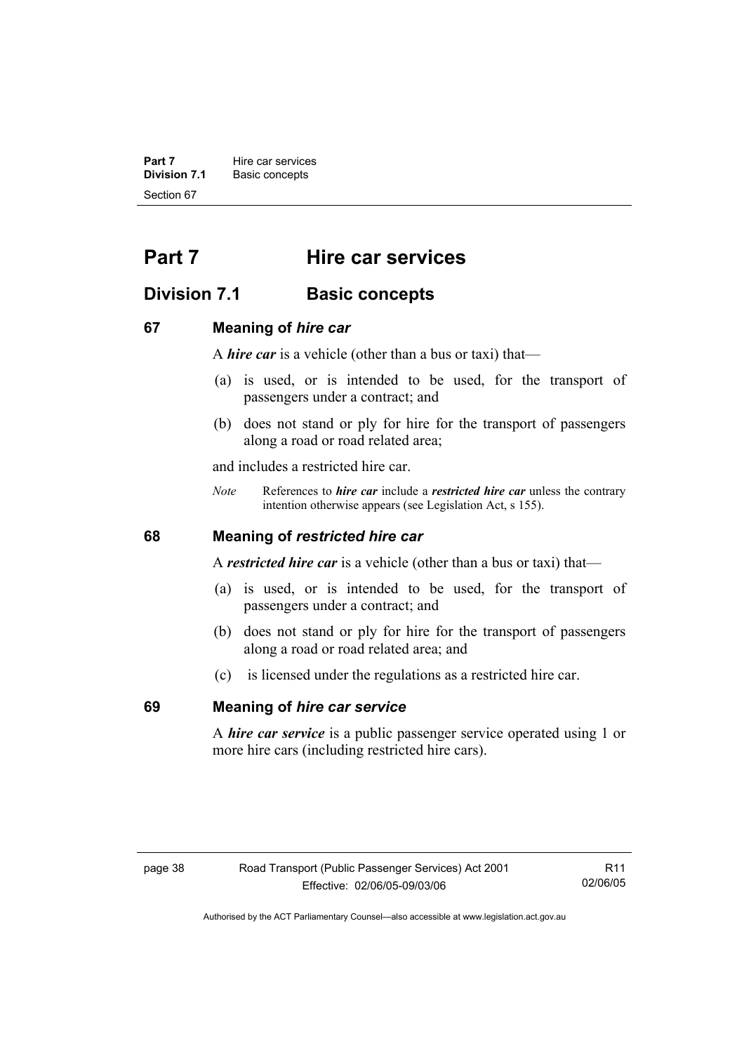# Part 7 Hire car services

## Division 7.1 Basic concepts

### 67 Meaning of *hire car*

A ***hire car*** is a vehicle (other than a bus or taxi) that—

(a) is used, or is intended to be used, for the transport of passengers under a contract; and

(b) does not stand or ply for hire for the transport of passengers along a road or road related area;

and includes a restricted hire car.

*Note* References to ***hire car*** include a ***restricted hire car*** unless the contrary intention otherwise appears (see Legislation Act, s 155).

### 68 Meaning of *restricted hire car*

A ***restricted hire car*** is a vehicle (other than a bus or taxi) that—

(a) is used, or is intended to be used, for the transport of passengers under a contract; and

(b) does not stand or ply for hire for the transport of passengers along a road or road related area; and

(c) is licensed under the regulations as a restricted hire car.

### 69 Meaning of *hire car service*

A ***hire car service*** is a public passenger service operated using 1 or more hire cars (including restricted hire cars).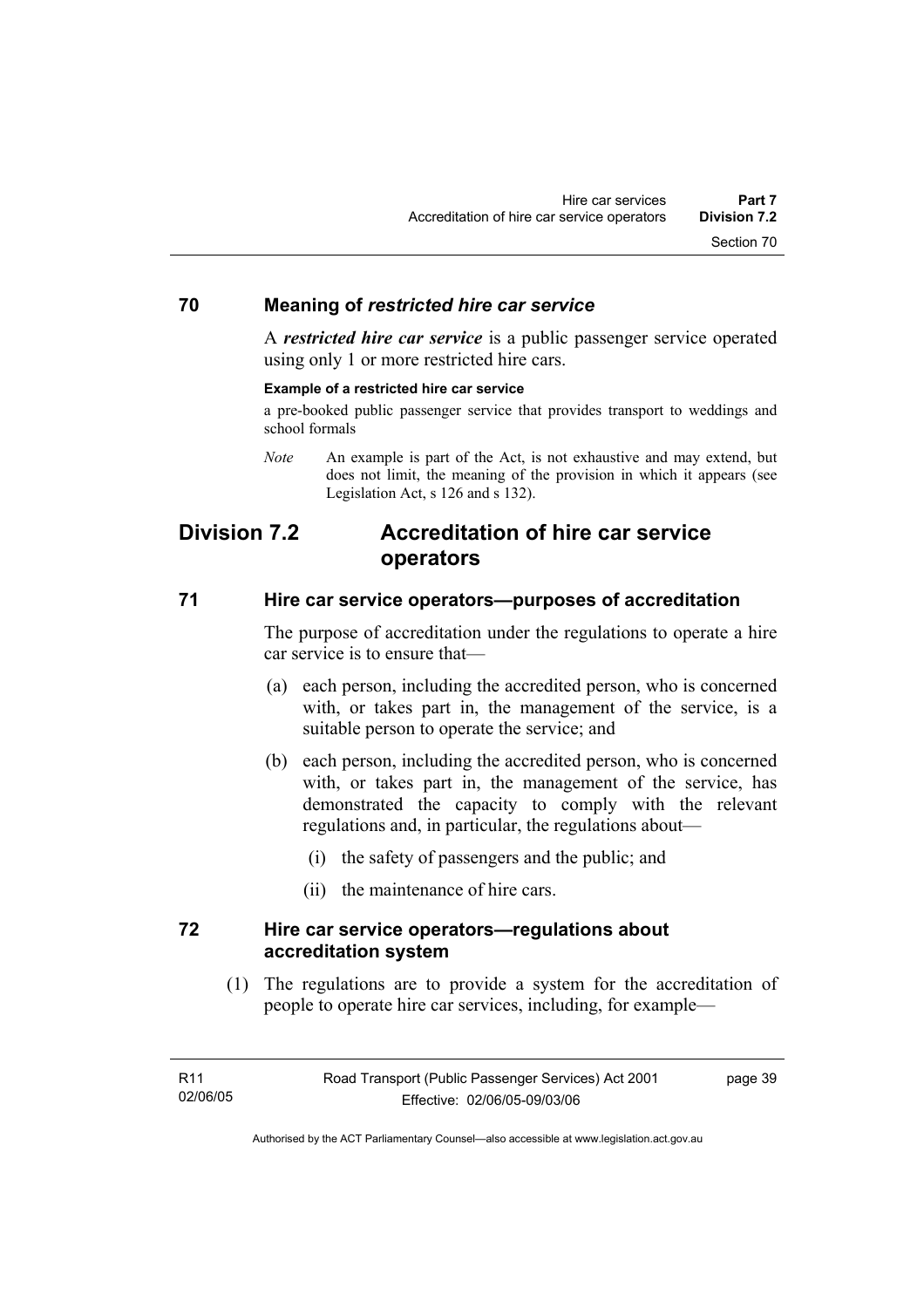## 70 Meaning of *restricted hire car service*

A ***restricted hire car service*** is a public passenger service operated using only 1 or more restricted hire cars.

**Example of a restricted hire car service**

a pre-booked public passenger service that provides transport to weddings and school formals

*Note* An example is part of the Act, is not exhaustive and may extend, but does not limit, the meaning of the provision in which it appears (see Legislation Act, s 126 and s 132).

# Division 7.2 Accreditation of hire car service operators

## 71 Hire car service operators—purposes of accreditation

The purpose of accreditation under the regulations to operate a hire car service is to ensure that—

(a) each person, including the accredited person, who is concerned with, or takes part in, the management of the service, is a suitable person to operate the service; and

(b) each person, including the accredited person, who is concerned with, or takes part in, the management of the service, has demonstrated the capacity to comply with the relevant regulations and, in particular, the regulations about—

(i) the safety of passengers and the public; and

(ii) the maintenance of hire cars.

## 72 Hire car service operators—regulations about accreditation system

(1) The regulations are to provide a system for the accreditation of people to operate hire car services, including, for example—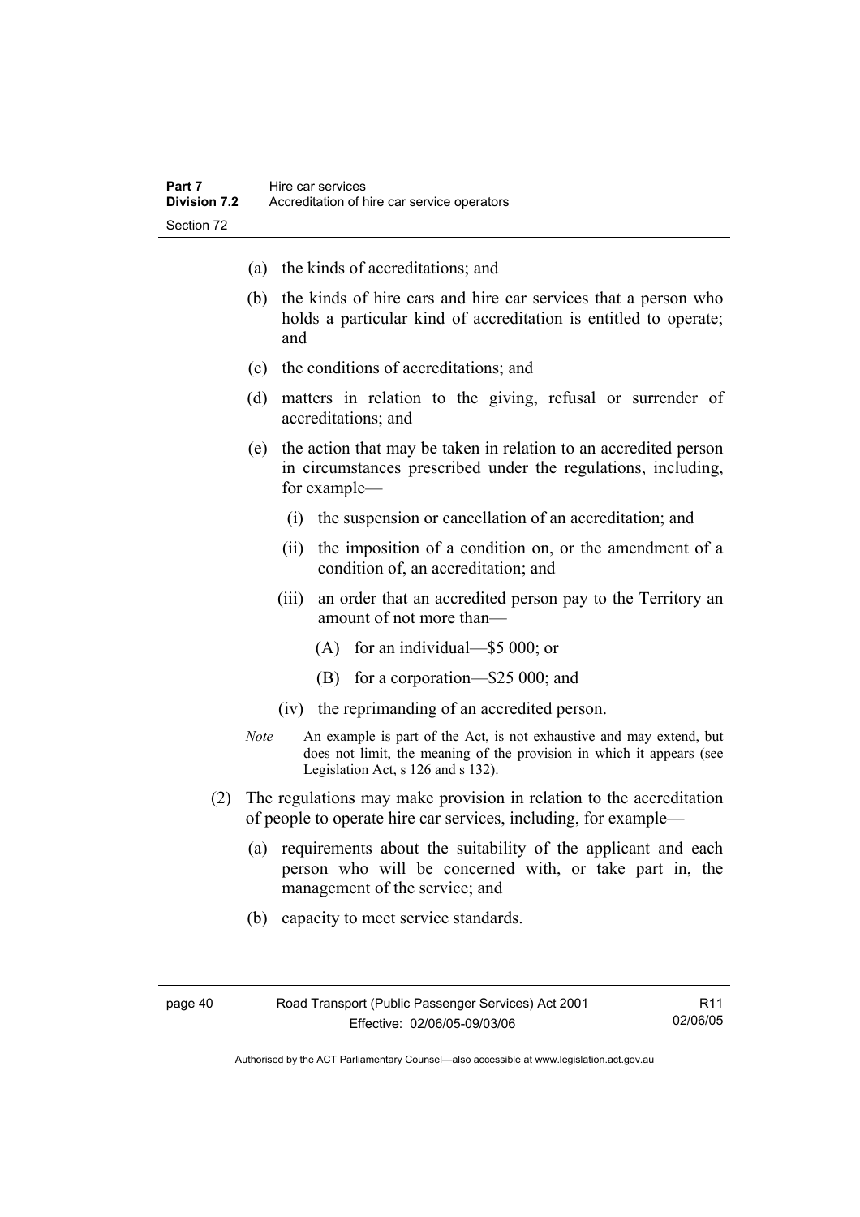(a) the kinds of accreditations; and

(b) the kinds of hire cars and hire car services that a person who holds a particular kind of accreditation is entitled to operate; and

(c) the conditions of accreditations; and

(d) matters in relation to the giving, refusal or surrender of accreditations; and

(e) the action that may be taken in relation to an accredited person in circumstances prescribed under the regulations, including, for example—

(i) the suspension or cancellation of an accreditation; and

(ii) the imposition of a condition on, or the amendment of a condition of, an accreditation; and

(iii) an order that an accredited person pay to the Territory an amount of not more than—

(A) for an individual—$5 000; or

(B) for a corporation—$25 000; and

(iv) the reprimanding of an accredited person.

*Note* An example is part of the Act, is not exhaustive and may extend, but does not limit, the meaning of the provision in which it appears (see Legislation Act, s 126 and s 132).

(2) The regulations may make provision in relation to the accreditation of people to operate hire car services, including, for example—

(a) requirements about the suitability of the applicant and each person who will be concerned with, or take part in, the management of the service; and

(b) capacity to meet service standards.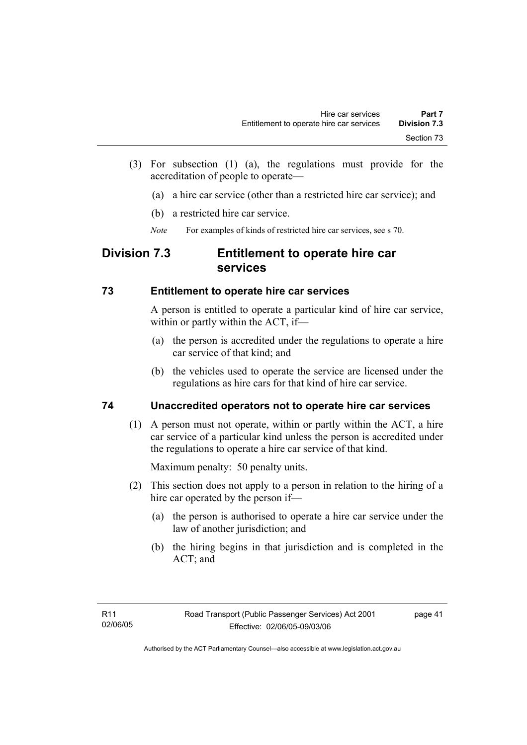(3) For subsection (1) (a), the regulations must provide for the accreditation of people to operate—

(a) a hire car service (other than a restricted hire car service); and

(b) a restricted hire car service.

*Note* For examples of kinds of restricted hire car services, see s 70.

## Division 7.3 Entitlement to operate hire car services

### 73 Entitlement to operate hire car services

A person is entitled to operate a particular kind of hire car service, within or partly within the ACT, if—

(a) the person is accredited under the regulations to operate a hire car service of that kind; and

(b) the vehicles used to operate the service are licensed under the regulations as hire cars for that kind of hire car service.

### 74 Unaccredited operators not to operate hire car services

(1) A person must not operate, within or partly within the ACT, a hire car service of a particular kind unless the person is accredited under the regulations to operate a hire car service of that kind.

Maximum penalty: 50 penalty units.

(2) This section does not apply to a person in relation to the hiring of a hire car operated by the person if—

(a) the person is authorised to operate a hire car service under the law of another jurisdiction; and

(b) the hiring begins in that jurisdiction and is completed in the ACT; and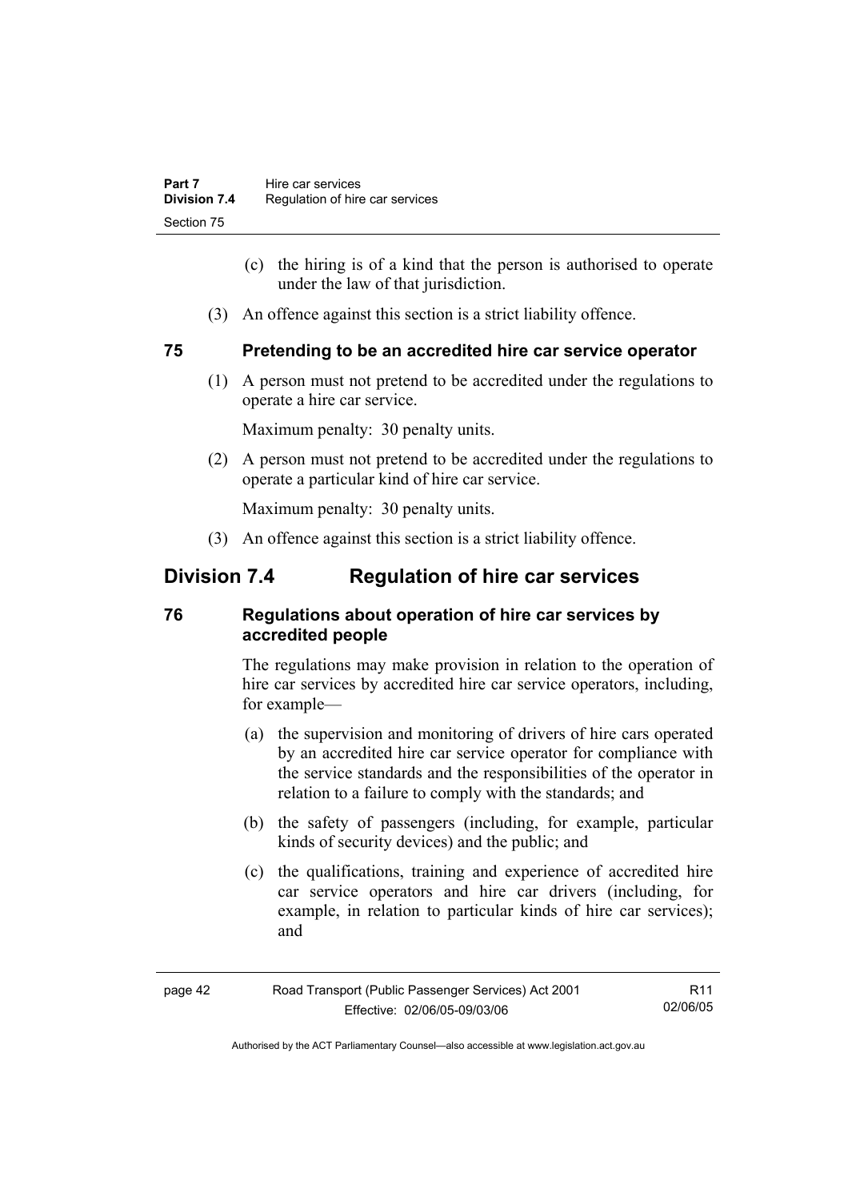(c) the hiring is of a kind that the person is authorised to operate under the law of that jurisdiction.

(3) An offence against this section is a strict liability offence.

### 75 Pretending to be an accredited hire car service operator

(1) A person must not pretend to be accredited under the regulations to operate a hire car service.

Maximum penalty: 30 penalty units.

(2) A person must not pretend to be accredited under the regulations to operate a particular kind of hire car service.

Maximum penalty: 30 penalty units.

(3) An offence against this section is a strict liability offence.

## Division 7.4 Regulation of hire car services

### 76 Regulations about operation of hire car services by accredited people

The regulations may make provision in relation to the operation of hire car services by accredited hire car service operators, including, for example—

(a) the supervision and monitoring of drivers of hire cars operated by an accredited hire car service operator for compliance with the service standards and the responsibilities of the operator in relation to a failure to comply with the standards; and

(b) the safety of passengers (including, for example, particular kinds of security devices) and the public; and

(c) the qualifications, training and experience of accredited hire car service operators and hire car drivers (including, for example, in relation to particular kinds of hire car services); and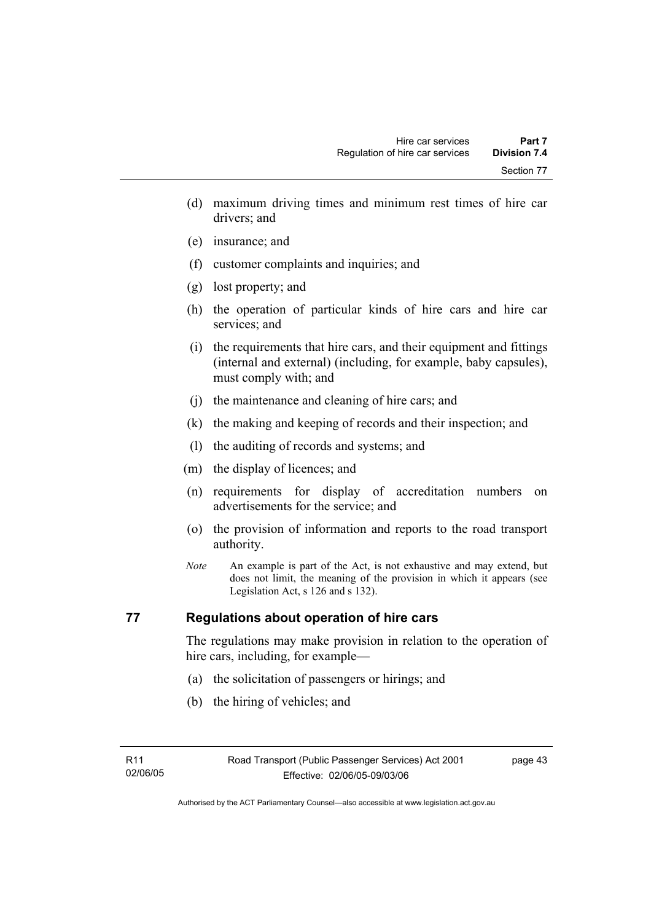(d) maximum driving times and minimum rest times of hire car drivers; and

(e) insurance; and

(f) customer complaints and inquiries; and

(g) lost property; and

(h) the operation of particular kinds of hire cars and hire car services; and

(i) the requirements that hire cars, and their equipment and fittings (internal and external) (including, for example, baby capsules), must comply with; and

(j) the maintenance and cleaning of hire cars; and

(k) the making and keeping of records and their inspection; and

(l) the auditing of records and systems; and

(m) the display of licences; and

(n) requirements for display of accreditation numbers on advertisements for the service; and

(o) the provision of information and reports to the road transport authority.

*Note* An example is part of the Act, is not exhaustive and may extend, but does not limit, the meaning of the provision in which it appears (see Legislation Act, s 126 and s 132).

## 77 Regulations about operation of hire cars

The regulations may make provision in relation to the operation of hire cars, including, for example—

(a) the solicitation of passengers or hirings; and

(b) the hiring of vehicles; and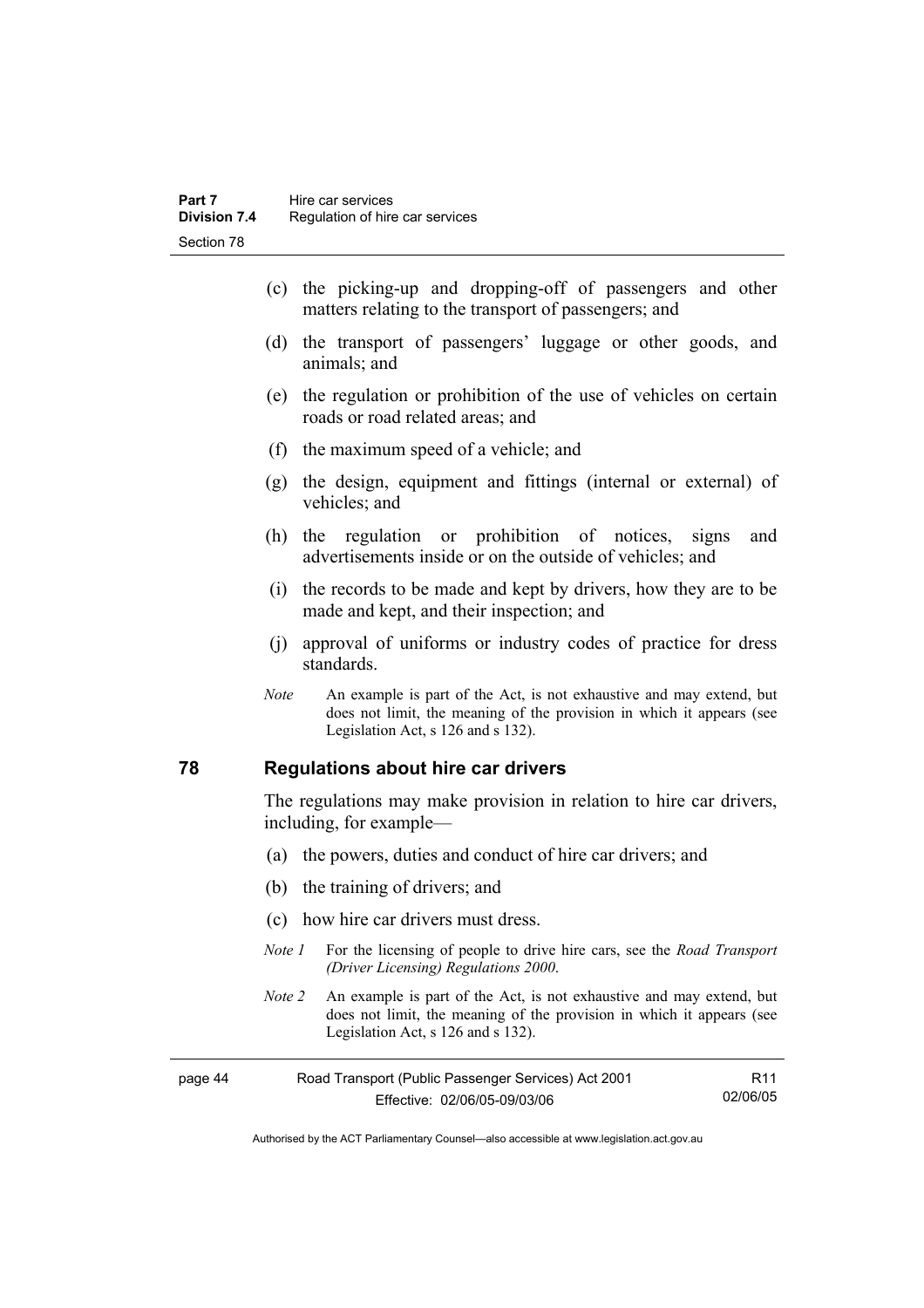(c) the picking-up and dropping-off of passengers and other matters relating to the transport of passengers; and

(d) the transport of passengers' luggage or other goods, and animals; and

(e) the regulation or prohibition of the use of vehicles on certain roads or road related areas; and

(f) the maximum speed of a vehicle; and

(g) the design, equipment and fittings (internal or external) of vehicles; and

(h) the regulation or prohibition of notices, signs and advertisements inside or on the outside of vehicles; and

(i) the records to be made and kept by drivers, how they are to be made and kept, and their inspection; and

(j) approval of uniforms or industry codes of practice for dress standards.

*Note* An example is part of the Act, is not exhaustive and may extend, but does not limit, the meaning of the provision in which it appears (see Legislation Act, s 126 and s 132).

## 78 Regulations about hire car drivers

The regulations may make provision in relation to hire car drivers, including, for example—

(a) the powers, duties and conduct of hire car drivers; and

(b) the training of drivers; and

(c) how hire car drivers must dress.

*Note 1* For the licensing of people to drive hire cars, see the *Road Transport (Driver Licensing) Regulations 2000*.

*Note 2* An example is part of the Act, is not exhaustive and may extend, but does not limit, the meaning of the provision in which it appears (see Legislation Act, s 126 and s 132).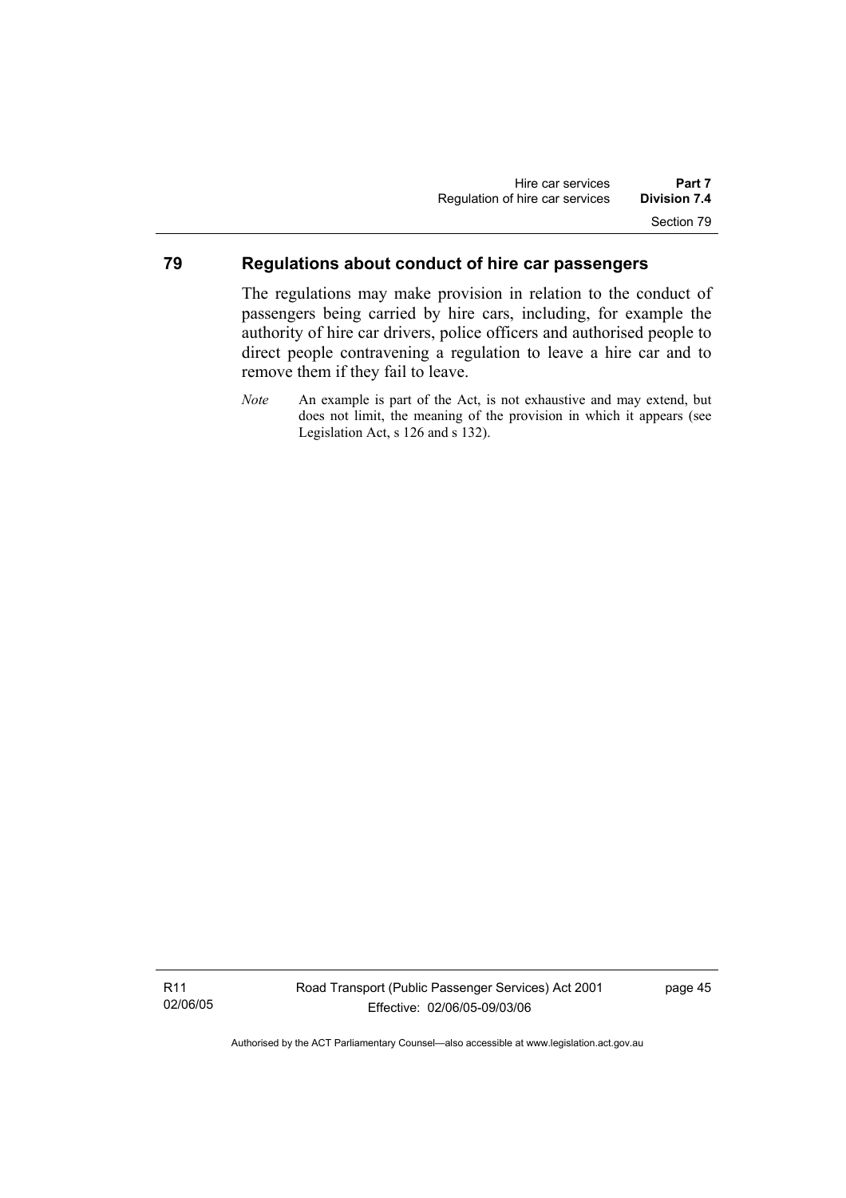## 79 Regulations about conduct of hire car passengers

The regulations may make provision in relation to the conduct of passengers being carried by hire cars, including, for example the authority of hire car drivers, police officers and authorised people to direct people contravening a regulation to leave a hire car and to remove them if they fail to leave.

*Note* An example is part of the Act, is not exhaustive and may extend, but does not limit, the meaning of the provision in which it appears (see Legislation Act, s 126 and s 132).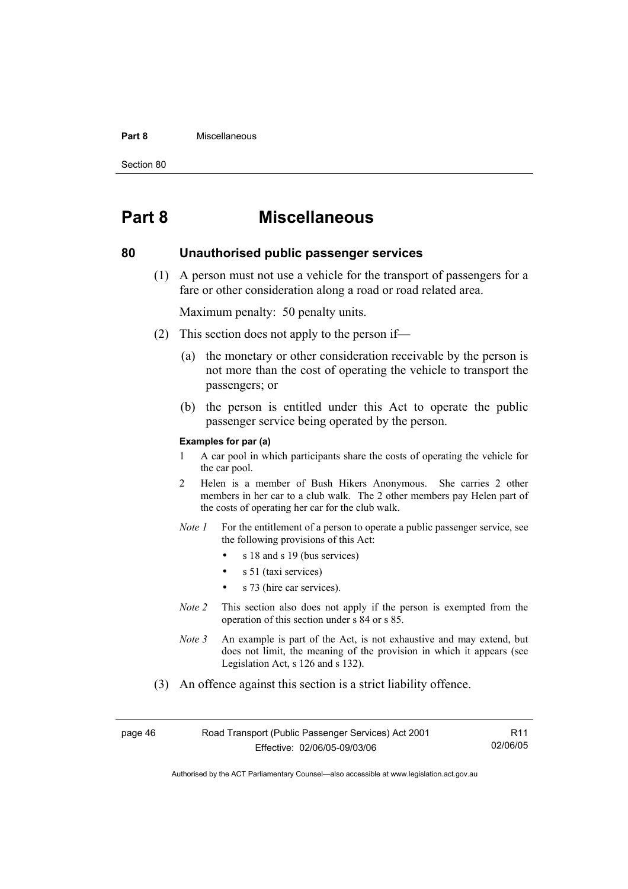# Part 8 Miscellaneous

## 80 Unauthorised public passenger services

(1) A person must not use a vehicle for the transport of passengers for a fare or other consideration along a road or road related area.

Maximum penalty: 50 penalty units.

(2) This section does not apply to the person if—

(a) the monetary or other consideration receivable by the person is not more than the cost of operating the vehicle to transport the passengers; or

(b) the person is entitled under this Act to operate the public passenger service being operated by the person.

**Examples for par (a)**

1 A car pool in which participants share the costs of operating the vehicle for the car pool.

2 Helen is a member of Bush Hikers Anonymous. She carries 2 other members in her car to a club walk. The 2 other members pay Helen part of the costs of operating her car for the club walk.

*Note 1* For the entitlement of a person to operate a public passenger service, see the following provisions of this Act:

- s 18 and s 19 (bus services)
- s 51 (taxi services)
- s 73 (hire car services).

*Note 2* This section also does not apply if the person is exempted from the operation of this section under s 84 or s 85.

*Note 3* An example is part of the Act, is not exhaustive and may extend, but does not limit, the meaning of the provision in which it appears (see Legislation Act, s 126 and s 132).

(3) An offence against this section is a strict liability offence.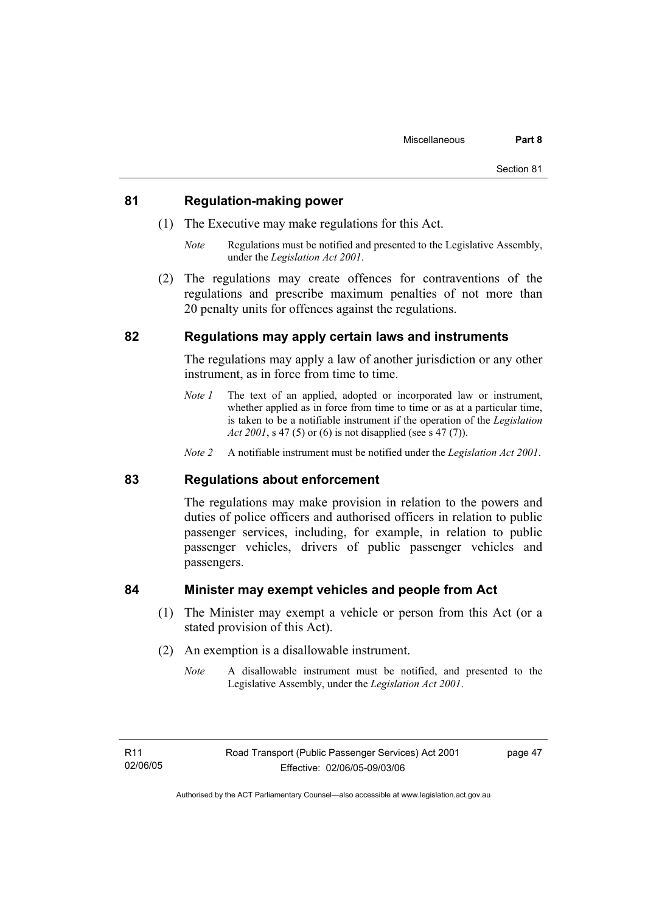## 81 Regulation-making power

(1) The Executive may make regulations for this Act.

*Note* Regulations must be notified and presented to the Legislative Assembly, under the *Legislation Act 2001*.

(2) The regulations may create offences for contraventions of the regulations and prescribe maximum penalties of not more than 20 penalty units for offences against the regulations.

## 82 Regulations may apply certain laws and instruments

The regulations may apply a law of another jurisdiction or any other instrument, as in force from time to time.

*Note 1* The text of an applied, adopted or incorporated law or instrument, whether applied as in force from time to time or as at a particular time, is taken to be a notifiable instrument if the operation of the *Legislation Act 2001*, s 47 (5) or (6) is not disapplied (see s 47 (7)).

*Note 2* A notifiable instrument must be notified under the *Legislation Act 2001*.

## 83 Regulations about enforcement

The regulations may make provision in relation to the powers and duties of police officers and authorised officers in relation to public passenger services, including, for example, in relation to public passenger vehicles, drivers of public passenger vehicles and passengers.

## 84 Minister may exempt vehicles and people from Act

(1) The Minister may exempt a vehicle or person from this Act (or a stated provision of this Act).

(2) An exemption is a disallowable instrument.

*Note* A disallowable instrument must be notified, and presented to the Legislative Assembly, under the *Legislation Act 2001*.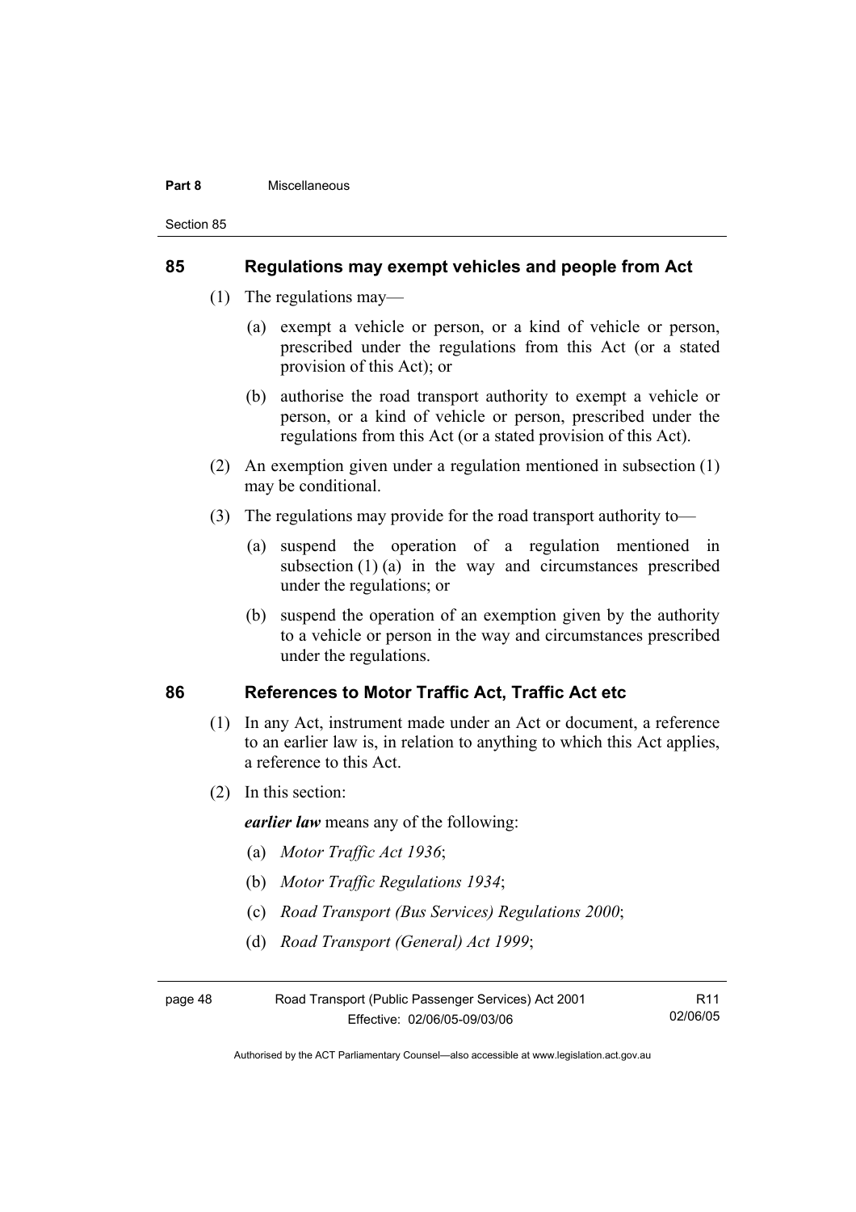## 85 Regulations may exempt vehicles and people from Act

(1) The regulations may—

(a) exempt a vehicle or person, or a kind of vehicle or person, prescribed under the regulations from this Act (or a stated provision of this Act); or

(b) authorise the road transport authority to exempt a vehicle or person, or a kind of vehicle or person, prescribed under the regulations from this Act (or a stated provision of this Act).

(2) An exemption given under a regulation mentioned in subsection (1) may be conditional.

(3) The regulations may provide for the road transport authority to—

(a) suspend the operation of a regulation mentioned in subsection (1) (a) in the way and circumstances prescribed under the regulations; or

(b) suspend the operation of an exemption given by the authority to a vehicle or person in the way and circumstances prescribed under the regulations.

## 86 References to Motor Traffic Act, Traffic Act etc

(1) In any Act, instrument made under an Act or document, a reference to an earlier law is, in relation to anything to which this Act applies, a reference to this Act.

(2) In this section:

***earlier law*** means any of the following:

(a) *Motor Traffic Act 1936*;

(b) *Motor Traffic Regulations 1934*;

(c) *Road Transport (Bus Services) Regulations 2000*;

(d) *Road Transport (General) Act 1999*;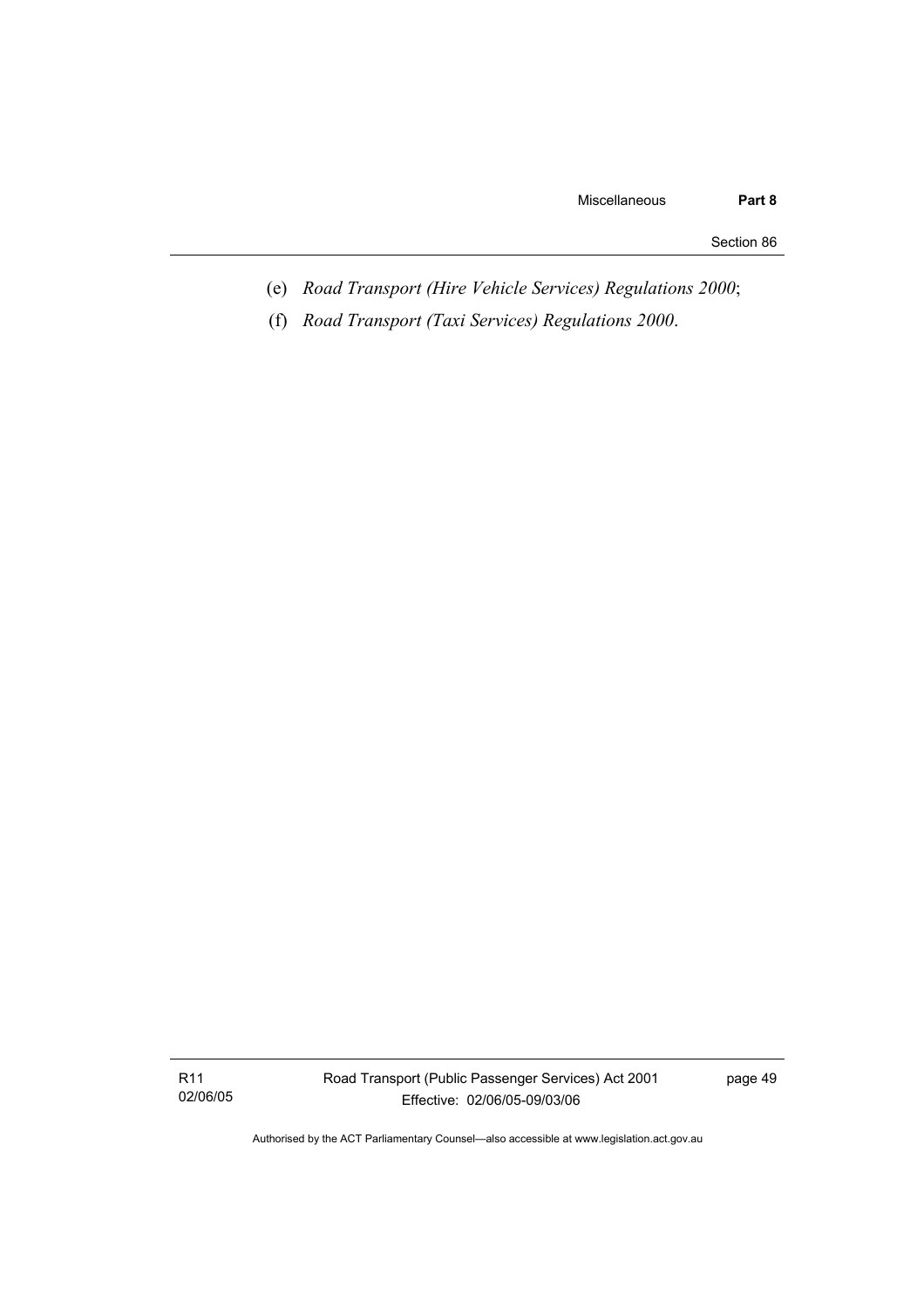(e) *Road Transport (Hire Vehicle Services) Regulations 2000*;

(f) *Road Transport (Taxi Services) Regulations 2000*.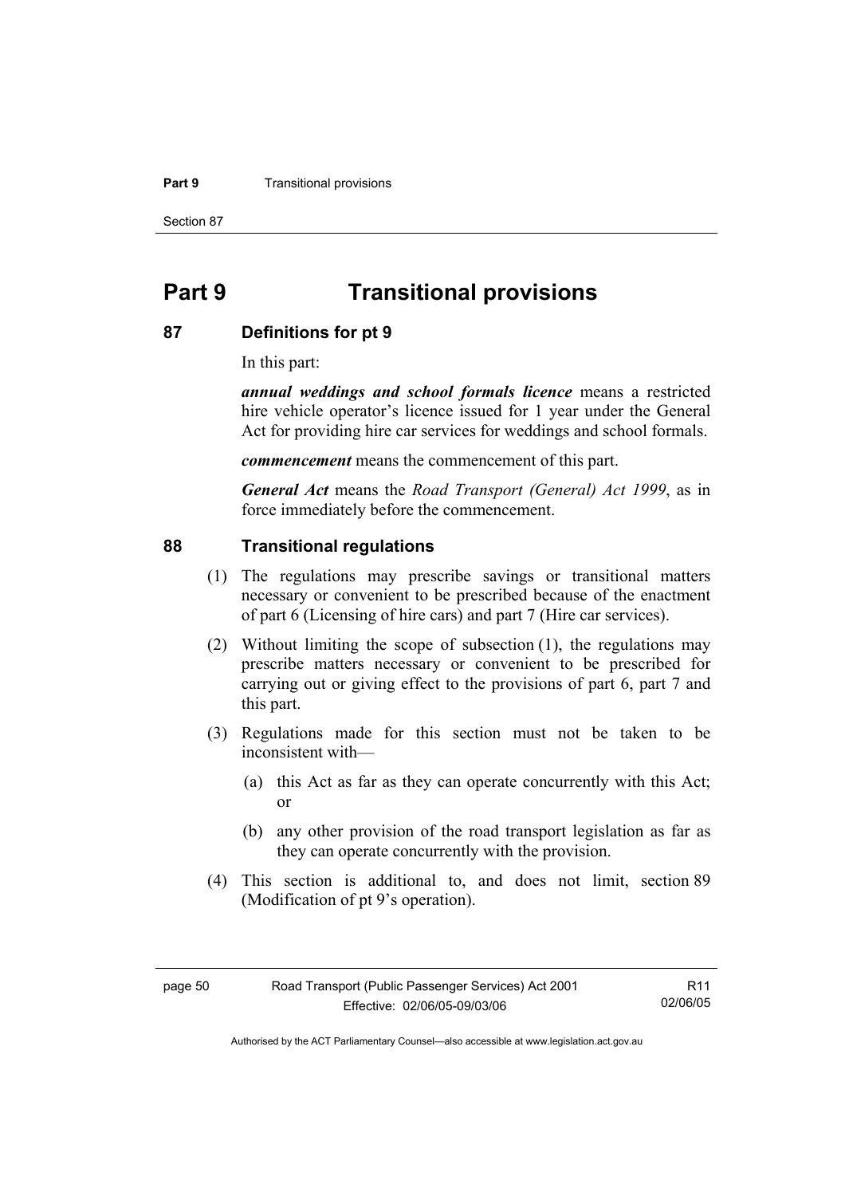# Part 9 Transitional provisions

### 87 Definitions for pt 9

In this part:

***annual weddings and school formals licence*** means a restricted hire vehicle operator's licence issued for 1 year under the General Act for providing hire car services for weddings and school formals.

***commencement*** means the commencement of this part.

***General Act*** means the *Road Transport (General) Act 1999*, as in force immediately before the commencement.

### 88 Transitional regulations

(1) The regulations may prescribe savings or transitional matters necessary or convenient to be prescribed because of the enactment of part 6 (Licensing of hire cars) and part 7 (Hire car services).

(2) Without limiting the scope of subsection (1), the regulations may prescribe matters necessary or convenient to be prescribed for carrying out or giving effect to the provisions of part 6, part 7 and this part.

(3) Regulations made for this section must not be taken to be inconsistent with—

(a) this Act as far as they can operate concurrently with this Act; or

(b) any other provision of the road transport legislation as far as they can operate concurrently with the provision.

(4) This section is additional to, and does not limit, section 89 (Modification of pt 9's operation).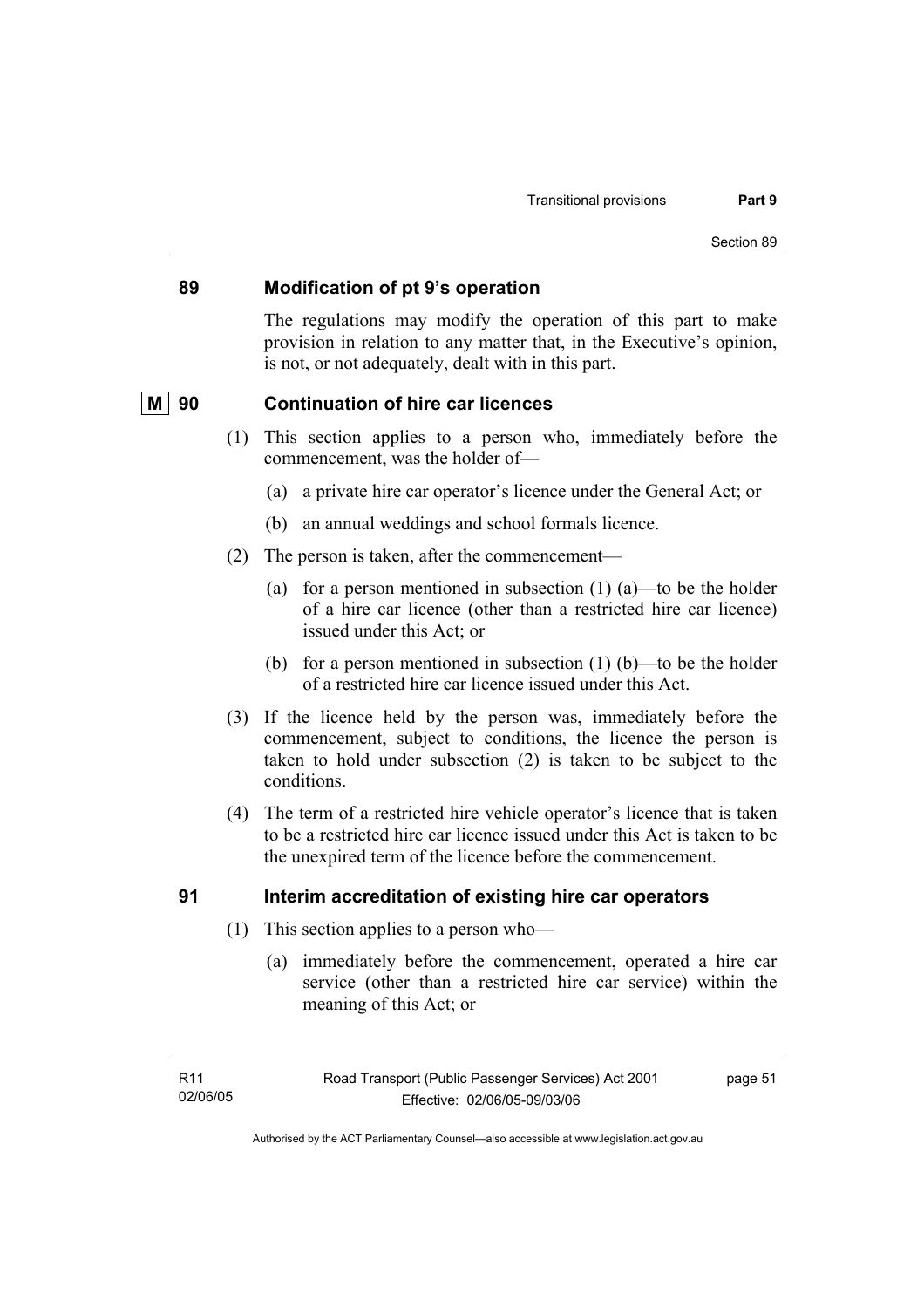## 89 Modification of pt 9's operation

The regulations may modify the operation of this part to make provision in relation to any matter that, in the Executive's opinion, is not, or not adequately, dealt with in this part.

## M 90 Continuation of hire car licences

(1) This section applies to a person who, immediately before the commencement, was the holder of—

(a) a private hire car operator's licence under the General Act; or

(b) an annual weddings and school formals licence.

(2) The person is taken, after the commencement—

(a) for a person mentioned in subsection (1) (a)—to be the holder of a hire car licence (other than a restricted hire car licence) issued under this Act; or

(b) for a person mentioned in subsection (1) (b)—to be the holder of a restricted hire car licence issued under this Act.

(3) If the licence held by the person was, immediately before the commencement, subject to conditions, the licence the person is taken to hold under subsection (2) is taken to be subject to the conditions.

(4) The term of a restricted hire vehicle operator's licence that is taken to be a restricted hire car licence issued under this Act is taken to be the unexpired term of the licence before the commencement.

## 91 Interim accreditation of existing hire car operators

(1) This section applies to a person who—

(a) immediately before the commencement, operated a hire car service (other than a restricted hire car service) within the meaning of this Act; or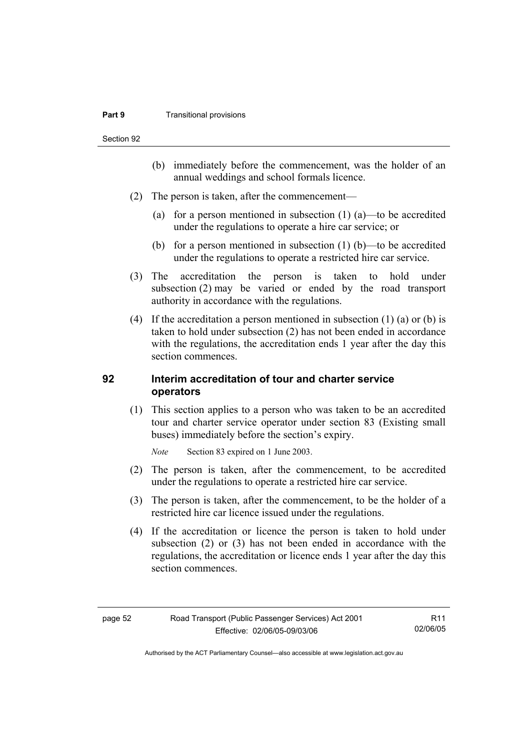(b) immediately before the commencement, was the holder of an annual weddings and school formals licence.

(2) The person is taken, after the commencement—

(a) for a person mentioned in subsection (1) (a)—to be accredited under the regulations to operate a hire car service; or

(b) for a person mentioned in subsection (1) (b)—to be accredited under the regulations to operate a restricted hire car service.

(3) The accreditation the person is taken to hold under subsection (2) may be varied or ended by the road transport authority in accordance with the regulations.

(4) If the accreditation a person mentioned in subsection (1) (a) or (b) is taken to hold under subsection (2) has not been ended in accordance with the regulations, the accreditation ends 1 year after the day this section commences.

## 92 Interim accreditation of tour and charter service operators

(1) This section applies to a person who was taken to be an accredited tour and charter service operator under section 83 (Existing small buses) immediately before the section's expiry.

*Note* Section 83 expired on 1 June 2003.

(2) The person is taken, after the commencement, to be accredited under the regulations to operate a restricted hire car service.

(3) The person is taken, after the commencement, to be the holder of a restricted hire car licence issued under the regulations.

(4) If the accreditation or licence the person is taken to hold under subsection (2) or (3) has not been ended in accordance with the regulations, the accreditation or licence ends 1 year after the day this section commences.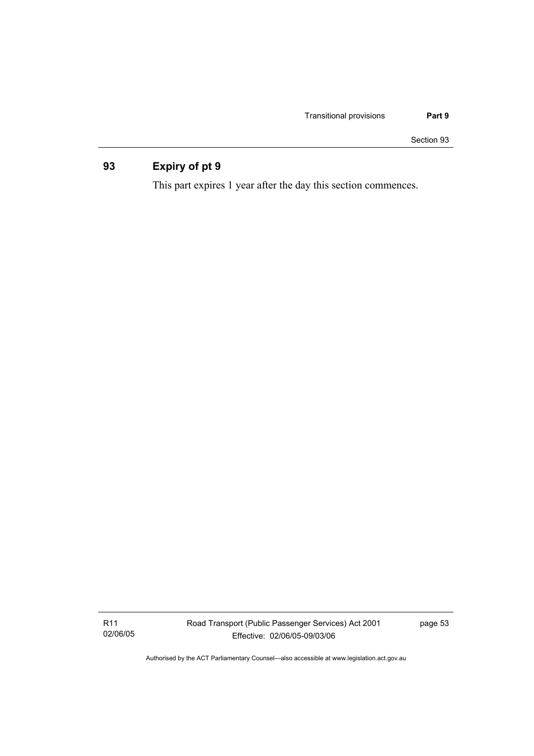## 93 Expiry of pt 9

This part expires 1 year after the day this section commences.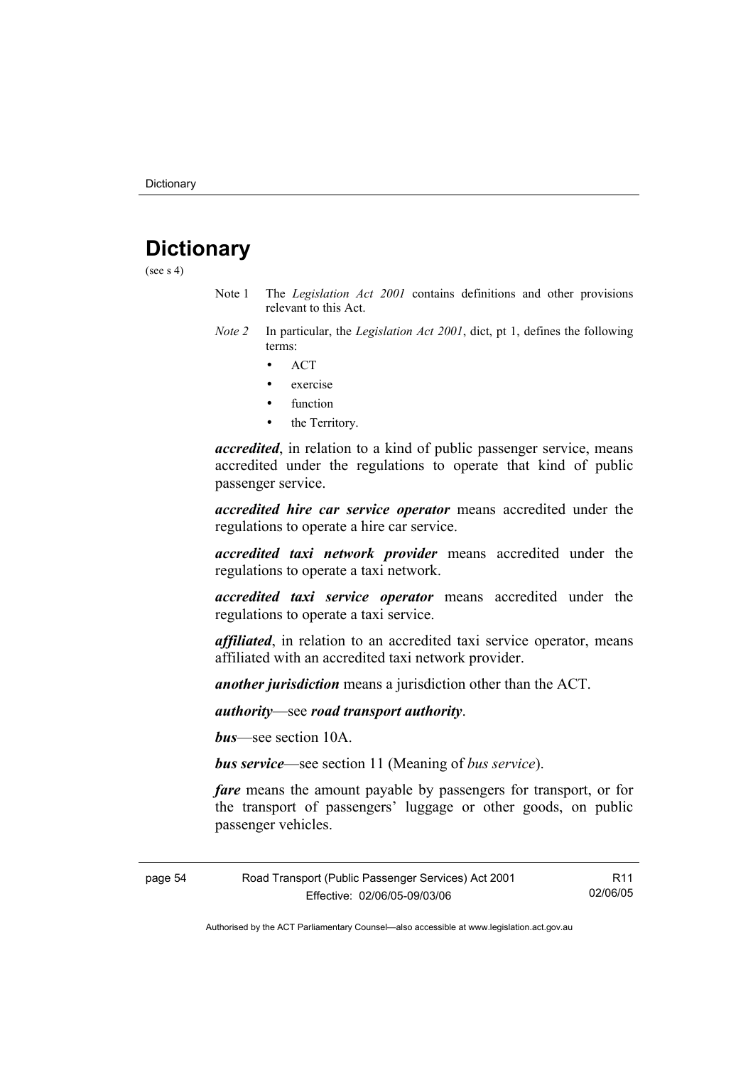# Dictionary

(see s 4)

Note 1 The *Legislation Act 2001* contains definitions and other provisions relevant to this Act.

*Note 2* In particular, the *Legislation Act 2001*, dict, pt 1, defines the following terms:

- ACT
- exercise
- function
- the Territory.

***accredited***, in relation to a kind of public passenger service, means accredited under the regulations to operate that kind of public passenger service.

***accredited hire car service operator*** means accredited under the regulations to operate a hire car service.

***accredited taxi network provider*** means accredited under the regulations to operate a taxi network.

***accredited taxi service operator*** means accredited under the regulations to operate a taxi service.

***affiliated***, in relation to an accredited taxi service operator, means affiliated with an accredited taxi network provider.

***another jurisdiction*** means a jurisdiction other than the ACT.

***authority***—see ***road transport authority***.

***bus***—see section 10A.

***bus service***—see section 11 (Meaning of *bus service*).

***fare*** means the amount payable by passengers for transport, or for the transport of passengers' luggage or other goods, on public passenger vehicles.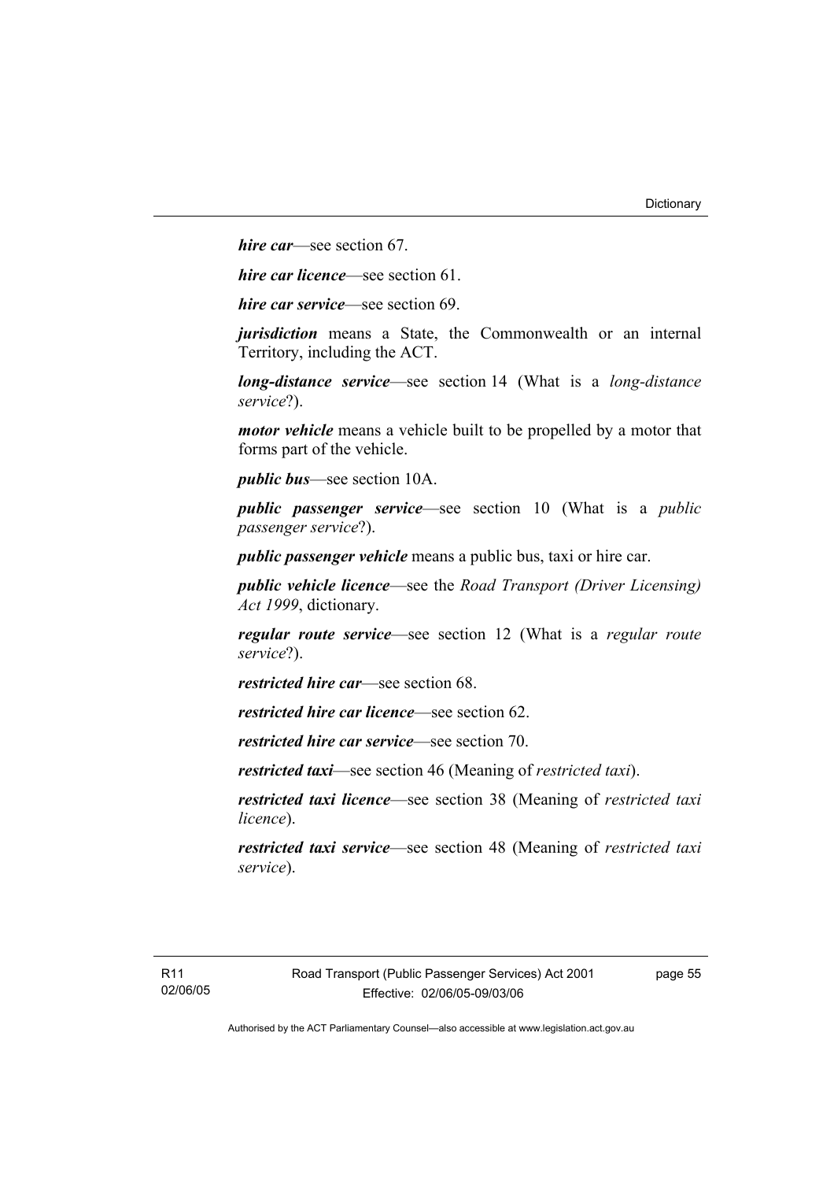***hire car***—see section 67.

***hire car licence***—see section 61.

***hire car service***—see section 69.

***jurisdiction*** means a State, the Commonwealth or an internal Territory, including the ACT.

***long-distance service***—see section 14 (What is a *long-distance service*?).

***motor vehicle*** means a vehicle built to be propelled by a motor that forms part of the vehicle.

***public bus***—see section 10A.

***public passenger service***—see section 10 (What is a *public passenger service*?).

***public passenger vehicle*** means a public bus, taxi or hire car.

***public vehicle licence***—see the *Road Transport (Driver Licensing) Act 1999*, dictionary.

***regular route service***—see section 12 (What is a *regular route service*?).

***restricted hire car***—see section 68.

***restricted hire car licence***—see section 62.

***restricted hire car service***—see section 70.

***restricted taxi***—see section 46 (Meaning of *restricted taxi*).

***restricted taxi licence***—see section 38 (Meaning of *restricted taxi licence*).

***restricted taxi service***—see section 48 (Meaning of *restricted taxi service*).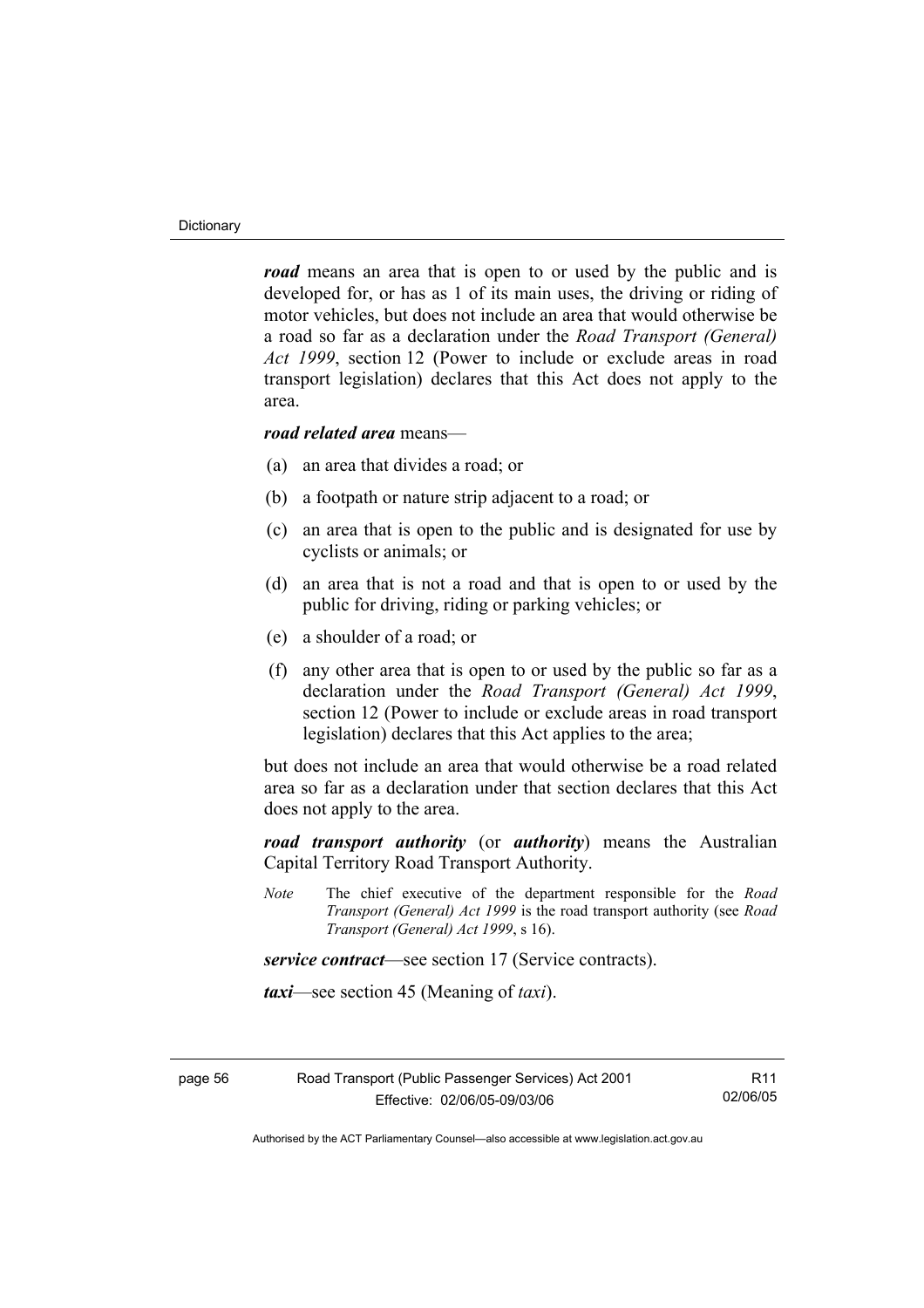***road*** means an area that is open to or used by the public and is developed for, or has as 1 of its main uses, the driving or riding of motor vehicles, but does not include an area that would otherwise be a road so far as a declaration under the *Road Transport (General) Act 1999*, section 12 (Power to include or exclude areas in road transport legislation) declares that this Act does not apply to the area.

***road related area*** means—

(a) an area that divides a road; or

(b) a footpath or nature strip adjacent to a road; or

(c) an area that is open to the public and is designated for use by cyclists or animals; or

(d) an area that is not a road and that is open to or used by the public for driving, riding or parking vehicles; or

(e) a shoulder of a road; or

(f) any other area that is open to or used by the public so far as a declaration under the *Road Transport (General) Act 1999*, section 12 (Power to include or exclude areas in road transport legislation) declares that this Act applies to the area;

but does not include an area that would otherwise be a road related area so far as a declaration under that section declares that this Act does not apply to the area.

***road transport authority*** (or ***authority***) means the Australian Capital Territory Road Transport Authority.

*Note* The chief executive of the department responsible for the *Road Transport (General) Act 1999* is the road transport authority (see *Road Transport (General) Act 1999*, s 16).

***service contract***—see section 17 (Service contracts).

***taxi***—see section 45 (Meaning of *taxi*).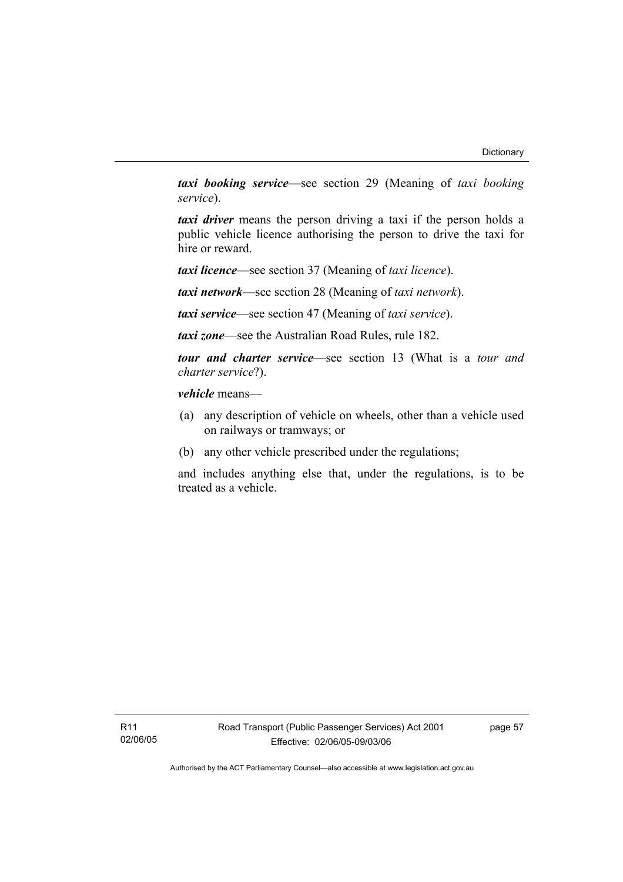***taxi booking service***—see section 29 (Meaning of *taxi booking service*).

***taxi driver*** means the person driving a taxi if the person holds a public vehicle licence authorising the person to drive the taxi for hire or reward.

***taxi licence***—see section 37 (Meaning of *taxi licence*).

***taxi network***—see section 28 (Meaning of *taxi network*).

***taxi service***—see section 47 (Meaning of *taxi service*).

***taxi zone***—see the Australian Road Rules, rule 182.

***tour and charter service***—see section 13 (What is a *tour and charter service*?).

***vehicle*** means—

(a) any description of vehicle on wheels, other than a vehicle used on railways or tramways; or

(b) any other vehicle prescribed under the regulations;

and includes anything else that, under the regulations, is to be treated as a vehicle.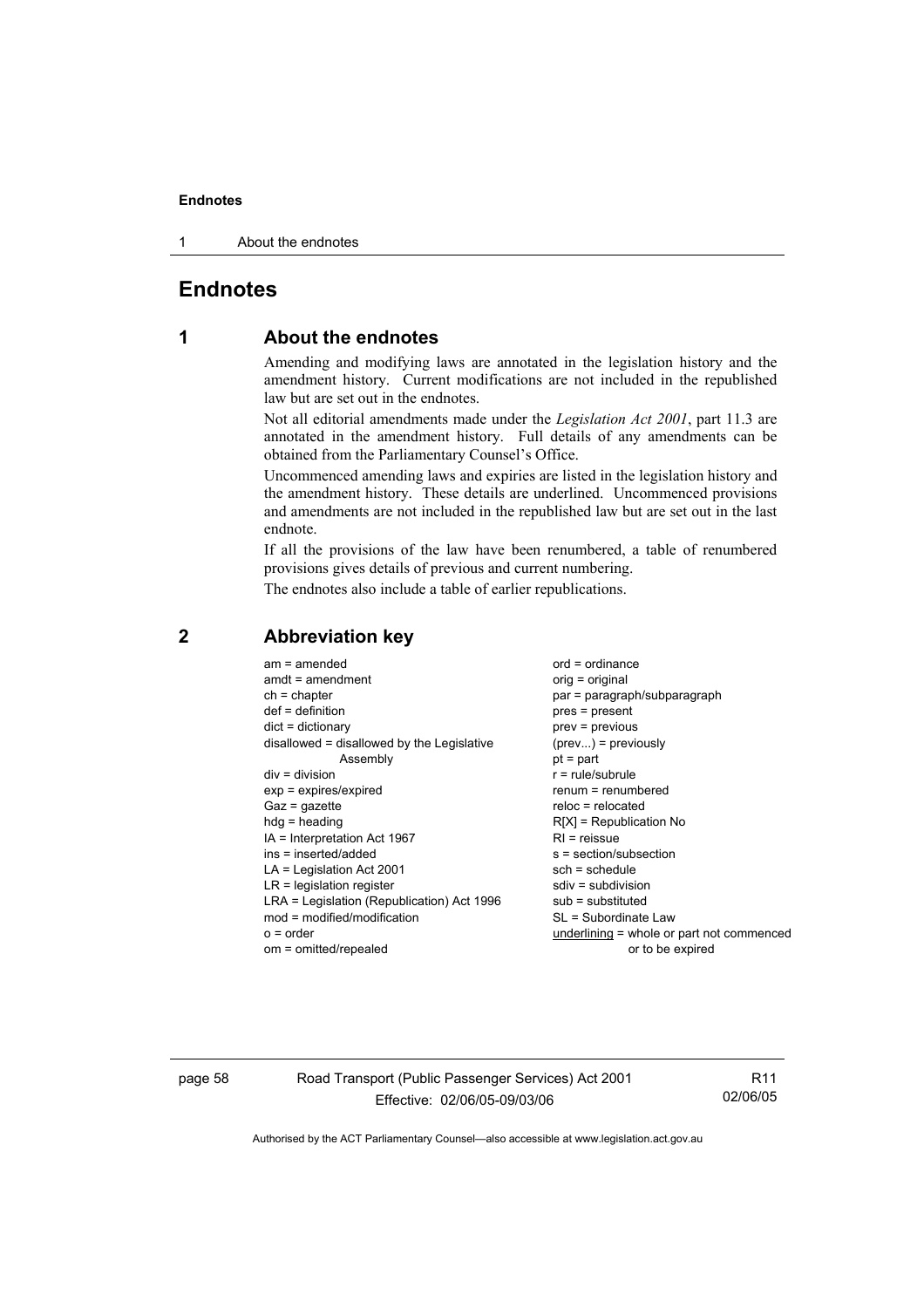# Endnotes

## 1 About the endnotes

Amending and modifying laws are annotated in the legislation history and the amendment history. Current modifications are not included in the republished law but are set out in the endnotes.

Not all editorial amendments made under the *Legislation Act 2001*, part 11.3 are annotated in the amendment history. Full details of any amendments can be obtained from the Parliamentary Counsel's Office.

Uncommenced amending laws and expiries are listed in the legislation history and the amendment history. These details are underlined. Uncommenced provisions and amendments are not included in the republished law but are set out in the last endnote.

If all the provisions of the law have been renumbered, a table of renumbered provisions gives details of previous and current numbering.

The endnotes also include a table of earlier republications.

## 2 Abbreviation key

am = amended
amdt = amendment
ch = chapter
def = definition
dict = dictionary
disallowed = disallowed by the Legislative Assembly
div = division
exp = expires/expired
Gaz = gazette
hdg = heading
IA = Interpretation Act 1967
ins = inserted/added
LA = Legislation Act 2001
LR = legislation register
LRA = Legislation (Republication) Act 1996
mod = modified/modification
o = order
om = omitted/repealed
ord = ordinance
orig = original
par = paragraph/subparagraph
pres = present
prev = previous
(prev...) = previously
pt = part
r = rule/subrule
renum = renumbered
reloc = relocated
R[X] = Republication No
RI = reissue
s = section/subsection
sch = schedule
sdiv = subdivision
sub = substituted
SL = Subordinate Law
underlining = whole or part not commenced or to be expired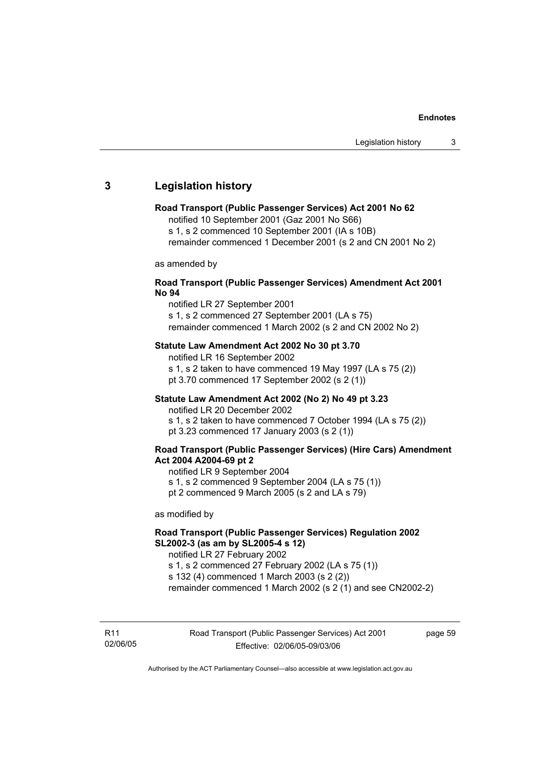## 3 Legislation history

**Road Transport (Public Passenger Services) Act 2001 No 62**

notified 10 September 2001 (Gaz 2001 No S66)

s 1, s 2 commenced 10 September 2001 (IA s 10B)

remainder commenced 1 December 2001 (s 2 and CN 2001 No 2)

as amended by

**Road Transport (Public Passenger Services) Amendment Act 2001 No 94**

notified LR 27 September 2001

s 1, s 2 commenced 27 September 2001 (LA s 75)

remainder commenced 1 March 2002 (s 2 and CN 2002 No 2)

**Statute Law Amendment Act 2002 No 30 pt 3.70**

notified LR 16 September 2002

s 1, s 2 taken to have commenced 19 May 1997 (LA s 75 (2))

pt 3.70 commenced 17 September 2002 (s 2 (1))

**Statute Law Amendment Act 2002 (No 2) No 49 pt 3.23**

notified LR 20 December 2002

s 1, s 2 taken to have commenced 7 October 1994 (LA s 75 (2))

pt 3.23 commenced 17 January 2003 (s 2 (1))

**Road Transport (Public Passenger Services) (Hire Cars) Amendment Act 2004 A2004-69 pt 2**

notified LR 9 September 2004

s 1, s 2 commenced 9 September 2004 (LA s 75 (1))

pt 2 commenced 9 March 2005 (s 2 and LA s 79)

as modified by

**Road Transport (Public Passenger Services) Regulation 2002 SL2002-3 (as am by SL2005-4 s 12)**

notified LR 27 February 2002

s 1, s 2 commenced 27 February 2002 (LA s 75 (1))

s 132 (4) commenced 1 March 2003 (s 2 (2))

remainder commenced 1 March 2002 (s 2 (1) and see CN2002-2)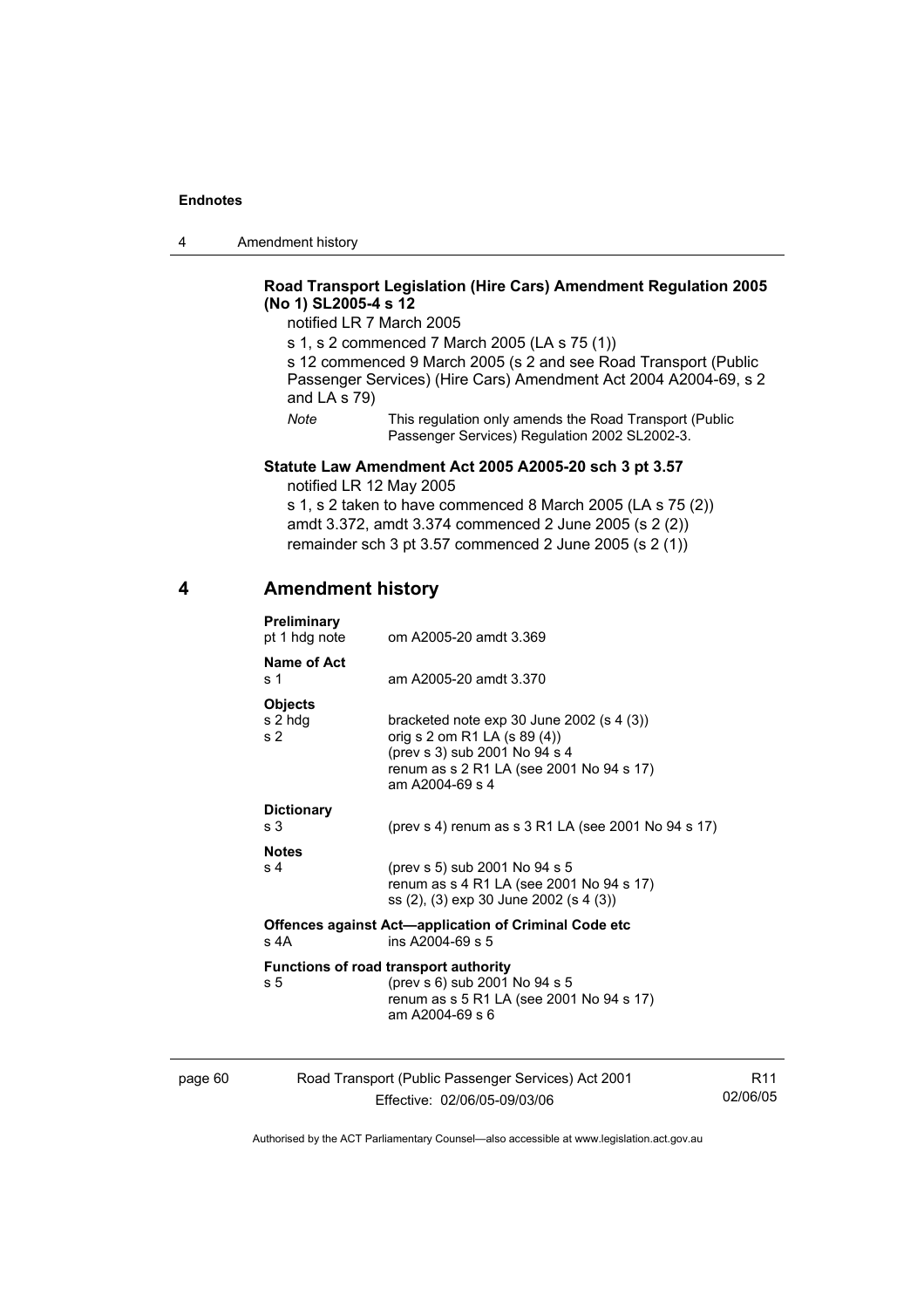**Road Transport Legislation (Hire Cars) Amendment Regulation 2005 (No 1) SL2005-4 s 12**

notified LR 7 March 2005

s 1, s 2 commenced 7 March 2005 (LA s 75 (1))

s 12 commenced 9 March 2005 (s 2 and see Road Transport (Public Passenger Services) (Hire Cars) Amendment Act 2004 A2004-69, s 2 and LA s 79)

*Note* This regulation only amends the Road Transport (Public Passenger Services) Regulation 2002 SL2002-3.

**Statute Law Amendment Act 2005 A2005-20 sch 3 pt 3.57**

notified LR 12 May 2005

s 1, s 2 taken to have commenced 8 March 2005 (LA s 75 (2))

amdt 3.372, amdt 3.374 commenced 2 June 2005 (s 2 (2))

remainder sch 3 pt 3.57 commenced 2 June 2005 (s 2 (1))

## 4 Amendment history

**Preliminary**

pt 1 hdg note om A2005-20 amdt 3.369

**Name of Act**

s 1 am A2005-20 amdt 3.370

**Objects**

s 2 hdg bracketed note exp 30 June 2002 (s 4 (3))

s 2 orig s 2 om R1 LA (s 89 (4))
(prev s 3) sub 2001 No 94 s 4
renum as s 2 R1 LA (see 2001 No 94 s 17)
am A2004-69 s 4

**Dictionary**

s 3 (prev s 4) renum as s 3 R1 LA (see 2001 No 94 s 17)

**Notes**

s 4 (prev s 5) sub 2001 No 94 s 5
renum as s 4 R1 LA (see 2001 No 94 s 17)
ss (2), (3) exp 30 June 2002 (s 4 (3))

**Offences against Act—application of Criminal Code etc**

s 4A ins A2004-69 s 5

**Functions of road transport authority**

s 5 (prev s 6) sub 2001 No 94 s 5
renum as s 5 R1 LA (see 2001 No 94 s 17)
am A2004-69 s 6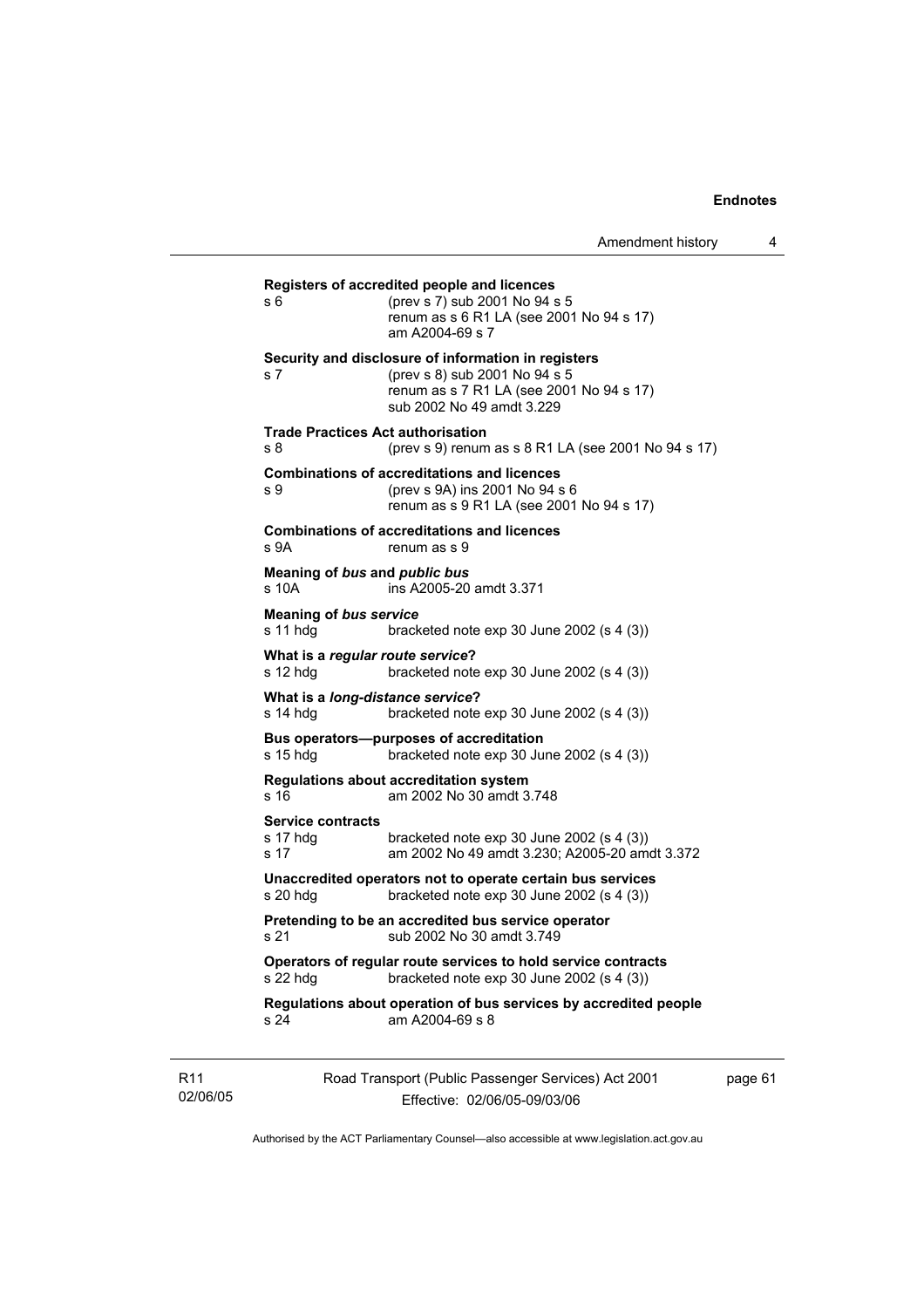**Registers of accredited people and licences**

s 6 (prev s 7) sub 2001 No 94 s 5
renum as s 6 R1 LA (see 2001 No 94 s 17)
am A2004-69 s 7

**Security and disclosure of information in registers**

s 7 (prev s 8) sub 2001 No 94 s 5
renum as s 7 R1 LA (see 2001 No 94 s 17)
sub 2002 No 49 amdt 3.229

**Trade Practices Act authorisation**

s 8 (prev s 9) renum as s 8 R1 LA (see 2001 No 94 s 17)

**Combinations of accreditations and licences**

s 9 (prev s 9A) ins 2001 No 94 s 6
renum as s 9 R1 LA (see 2001 No 94 s 17)

**Combinations of accreditations and licences**

s 9A renum as s 9

**Meaning of *bus* and *public bus***

s 10A ins A2005-20 amdt 3.371

**Meaning of *bus service***

s 11 hdg bracketed note exp 30 June 2002 (s 4 (3))

**What is a *regular route service*?**

s 12 hdg bracketed note exp 30 June 2002 (s 4 (3))

**What is a *long-distance service*?**

s 14 hdg bracketed note exp 30 June 2002 (s 4 (3))

**Bus operators—purposes of accreditation**

s 15 hdg bracketed note exp 30 June 2002 (s 4 (3))

**Regulations about accreditation system**

s 16 am 2002 No 30 amdt 3.748

**Service contracts**

s 17 hdg bracketed note exp 30 June 2002 (s 4 (3))
s 17 am 2002 No 49 amdt 3.230; A2005-20 amdt 3.372

**Unaccredited operators not to operate certain bus services**

s 20 hdg bracketed note exp 30 June 2002 (s 4 (3))

**Pretending to be an accredited bus service operator**

s 21 sub 2002 No 30 amdt 3.749

**Operators of regular route services to hold service contracts**

s 22 hdg bracketed note exp 30 June 2002 (s 4 (3))

**Regulations about operation of bus services by accredited people**

s 24 am A2004-69 s 8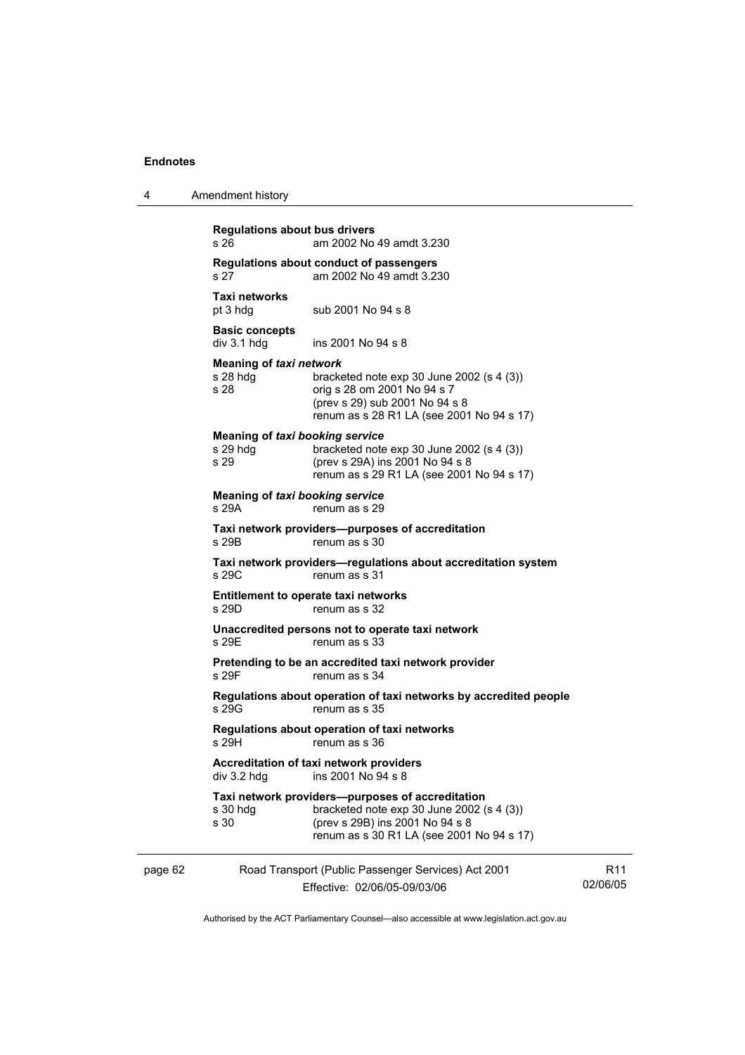**Regulations about bus drivers**

s 26 am 2002 No 49 amdt 3.230

**Regulations about conduct of passengers**

s 27 am 2002 No 49 amdt 3.230

**Taxi networks**

pt 3 hdg sub 2001 No 94 s 8

**Basic concepts**

div 3.1 hdg ins 2001 No 94 s 8

**Meaning of *taxi network***

s 28 hdg bracketed note exp 30 June 2002 (s 4 (3))

s 28 orig s 28 om 2001 No 94 s 7
(prev s 29) sub 2001 No 94 s 8
renum as s 28 R1 LA (see 2001 No 94 s 17)

**Meaning of *taxi booking service***

s 29 hdg bracketed note exp 30 June 2002 (s 4 (3))

s 29 (prev s 29A) ins 2001 No 94 s 8
renum as s 29 R1 LA (see 2001 No 94 s 17)

**Meaning of *taxi booking service***

s 29A renum as s 29

**Taxi network providers—purposes of accreditation**

s 29B renum as s 30

**Taxi network providers—regulations about accreditation system**

s 29C renum as s 31

**Entitlement to operate taxi networks**

s 29D renum as s 32

**Unaccredited persons not to operate taxi network**

s 29E renum as s 33

**Pretending to be an accredited taxi network provider**

s 29F renum as s 34

**Regulations about operation of taxi networks by accredited people**

s 29G renum as s 35

**Regulations about operation of taxi networks**

s 29H renum as s 36

**Accreditation of taxi network providers**

div 3.2 hdg ins 2001 No 94 s 8

**Taxi network providers—purposes of accreditation**

s 30 hdg bracketed note exp 30 June 2002 (s 4 (3))

s 30 (prev s 29B) ins 2001 No 94 s 8
renum as s 30 R1 LA (see 2001 No 94 s 17)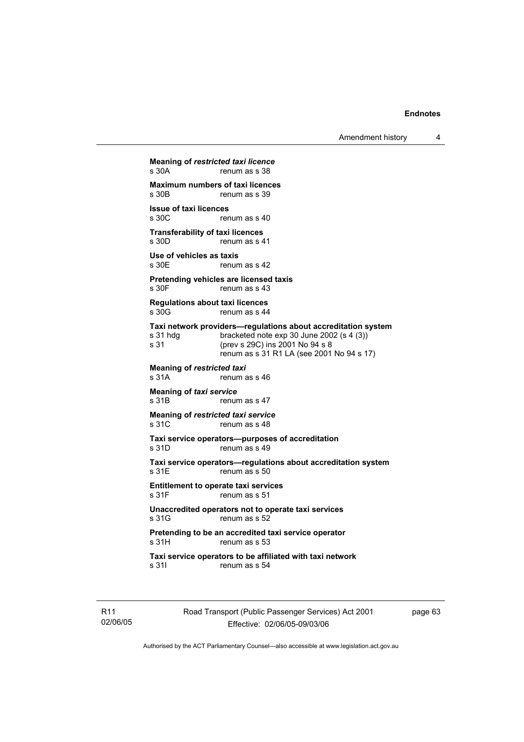**Meaning of *restricted taxi licence***
s 30A renum as s 38

**Maximum numbers of taxi licences**
s 30B renum as s 39

**Issue of taxi licences**
s 30C renum as s 40

**Transferability of taxi licences**
s 30D renum as s 41

**Use of vehicles as taxis**
s 30E renum as s 42

**Pretending vehicles are licensed taxis**
s 30F renum as s 43

**Regulations about taxi licences**
s 30G renum as s 44

**Taxi network providers—regulations about accreditation system**
s 31 hdg bracketed note exp 30 June 2002 (s 4 (3))
s 31 (prev s 29C) ins 2001 No 94 s 8
renum as s 31 R1 LA (see 2001 No 94 s 17)

**Meaning of *restricted taxi***
s 31A renum as s 46

**Meaning of *taxi service***
s 31B renum as s 47

**Meaning of *restricted taxi service***
s 31C renum as s 48

**Taxi service operators—purposes of accreditation**
s 31D renum as s 49

**Taxi service operators—regulations about accreditation system**
s 31E renum as s 50

**Entitlement to operate taxi services**
s 31F renum as s 51

**Unaccredited operators not to operate taxi services**
s 31G renum as s 52

**Pretending to be an accredited taxi service operator**
s 31H renum as s 53

**Taxi service operators to be affiliated with taxi network**
s 31I renum as s 54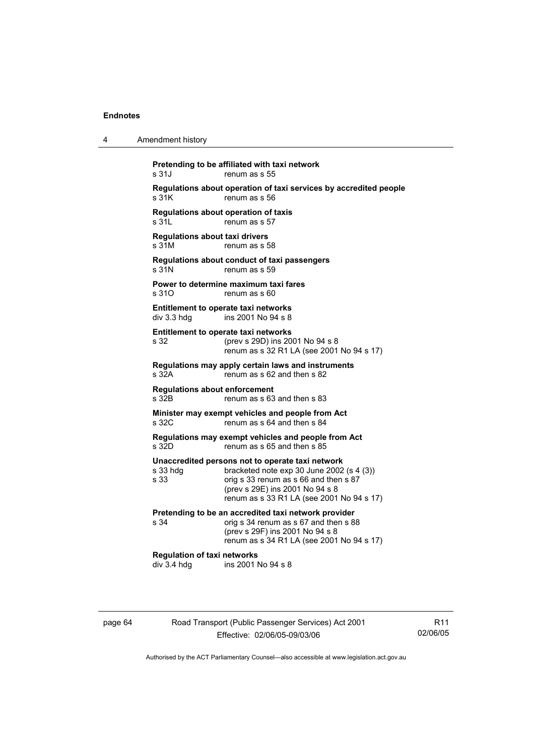**Pretending to be affiliated with taxi network**
s 31J renum as s 55

**Regulations about operation of taxi services by accredited people**
s 31K renum as s 56

**Regulations about operation of taxis**
s 31L renum as s 57

**Regulations about taxi drivers**
s 31M renum as s 58

**Regulations about conduct of taxi passengers**
s 31N renum as s 59

**Power to determine maximum taxi fares**
s 31O renum as s 60

**Entitlement to operate taxi networks**
div 3.3 hdg ins 2001 No 94 s 8

**Entitlement to operate taxi networks**
s 32 (prev s 29D) ins 2001 No 94 s 8
renum as s 32 R1 LA (see 2001 No 94 s 17)

**Regulations may apply certain laws and instruments**
s 32A renum as s 62 and then s 82

**Regulations about enforcement**
s 32B renum as s 63 and then s 83

**Minister may exempt vehicles and people from Act**
s 32C renum as s 64 and then s 84

**Regulations may exempt vehicles and people from Act**
s 32D renum as s 65 and then s 85

**Unaccredited persons not to operate taxi network**
s 33 hdg bracketed note exp 30 June 2002 (s 4 (3))
s 33 orig s 33 renum as s 66 and then s 87
(prev s 29E) ins 2001 No 94 s 8
renum as s 33 R1 LA (see 2001 No 94 s 17)

**Pretending to be an accredited taxi network provider**
s 34 orig s 34 renum as s 67 and then s 88
(prev s 29F) ins 2001 No 94 s 8
renum as s 34 R1 LA (see 2001 No 94 s 17)

**Regulation of taxi networks**
div 3.4 hdg ins 2001 No 94 s 8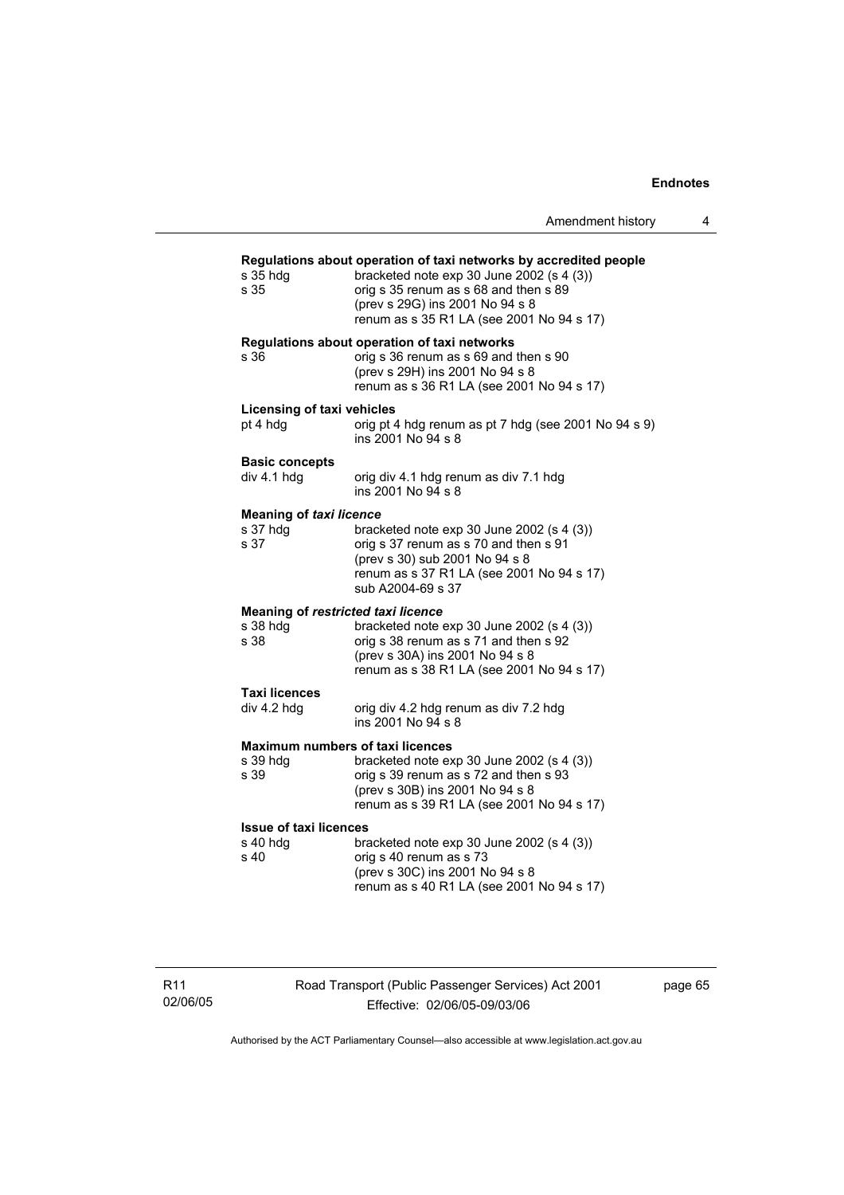**Regulations about operation of taxi networks by accredited people**

| | |
|---|---|
| s 35 hdg | bracketed note exp 30 June 2002 (s 4 (3)) |
| s 35 | orig s 35 renum as s 68 and then s 89<br>(prev s 29G) ins 2001 No 94 s 8<br>renum as s 35 R1 LA (see 2001 No 94 s 17) |

**Regulations about operation of taxi networks**

| | |
|---|---|
| s 36 | orig s 36 renum as s 69 and then s 90<br>(prev s 29H) ins 2001 No 94 s 8<br>renum as s 36 R1 LA (see 2001 No 94 s 17) |

**Licensing of taxi vehicles**

| | |
|---|---|
| pt 4 hdg | orig pt 4 hdg renum as pt 7 hdg (see 2001 No 94 s 9)<br>ins 2001 No 94 s 8 |

**Basic concepts**

| | |
|---|---|
| div 4.1 hdg | orig div 4.1 hdg renum as div 7.1 hdg<br>ins 2001 No 94 s 8 |

**Meaning of *taxi licence***

| | |
|---|---|
| s 37 hdg | bracketed note exp 30 June 2002 (s 4 (3)) |
| s 37 | orig s 37 renum as s 70 and then s 91<br>(prev s 30) sub 2001 No 94 s 8<br>renum as s 37 R1 LA (see 2001 No 94 s 17)<br>sub A2004-69 s 37 |

**Meaning of *restricted taxi licence***

| | |
|---|---|
| s 38 hdg | bracketed note exp 30 June 2002 (s 4 (3)) |
| s 38 | orig s 38 renum as s 71 and then s 92<br>(prev s 30A) ins 2001 No 94 s 8<br>renum as s 38 R1 LA (see 2001 No 94 s 17) |

**Taxi licences**

| | |
|---|---|
| div 4.2 hdg | orig div 4.2 hdg renum as div 7.2 hdg<br>ins 2001 No 94 s 8 |

**Maximum numbers of taxi licences**

| | |
|---|---|
| s 39 hdg | bracketed note exp 30 June 2002 (s 4 (3)) |
| s 39 | orig s 39 renum as s 72 and then s 93<br>(prev s 30B) ins 2001 No 94 s 8<br>renum as s 39 R1 LA (see 2001 No 94 s 17) |

**Issue of taxi licences**

| | |
|---|---|
| s 40 hdg | bracketed note exp 30 June 2002 (s 4 (3)) |
| s 40 | orig s 40 renum as s 73<br>(prev s 30C) ins 2001 No 94 s 8<br>renum as s 40 R1 LA (see 2001 No 94 s 17) |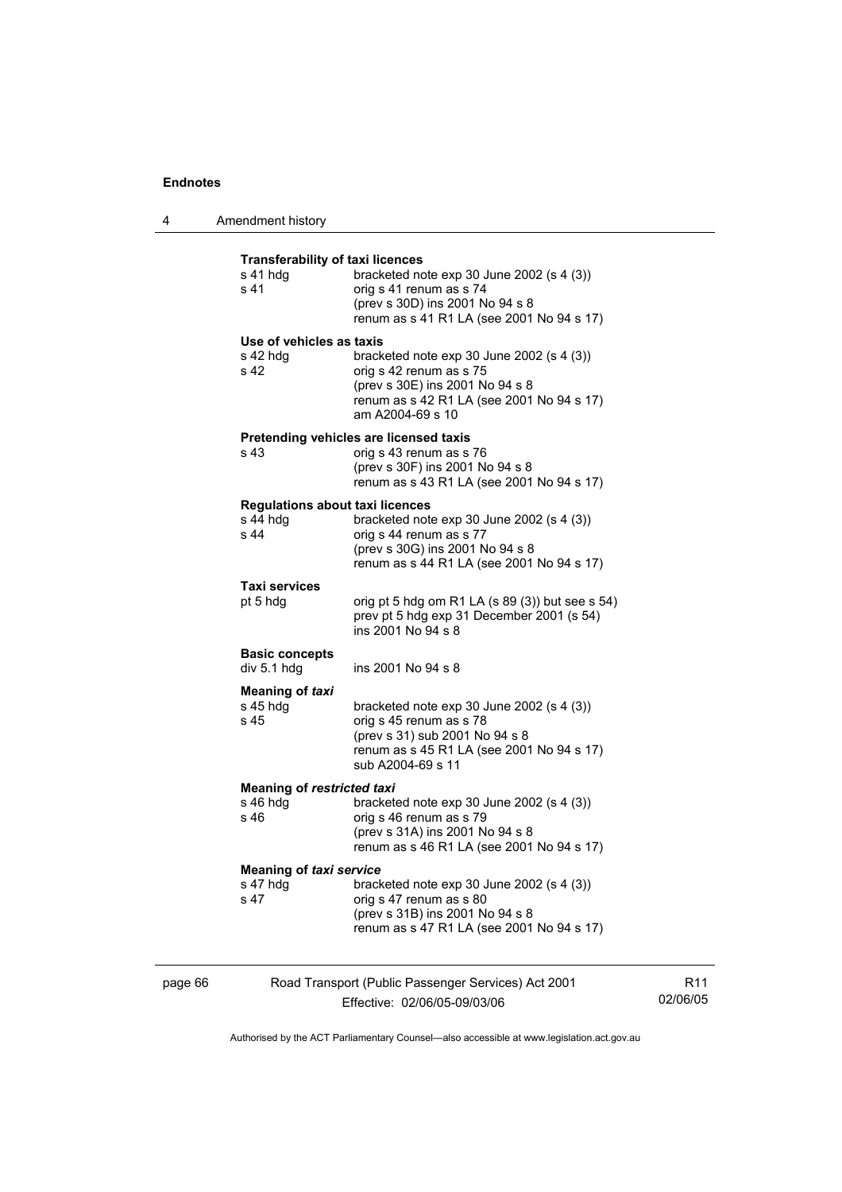**Transferability of taxi licences**

| | |
|---|---|
| s 41 hdg | bracketed note exp 30 June 2002 (s 4 (3)) |
| s 41 | orig s 41 renum as s 74<br>(prev s 30D) ins 2001 No 94 s 8<br>renum as s 41 R1 LA (see 2001 No 94 s 17) |

**Use of vehicles as taxis**

| | |
|---|---|
| s 42 hdg | bracketed note exp 30 June 2002 (s 4 (3)) |
| s 42 | orig s 42 renum as s 75<br>(prev s 30E) ins 2001 No 94 s 8<br>renum as s 42 R1 LA (see 2001 No 94 s 17)<br>am A2004-69 s 10 |

**Pretending vehicles are licensed taxis**

| | |
|---|---|
| s 43 | orig s 43 renum as s 76<br>(prev s 30F) ins 2001 No 94 s 8<br>renum as s 43 R1 LA (see 2001 No 94 s 17) |

**Regulations about taxi licences**

| | |
|---|---|
| s 44 hdg | bracketed note exp 30 June 2002 (s 4 (3)) |
| s 44 | orig s 44 renum as s 77<br>(prev s 30G) ins 2001 No 94 s 8<br>renum as s 44 R1 LA (see 2001 No 94 s 17) |

**Taxi services**

| | |
|---|---|
| pt 5 hdg | orig pt 5 hdg om R1 LA (s 89 (3)) but see s 54)<br>prev pt 5 hdg exp 31 December 2001 (s 54)<br>ins 2001 No 94 s 8 |

**Basic concepts**

| | |
|---|---|
| div 5.1 hdg | ins 2001 No 94 s 8 |

**Meaning of *taxi***

| | |
|---|---|
| s 45 hdg | bracketed note exp 30 June 2002 (s 4 (3)) |
| s 45 | orig s 45 renum as s 78<br>(prev s 31) sub 2001 No 94 s 8<br>renum as s 45 R1 LA (see 2001 No 94 s 17)<br>sub A2004-69 s 11 |

**Meaning of *restricted taxi***

| | |
|---|---|
| s 46 hdg | bracketed note exp 30 June 2002 (s 4 (3)) |
| s 46 | orig s 46 renum as s 79<br>(prev s 31A) ins 2001 No 94 s 8<br>renum as s 46 R1 LA (see 2001 No 94 s 17) |

**Meaning of *taxi service***

| | |
|---|---|
| s 47 hdg | bracketed note exp 30 June 2002 (s 4 (3)) |
| s 47 | orig s 47 renum as s 80<br>(prev s 31B) ins 2001 No 94 s 8<br>renum as s 47 R1 LA (see 2001 No 94 s 17) |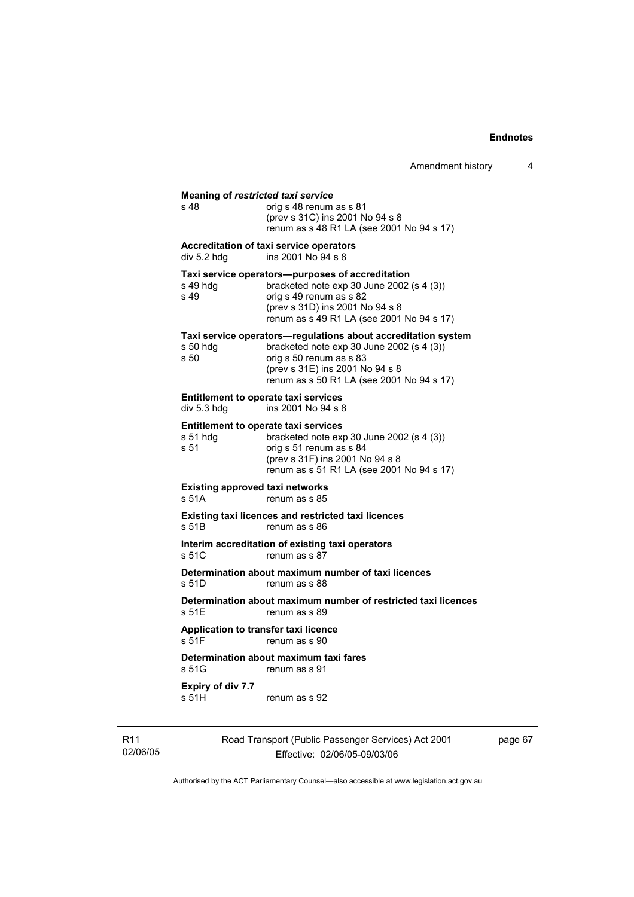**Meaning of *restricted taxi service***

| | |
|---|---|
| s 48 | orig s 48 renum as s 81<br>(prev s 31C) ins 2001 No 94 s 8<br>renum as s 48 R1 LA (see 2001 No 94 s 17) |

**Accreditation of taxi service operators**

| | |
|---|---|
| div 5.2 hdg | ins 2001 No 94 s 8 |

**Taxi service operators—purposes of accreditation**

| | |
|---|---|
| s 49 hdg | bracketed note exp 30 June 2002 (s 4 (3)) |
| s 49 | orig s 49 renum as s 82<br>(prev s 31D) ins 2001 No 94 s 8<br>renum as s 49 R1 LA (see 2001 No 94 s 17) |

**Taxi service operators—regulations about accreditation system**

| | |
|---|---|
| s 50 hdg | bracketed note exp 30 June 2002 (s 4 (3)) |
| s 50 | orig s 50 renum as s 83<br>(prev s 31E) ins 2001 No 94 s 8<br>renum as s 50 R1 LA (see 2001 No 94 s 17) |

**Entitlement to operate taxi services**

| | |
|---|---|
| div 5.3 hdg | ins 2001 No 94 s 8 |

**Entitlement to operate taxi services**

| | |
|---|---|
| s 51 hdg | bracketed note exp 30 June 2002 (s 4 (3)) |
| s 51 | orig s 51 renum as s 84<br>(prev s 31F) ins 2001 No 94 s 8<br>renum as s 51 R1 LA (see 2001 No 94 s 17) |

**Existing approved taxi networks**

| | |
|---|---|
| s 51A | renum as s 85 |

**Existing taxi licences and restricted taxi licences**

| | |
|---|---|
| s 51B | renum as s 86 |

**Interim accreditation of existing taxi operators**

| | |
|---|---|
| s 51C | renum as s 87 |

**Determination about maximum number of taxi licences**

| | |
|---|---|
| s 51D | renum as s 88 |

**Determination about maximum number of restricted taxi licences**

| | |
|---|---|
| s 51E | renum as s 89 |

**Application to transfer taxi licence**

| | |
|---|---|
| s 51F | renum as s 90 |

**Determination about maximum taxi fares**

| | |
|---|---|
| s 51G | renum as s 91 |

**Expiry of div 7.7**

| | |
|---|---|
| s 51H | renum as s 92 |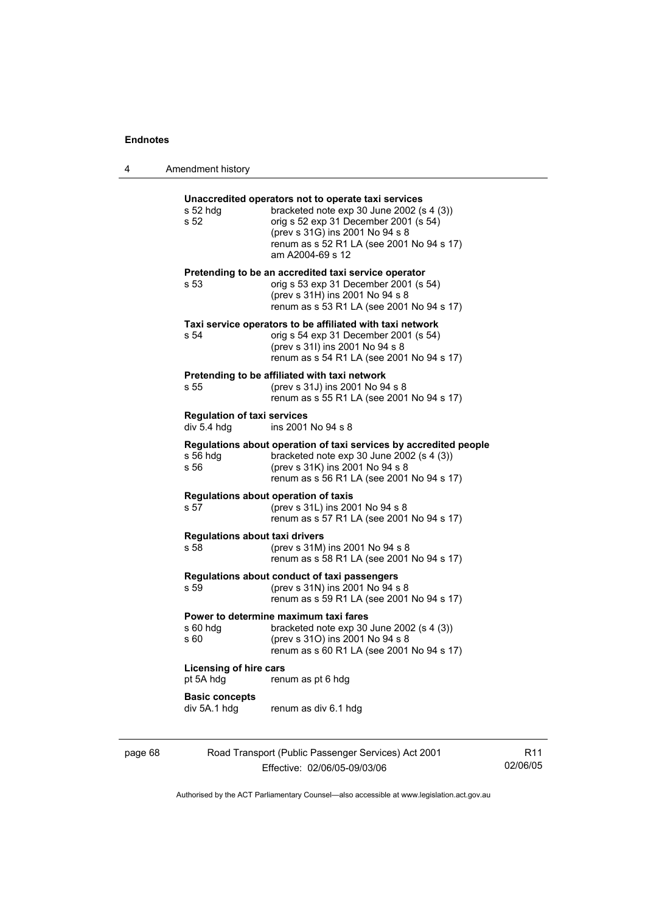**Unaccredited operators not to operate taxi services**

s 52 hdg — bracketed note exp 30 June 2002 (s 4 (3))
s 52 — orig s 52 exp 31 December 2001 (s 54)
(prev s 31G) ins 2001 No 94 s 8
renum as s 52 R1 LA (see 2001 No 94 s 17)
am A2004-69 s 12

**Pretending to be an accredited taxi service operator**

s 53 — orig s 53 exp 31 December 2001 (s 54)
(prev s 31H) ins 2001 No 94 s 8
renum as s 53 R1 LA (see 2001 No 94 s 17)

**Taxi service operators to be affiliated with taxi network**

s 54 — orig s 54 exp 31 December 2001 (s 54)
(prev s 31I) ins 2001 No 94 s 8
renum as s 54 R1 LA (see 2001 No 94 s 17)

**Pretending to be affiliated with taxi network**

s 55 — (prev s 31J) ins 2001 No 94 s 8
renum as s 55 R1 LA (see 2001 No 94 s 17)

**Regulation of taxi services**

div 5.4 hdg — ins 2001 No 94 s 8

**Regulations about operation of taxi services by accredited people**

s 56 hdg — bracketed note exp 30 June 2002 (s 4 (3))
s 56 — (prev s 31K) ins 2001 No 94 s 8
renum as s 56 R1 LA (see 2001 No 94 s 17)

**Regulations about operation of taxis**

s 57 — (prev s 31L) ins 2001 No 94 s 8
renum as s 57 R1 LA (see 2001 No 94 s 17)

**Regulations about taxi drivers**

s 58 — (prev s 31M) ins 2001 No 94 s 8
renum as s 58 R1 LA (see 2001 No 94 s 17)

**Regulations about conduct of taxi passengers**

s 59 — (prev s 31N) ins 2001 No 94 s 8
renum as s 59 R1 LA (see 2001 No 94 s 17)

**Power to determine maximum taxi fares**

s 60 hdg — bracketed note exp 30 June 2002 (s 4 (3))
s 60 — (prev s 31O) ins 2001 No 94 s 8
renum as s 60 R1 LA (see 2001 No 94 s 17)

**Licensing of hire cars**

pt 5A hdg — renum as pt 6 hdg

**Basic concepts**

div 5A.1 hdg — renum as div 6.1 hdg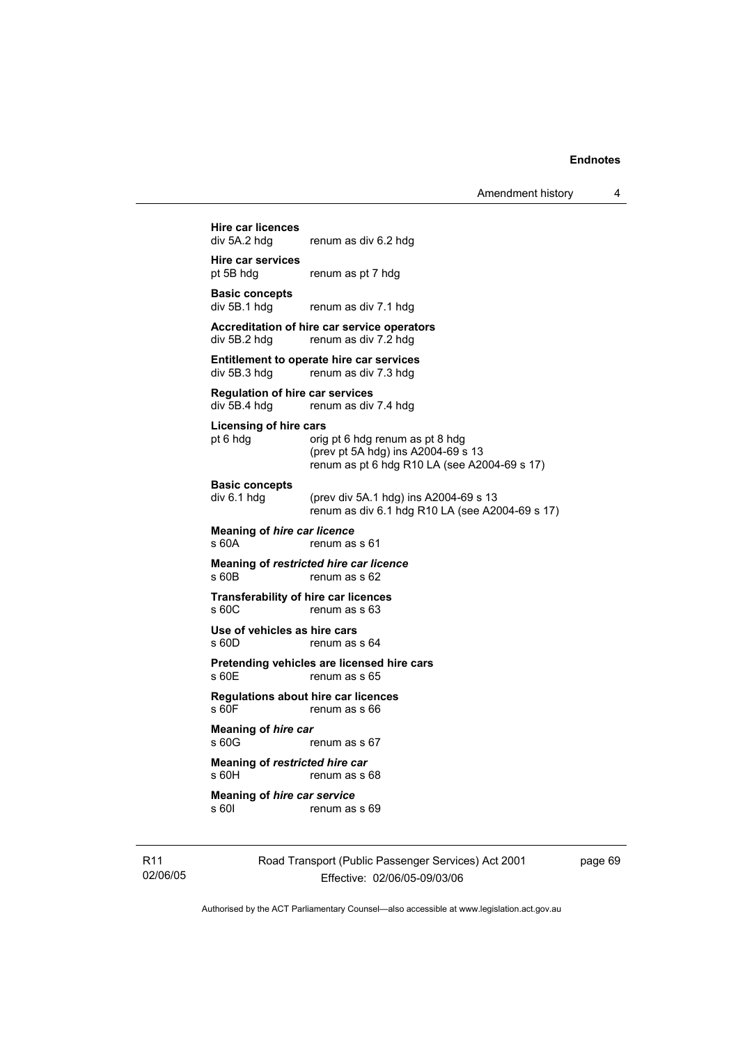**Hire car licences**
div 5A.2 hdg renum as div 6.2 hdg

**Hire car services**
pt 5B hdg renum as pt 7 hdg

**Basic concepts**
div 5B.1 hdg renum as div 7.1 hdg

**Accreditation of hire car service operators**
div 5B.2 hdg renum as div 7.2 hdg

**Entitlement to operate hire car services**
div 5B.3 hdg renum as div 7.3 hdg

**Regulation of hire car services**
div 5B.4 hdg renum as div 7.4 hdg

**Licensing of hire cars**
pt 6 hdg orig pt 6 hdg renum as pt 8 hdg
(prev pt 5A hdg) ins A2004-69 s 13
renum as pt 6 hdg R10 LA (see A2004-69 s 17)

**Basic concepts**
div 6.1 hdg (prev div 5A.1 hdg) ins A2004-69 s 13
renum as div 6.1 hdg R10 LA (see A2004-69 s 17)

**Meaning of *hire car licence***
s 60A renum as s 61

**Meaning of *restricted hire car licence***
s 60B renum as s 62

**Transferability of hire car licences**
s 60C renum as s 63

**Use of vehicles as hire cars**
s 60D renum as s 64

**Pretending vehicles are licensed hire cars**
s 60E renum as s 65

**Regulations about hire car licences**
s 60F renum as s 66

**Meaning of *hire car***
s 60G renum as s 67

**Meaning of *restricted hire car***
s 60H renum as s 68

**Meaning of *hire car service***
s 60I renum as s 69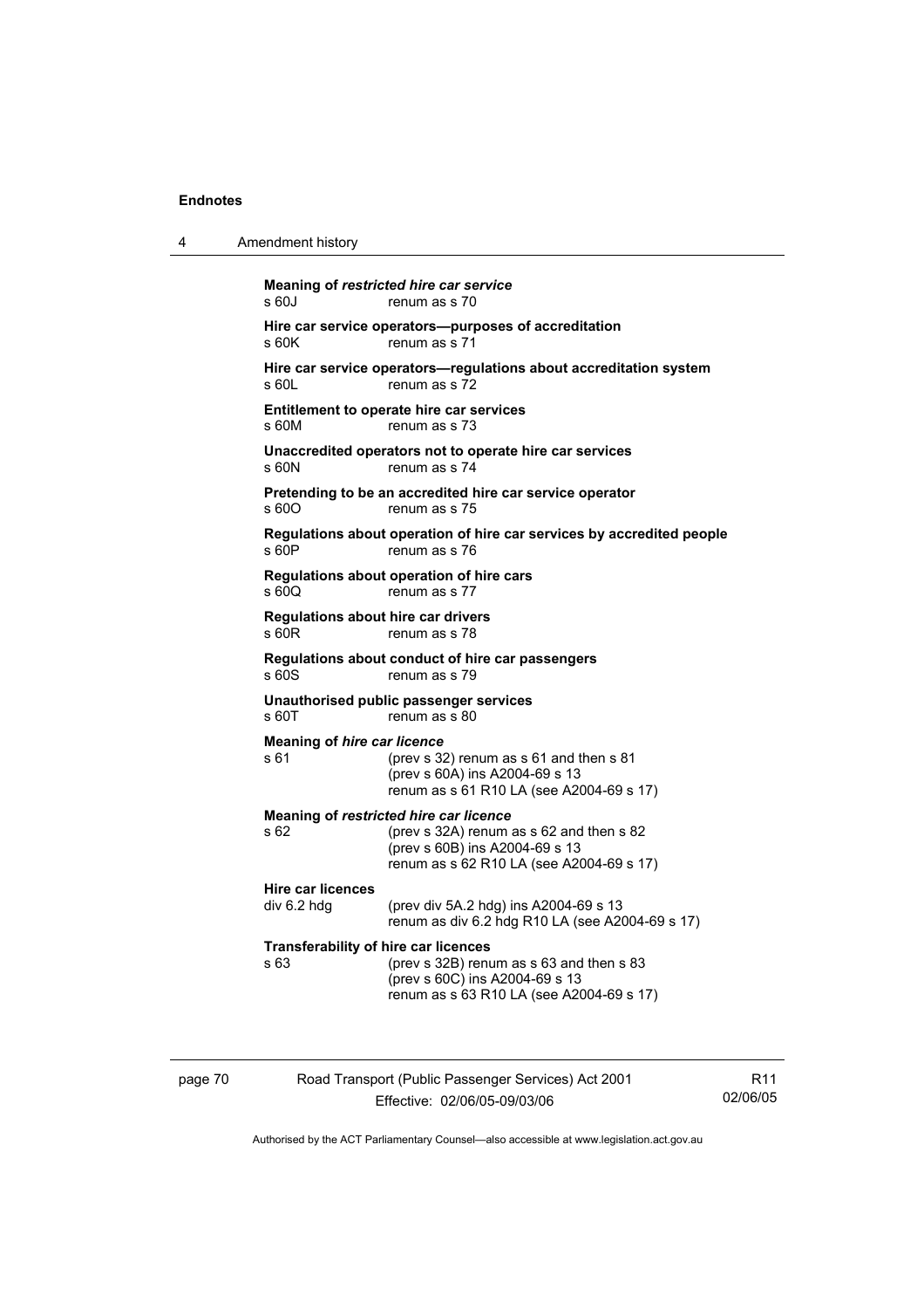**Meaning of *restricted hire car service***

s 60J renum as s 70

**Hire car service operators—purposes of accreditation**

s 60K renum as s 71

**Hire car service operators—regulations about accreditation system**

s 60L renum as s 72

**Entitlement to operate hire car services**

s 60M renum as s 73

**Unaccredited operators not to operate hire car services**

s 60N renum as s 74

**Pretending to be an accredited hire car service operator**

s 60O renum as s 75

**Regulations about operation of hire car services by accredited people**

s 60P renum as s 76

**Regulations about operation of hire cars**

s 60Q renum as s 77

**Regulations about hire car drivers**

s 60R renum as s 78

**Regulations about conduct of hire car passengers**

s 60S renum as s 79

**Unauthorised public passenger services**

s 60T renum as s 80

**Meaning of *hire car licence***

s 61 (prev s 32) renum as s 61 and then s 81
(prev s 60A) ins A2004-69 s 13
renum as s 61 R10 LA (see A2004-69 s 17)

**Meaning of *restricted hire car licence***

s 62 (prev s 32A) renum as s 62 and then s 82
(prev s 60B) ins A2004-69 s 13
renum as s 62 R10 LA (see A2004-69 s 17)

**Hire car licences**

div 6.2 hdg (prev div 5A.2 hdg) ins A2004-69 s 13
renum as div 6.2 hdg R10 LA (see A2004-69 s 17)

**Transferability of hire car licences**

s 63 (prev s 32B) renum as s 63 and then s 83
(prev s 60C) ins A2004-69 s 13
renum as s 63 R10 LA (see A2004-69 s 17)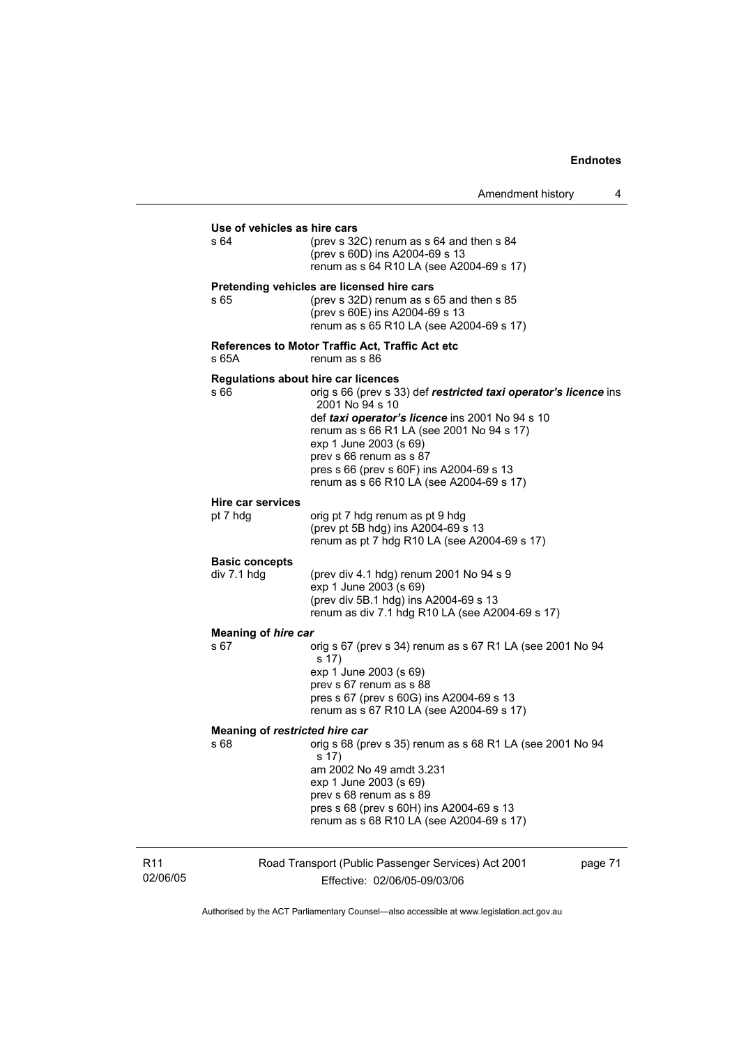**Use of vehicles as hire cars**

s 64 — (prev s 32C) renum as s 64 and then s 84
(prev s 60D) ins A2004-69 s 13
renum as s 64 R10 LA (see A2004-69 s 17)

**Pretending vehicles are licensed hire cars**

s 65 — (prev s 32D) renum as s 65 and then s 85
(prev s 60E) ins A2004-69 s 13
renum as s 65 R10 LA (see A2004-69 s 17)

**References to Motor Traffic Act, Traffic Act etc**

s 65A — renum as s 86

**Regulations about hire car licences**

s 66 — orig s 66 (prev s 33) def ***restricted taxi operator's licence*** ins 2001 No 94 s 10
def ***taxi operator's licence*** ins 2001 No 94 s 10
renum as s 66 R1 LA (see 2001 No 94 s 17)
exp 1 June 2003 (s 69)
prev s 66 renum as s 87
pres s 66 (prev s 60F) ins A2004-69 s 13
renum as s 66 R10 LA (see A2004-69 s 17)

**Hire car services**

pt 7 hdg — orig pt 7 hdg renum as pt 9 hdg
(prev pt 5B hdg) ins A2004-69 s 13
renum as pt 7 hdg R10 LA (see A2004-69 s 17)

**Basic concepts**

div 7.1 hdg — (prev div 4.1 hdg) renum 2001 No 94 s 9
exp 1 June 2003 (s 69)
(prev div 5B.1 hdg) ins A2004-69 s 13
renum as div 7.1 hdg R10 LA (see A2004-69 s 17)

**Meaning of *hire car***

s 67 — orig s 67 (prev s 34) renum as s 67 R1 LA (see 2001 No 94 s 17)
exp 1 June 2003 (s 69)
prev s 67 renum as s 88
pres s 67 (prev s 60G) ins A2004-69 s 13
renum as s 67 R10 LA (see A2004-69 s 17)

**Meaning of *restricted hire car***

s 68 — orig s 68 (prev s 35) renum as s 68 R1 LA (see 2001 No 94 s 17)
am 2002 No 49 amdt 3.231
exp 1 June 2003 (s 69)
prev s 68 renum as s 89
pres s 68 (prev s 60H) ins A2004-69 s 13
renum as s 68 R10 LA (see A2004-69 s 17)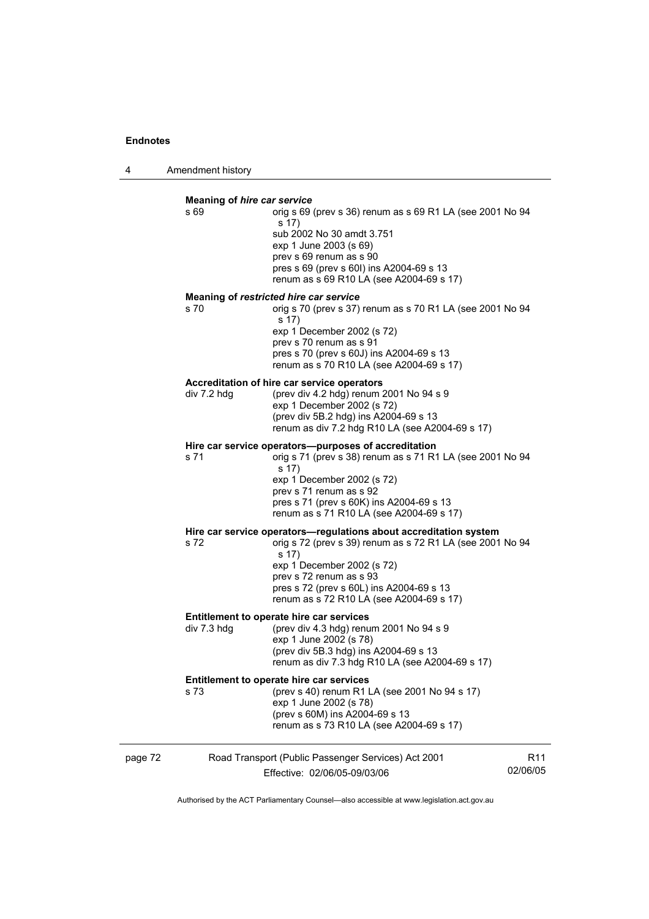**Meaning of *hire car service***

s 69 — orig s 69 (prev s 36) renum as s 69 R1 LA (see 2001 No 94 s 17)
sub 2002 No 30 amdt 3.751
exp 1 June 2003 (s 69)
prev s 69 renum as s 90
pres s 69 (prev s 60I) ins A2004-69 s 13
renum as s 69 R10 LA (see A2004-69 s 17)

**Meaning of *restricted hire car service***

s 70 — orig s 70 (prev s 37) renum as s 70 R1 LA (see 2001 No 94 s 17)
exp 1 December 2002 (s 72)
prev s 70 renum as s 91
pres s 70 (prev s 60J) ins A2004-69 s 13
renum as s 70 R10 LA (see A2004-69 s 17)

**Accreditation of hire car service operators**

div 7.2 hdg — (prev div 4.2 hdg) renum 2001 No 94 s 9
exp 1 December 2002 (s 72)
(prev div 5B.2 hdg) ins A2004-69 s 13
renum as div 7.2 hdg R10 LA (see A2004-69 s 17)

**Hire car service operators—purposes of accreditation**

s 71 — orig s 71 (prev s 38) renum as s 71 R1 LA (see 2001 No 94 s 17)
exp 1 December 2002 (s 72)
prev s 71 renum as s 92
pres s 71 (prev s 60K) ins A2004-69 s 13
renum as s 71 R10 LA (see A2004-69 s 17)

**Hire car service operators—regulations about accreditation system**

s 72 — orig s 72 (prev s 39) renum as s 72 R1 LA (see 2001 No 94 s 17)
exp 1 December 2002 (s 72)
prev s 72 renum as s 93
pres s 72 (prev s 60L) ins A2004-69 s 13
renum as s 72 R10 LA (see A2004-69 s 17)

**Entitlement to operate hire car services**

div 7.3 hdg — (prev div 4.3 hdg) renum 2001 No 94 s 9
exp 1 June 2002 (s 78)
(prev div 5B.3 hdg) ins A2004-69 s 13
renum as div 7.3 hdg R10 LA (see A2004-69 s 17)

**Entitlement to operate hire car services**

s 73 — (prev s 40) renum R1 LA (see 2001 No 94 s 17)
exp 1 June 2002 (s 78)
(prev s 60M) ins A2004-69 s 13
renum as s 73 R10 LA (see A2004-69 s 17)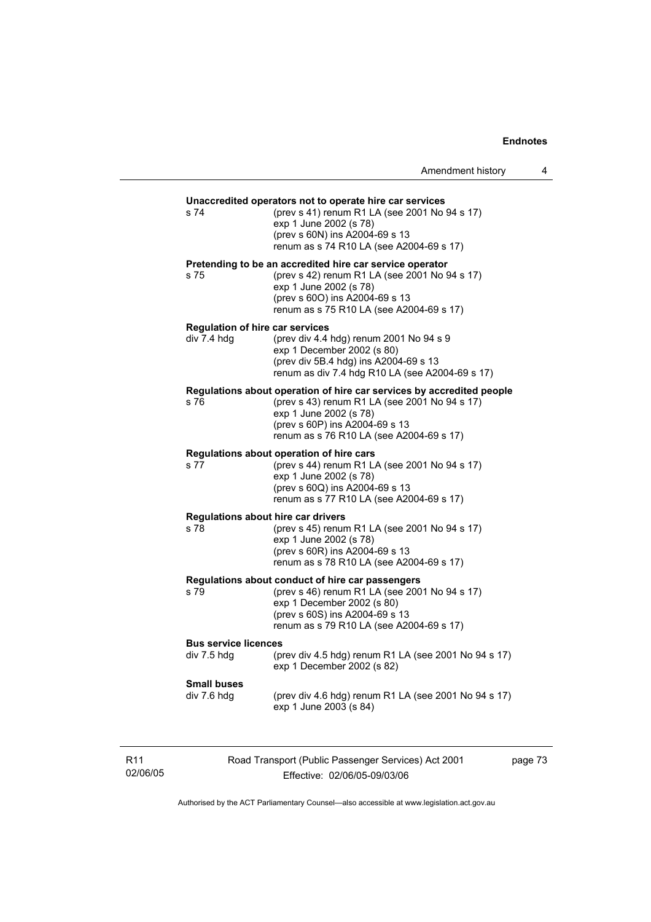**Unaccredited operators not to operate hire car services**

s 74 (prev s 41) renum R1 LA (see 2001 No 94 s 17)
exp 1 June 2002 (s 78)
(prev s 60N) ins A2004-69 s 13
renum as s 74 R10 LA (see A2004-69 s 17)

**Pretending to be an accredited hire car service operator**

s 75 (prev s 42) renum R1 LA (see 2001 No 94 s 17)
exp 1 June 2002 (s 78)
(prev s 60O) ins A2004-69 s 13
renum as s 75 R10 LA (see A2004-69 s 17)

**Regulation of hire car services**

div 7.4 hdg (prev div 4.4 hdg) renum 2001 No 94 s 9
exp 1 December 2002 (s 80)
(prev div 5B.4 hdg) ins A2004-69 s 13
renum as div 7.4 hdg R10 LA (see A2004-69 s 17)

**Regulations about operation of hire car services by accredited people**

s 76 (prev s 43) renum R1 LA (see 2001 No 94 s 17)
exp 1 June 2002 (s 78)
(prev s 60P) ins A2004-69 s 13
renum as s 76 R10 LA (see A2004-69 s 17)

**Regulations about operation of hire cars**

s 77 (prev s 44) renum R1 LA (see 2001 No 94 s 17)
exp 1 June 2002 (s 78)
(prev s 60Q) ins A2004-69 s 13
renum as s 77 R10 LA (see A2004-69 s 17)

**Regulations about hire car drivers**

s 78 (prev s 45) renum R1 LA (see 2001 No 94 s 17)
exp 1 June 2002 (s 78)
(prev s 60R) ins A2004-69 s 13
renum as s 78 R10 LA (see A2004-69 s 17)

**Regulations about conduct of hire car passengers**

s 79 (prev s 46) renum R1 LA (see 2001 No 94 s 17)
exp 1 December 2002 (s 80)
(prev s 60S) ins A2004-69 s 13
renum as s 79 R10 LA (see A2004-69 s 17)

**Bus service licences**

div 7.5 hdg (prev div 4.5 hdg) renum R1 LA (see 2001 No 94 s 17)
exp 1 December 2002 (s 82)

**Small buses**

div 7.6 hdg (prev div 4.6 hdg) renum R1 LA (see 2001 No 94 s 17)
exp 1 June 2003 (s 84)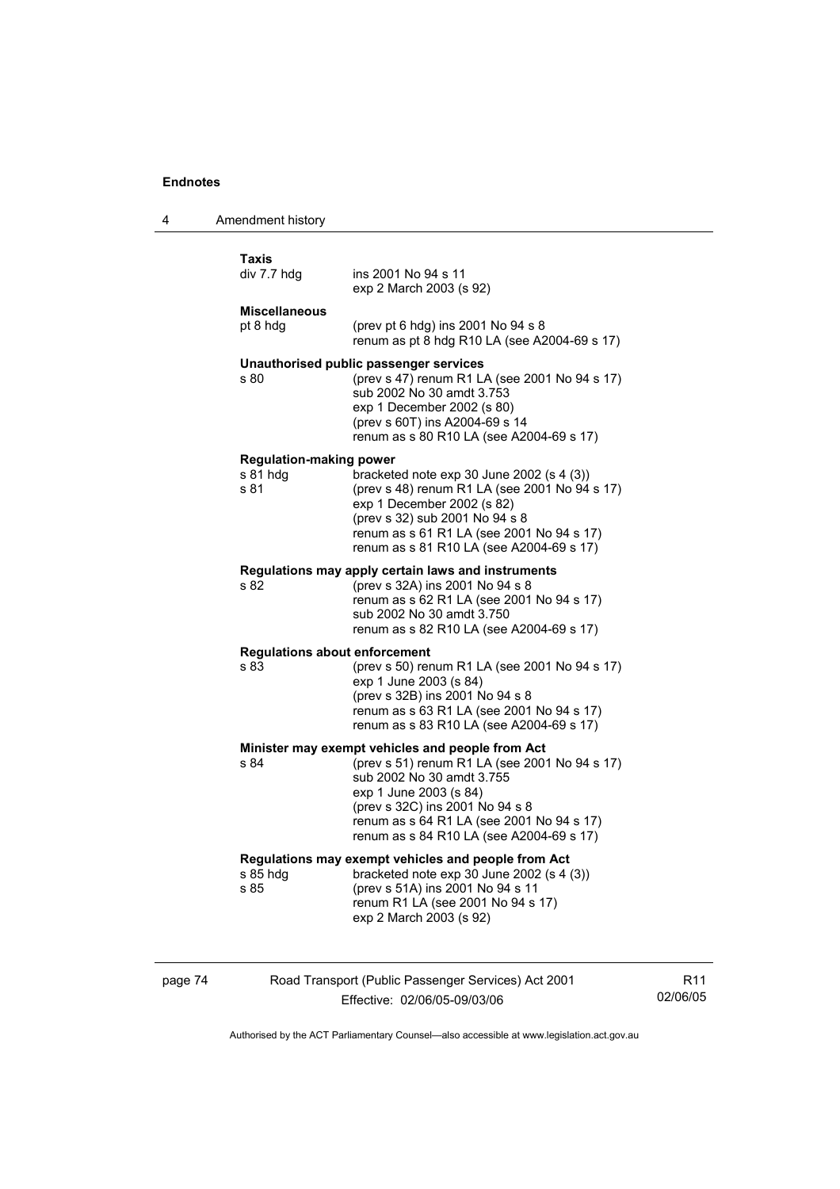**Taxis**

div 7.7 hdg ins 2001 No 94 s 11
exp 2 March 2003 (s 92)

**Miscellaneous**

pt 8 hdg (prev pt 6 hdg) ins 2001 No 94 s 8
renum as pt 8 hdg R10 LA (see A2004-69 s 17)

**Unauthorised public passenger services**

s 80 (prev s 47) renum R1 LA (see 2001 No 94 s 17)
sub 2002 No 30 amdt 3.753
exp 1 December 2002 (s 80)
(prev s 60T) ins A2004-69 s 14
renum as s 80 R10 LA (see A2004-69 s 17)

**Regulation-making power**

s 81 hdg bracketed note exp 30 June 2002 (s 4 (3))
s 81 (prev s 48) renum R1 LA (see 2001 No 94 s 17)
exp 1 December 2002 (s 82)
(prev s 32) sub 2001 No 94 s 8
renum as s 61 R1 LA (see 2001 No 94 s 17)
renum as s 81 R10 LA (see A2004-69 s 17)

**Regulations may apply certain laws and instruments**

s 82 (prev s 32A) ins 2001 No 94 s 8
renum as s 62 R1 LA (see 2001 No 94 s 17)
sub 2002 No 30 amdt 3.750
renum as s 82 R10 LA (see A2004-69 s 17)

**Regulations about enforcement**

s 83 (prev s 50) renum R1 LA (see 2001 No 94 s 17)
exp 1 June 2003 (s 84)
(prev s 32B) ins 2001 No 94 s 8
renum as s 63 R1 LA (see 2001 No 94 s 17)
renum as s 83 R10 LA (see A2004-69 s 17)

**Minister may exempt vehicles and people from Act**

s 84 (prev s 51) renum R1 LA (see 2001 No 94 s 17)
sub 2002 No 30 amdt 3.755
exp 1 June 2003 (s 84)
(prev s 32C) ins 2001 No 94 s 8
renum as s 64 R1 LA (see 2001 No 94 s 17)
renum as s 84 R10 LA (see A2004-69 s 17)

**Regulations may exempt vehicles and people from Act**

s 85 hdg bracketed note exp 30 June 2002 (s 4 (3))
s 85 (prev s 51A) ins 2001 No 94 s 11
renum R1 LA (see 2001 No 94 s 17)
exp 2 March 2003 (s 92)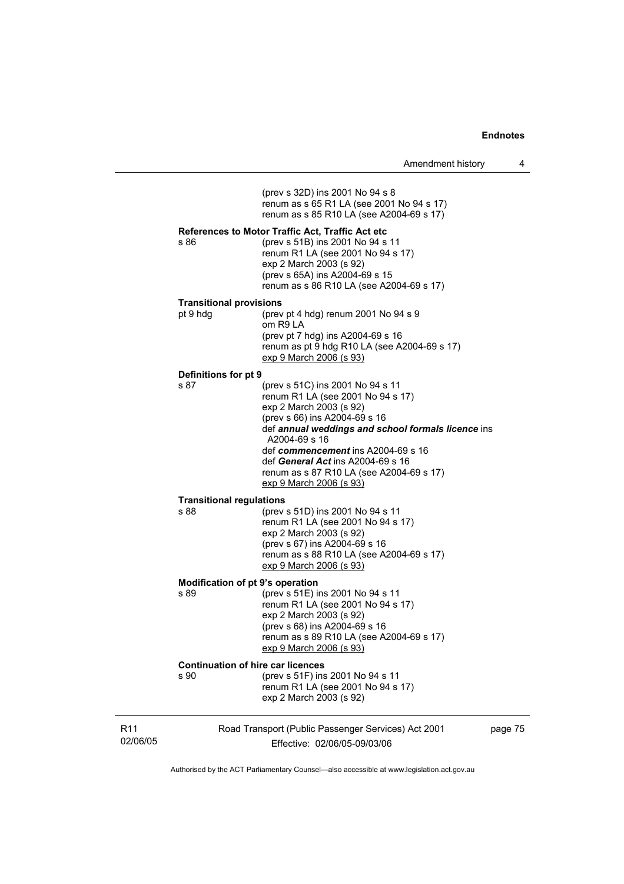(prev s 32D) ins 2001 No 94 s 8
renum as s 65 R1 LA (see 2001 No 94 s 17)
renum as s 85 R10 LA (see A2004-69 s 17)

**References to Motor Traffic Act, Traffic Act etc**

s 86 (prev s 51B) ins 2001 No 94 s 11
renum R1 LA (see 2001 No 94 s 17)
exp 2 March 2003 (s 92)
(prev s 65A) ins A2004-69 s 15
renum as s 86 R10 LA (see A2004-69 s 17)

**Transitional provisions**

pt 9 hdg (prev pt 4 hdg) renum 2001 No 94 s 9
om R9 LA
(prev pt 7 hdg) ins A2004-69 s 16
renum as pt 9 hdg R10 LA (see A2004-69 s 17)
exp 9 March 2006 (s 93)

**Definitions for pt 9**

s 87 (prev s 51C) ins 2001 No 94 s 11
renum R1 LA (see 2001 No 94 s 17)
exp 2 March 2003 (s 92)
(prev s 66) ins A2004-69 s 16
def ***annual weddings and school formals licence*** ins A2004-69 s 16
def ***commencement*** ins A2004-69 s 16
def ***General Act*** ins A2004-69 s 16
renum as s 87 R10 LA (see A2004-69 s 17)
exp 9 March 2006 (s 93)

**Transitional regulations**

s 88 (prev s 51D) ins 2001 No 94 s 11
renum R1 LA (see 2001 No 94 s 17)
exp 2 March 2003 (s 92)
(prev s 67) ins A2004-69 s 16
renum as s 88 R10 LA (see A2004-69 s 17)
exp 9 March 2006 (s 93)

**Modification of pt 9's operation**

s 89 (prev s 51E) ins 2001 No 94 s 11
renum R1 LA (see 2001 No 94 s 17)
exp 2 March 2003 (s 92)
(prev s 68) ins A2004-69 s 16
renum as s 89 R10 LA (see A2004-69 s 17)
exp 9 March 2006 (s 93)

**Continuation of hire car licences**

s 90 (prev s 51F) ins 2001 No 94 s 11
renum R1 LA (see 2001 No 94 s 17)
exp 2 March 2003 (s 92)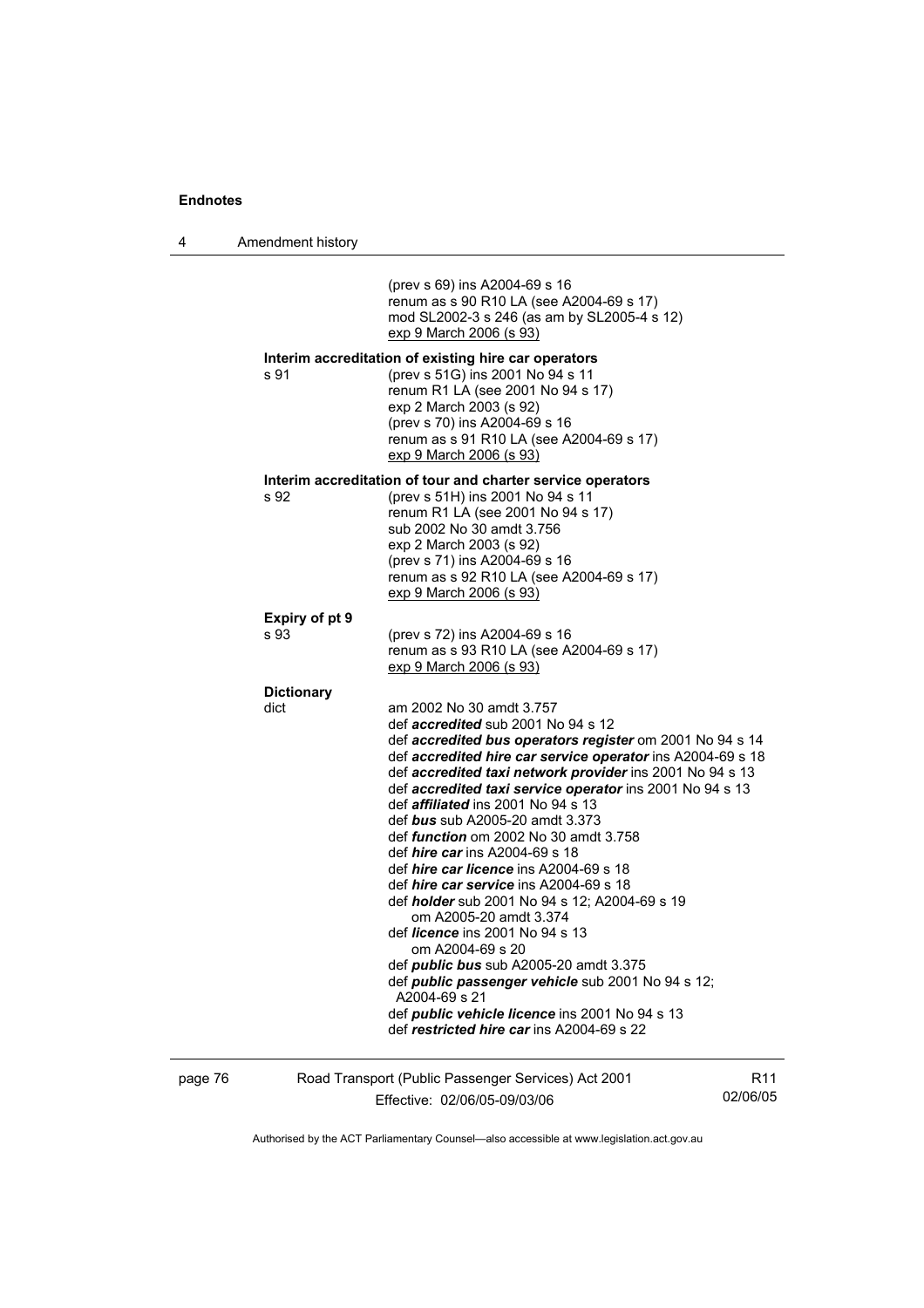(prev s 69) ins A2004-69 s 16
renum as s 90 R10 LA (see A2004-69 s 17)
mod SL2002-3 s 246 (as am by SL2005-4 s 12)
exp 9 March 2006 (s 93)

**Interim accreditation of existing hire car operators**

s 91
(prev s 51G) ins 2001 No 94 s 11
renum R1 LA (see 2001 No 94 s 17)
exp 2 March 2003 (s 92)
(prev s 70) ins A2004-69 s 16
renum as s 91 R10 LA (see A2004-69 s 17)
exp 9 March 2006 (s 93)

**Interim accreditation of tour and charter service operators**

s 92
(prev s 51H) ins 2001 No 94 s 11
renum R1 LA (see 2001 No 94 s 17)
sub 2002 No 30 amdt 3.756
exp 2 March 2003 (s 92)
(prev s 71) ins A2004-69 s 16
renum as s 92 R10 LA (see A2004-69 s 17)
exp 9 March 2006 (s 93)

**Expiry of pt 9**

s 93
(prev s 72) ins A2004-69 s 16
renum as s 93 R10 LA (see A2004-69 s 17)
exp 9 March 2006 (s 93)

**Dictionary**

dict
am 2002 No 30 amdt 3.757
def ***accredited*** sub 2001 No 94 s 12
def ***accredited bus operators register*** om 2001 No 94 s 14
def ***accredited hire car service operator*** ins A2004-69 s 18
def ***accredited taxi network provider*** ins 2001 No 94 s 13
def ***accredited taxi service operator*** ins 2001 No 94 s 13
def ***affiliated*** ins 2001 No 94 s 13
def ***bus*** sub A2005-20 amdt 3.373
def ***function*** om 2002 No 30 amdt 3.758
def ***hire car*** ins A2004-69 s 18
def ***hire car licence*** ins A2004-69 s 18
def ***hire car service*** ins A2004-69 s 18
def ***holder*** sub 2001 No 94 s 12; A2004-69 s 19
om A2005-20 amdt 3.374
def ***licence*** ins 2001 No 94 s 13
om A2004-69 s 20
def ***public bus*** sub A2005-20 amdt 3.375
def ***public passenger vehicle*** sub 2001 No 94 s 12; A2004-69 s 21
def ***public vehicle licence*** ins 2001 No 94 s 13
def ***restricted hire car*** ins A2004-69 s 22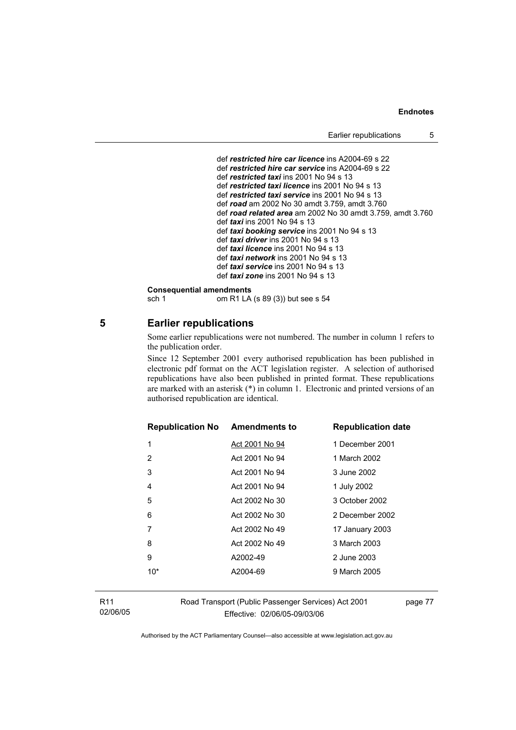def ***restricted hire car licence*** ins A2004-69 s 22
def ***restricted hire car service*** ins A2004-69 s 22
def ***restricted taxi*** ins 2001 No 94 s 13
def ***restricted taxi licence*** ins 2001 No 94 s 13
def ***restricted taxi service*** ins 2001 No 94 s 13
def ***road*** am 2002 No 30 amdt 3.759, amdt 3.760
def ***road related area*** am 2002 No 30 amdt 3.759, amdt 3.760
def ***taxi*** ins 2001 No 94 s 13
def ***taxi booking service*** ins 2001 No 94 s 13
def ***taxi driver*** ins 2001 No 94 s 13
def ***taxi licence*** ins 2001 No 94 s 13
def ***taxi network*** ins 2001 No 94 s 13
def ***taxi service*** ins 2001 No 94 s 13
def ***taxi zone*** ins 2001 No 94 s 13

**Consequential amendments**
sch 1 om R1 LA (s 89 (3)) but see s 54

## 5 Earlier republications

Some earlier republications were not numbered. The number in column 1 refers to the publication order.

Since 12 September 2001 every authorised republication has been published in electronic pdf format on the ACT legislation register. A selection of authorised republications have also been published in printed format. These republications are marked with an asterisk (*) in column 1. Electronic and printed versions of an authorised republication are identical.

| Republication No | Amendments to | Republication date |
|---|---|---|
| 1 | Act 2001 No 94 | 1 December 2001 |
| 2 | Act 2001 No 94 | 1 March 2002 |
| 3 | Act 2001 No 94 | 3 June 2002 |
| 4 | Act 2001 No 94 | 1 July 2002 |
| 5 | Act 2002 No 30 | 3 October 2002 |
| 6 | Act 2002 No 30 | 2 December 2002 |
| 7 | Act 2002 No 49 | 17 January 2003 |
| 8 | Act 2002 No 49 | 3 March 2003 |
| 9 | A2002-49 | 2 June 2003 |
| 10* | A2004-69 | 9 March 2005 |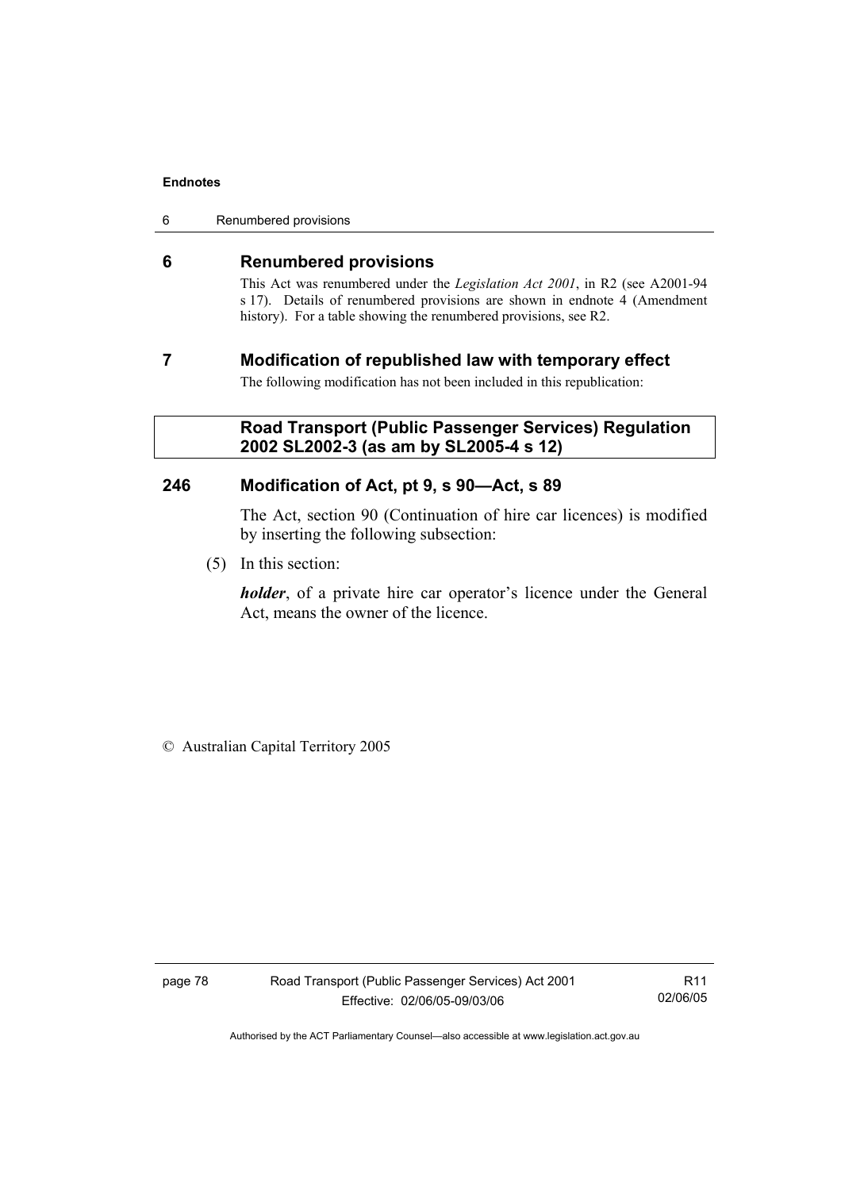## 6 Renumbered provisions

This Act was renumbered under the *Legislation Act 2001*, in R2 (see A2001-94 s 17). Details of renumbered provisions are shown in endnote 4 (Amendment history). For a table showing the renumbered provisions, see R2.

## 7 Modification of republished law with temporary effect

The following modification has not been included in this republication:

**Road Transport (Public Passenger Services) Regulation 2002 SL2002-3 (as am by SL2005-4 s 12)**

### 246 Modification of Act, pt 9, s 90—Act, s 89

The Act, section 90 (Continuation of hire car licences) is modified by inserting the following subsection:

(5) In this section:

***holder***, of a private hire car operator's licence under the General Act, means the owner of the licence.

© Australian Capital Territory 2005